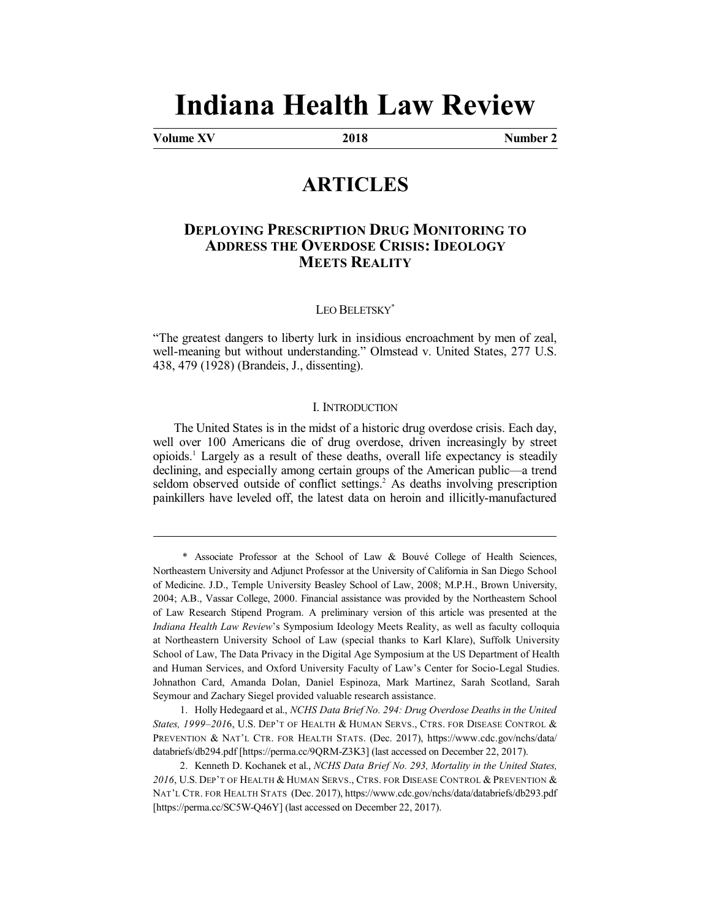# Indiana Health Law Review

**Volume XV** **2018** **Number 2**

## ARTICLES

### DEPLOYING PRESCRIPTION DRUG MONITORING TO ADDRESS THE OVERDOSE CRISIS: IDEOLOGY MEETS REALITY

LEO BELETSKY[*]

"The greatest dangers to liberty lurk in insidious encroachment by men of zeal, well-meaning but without understanding." Olmstead v. United States, 277 U.S. 438, 479 (1928) (Brandeis, J., dissenting).

#### I. INTRODUCTION

The United States is in the midst of a historic drug overdose crisis. Each day, well over 100 Americans die of drug overdose, driven increasingly by street opioids.[1] Largely as a result of these deaths, overall life expectancy is steadily declining, and especially among certain groups of the American public—a trend seldom observed outside of conflict settings.[2] As deaths involving prescription painkillers have leveled off, the latest data on heroin and illicitly-manufactured

---

\* Associate Professor at the School of Law & Bouvé College of Health Sciences, Northeastern University and Adjunct Professor at the University of California in San Diego School of Medicine. J.D., Temple University Beasley School of Law, 2008; M.P.H., Brown University, 2004; A.B., Vassar College, 2000. Financial assistance was provided by the Northeastern School of Law Research Stipend Program. A preliminary version of this article was presented at the *Indiana Health Law Review*'s Symposium Ideology Meets Reality, as well as faculty colloquia at Northeastern University School of Law (special thanks to Karl Klare), Suffolk University School of Law, The Data Privacy in the Digital Age Symposium at the US Department of Health and Human Services, and Oxford University Faculty of Law's Center for Socio-Legal Studies. Johnathon Card, Amanda Dolan, Daniel Espinoza, Mark Martinez, Sarah Scotland, Sarah Seymour and Zachary Siegel provided valuable research assistance.

1. Holly Hedegaard et al., *NCHS Data Brief No. 294: Drug Overdose Deaths in the United States, 1999–2016*, U.S. DEP'T OF HEALTH & HUMAN SERVS., CTRS. FOR DISEASE CONTROL & PREVENTION & NAT'L CTR. FOR HEALTH STATS. (Dec. 2017), https://www.cdc.gov/nchs/data/databriefs/db294.pdf [https://perma.cc/9QRM-Z3K3] (last accessed on December 22, 2017).

2. Kenneth D. Kochanek et al., *NCHS Data Brief No. 293, Mortality in the United States, 2016*, U.S. DEP'T OF HEALTH & HUMAN SERVS., CTRS. FOR DISEASE CONTROL & PREVENTION & NAT'L CTR. FOR HEALTH STATS (Dec. 2017), https://www.cdc.gov/nchs/data/databriefs/db293.pdf [https://perma.cc/SC5W-Q46Y] (last accessed on December 22, 2017).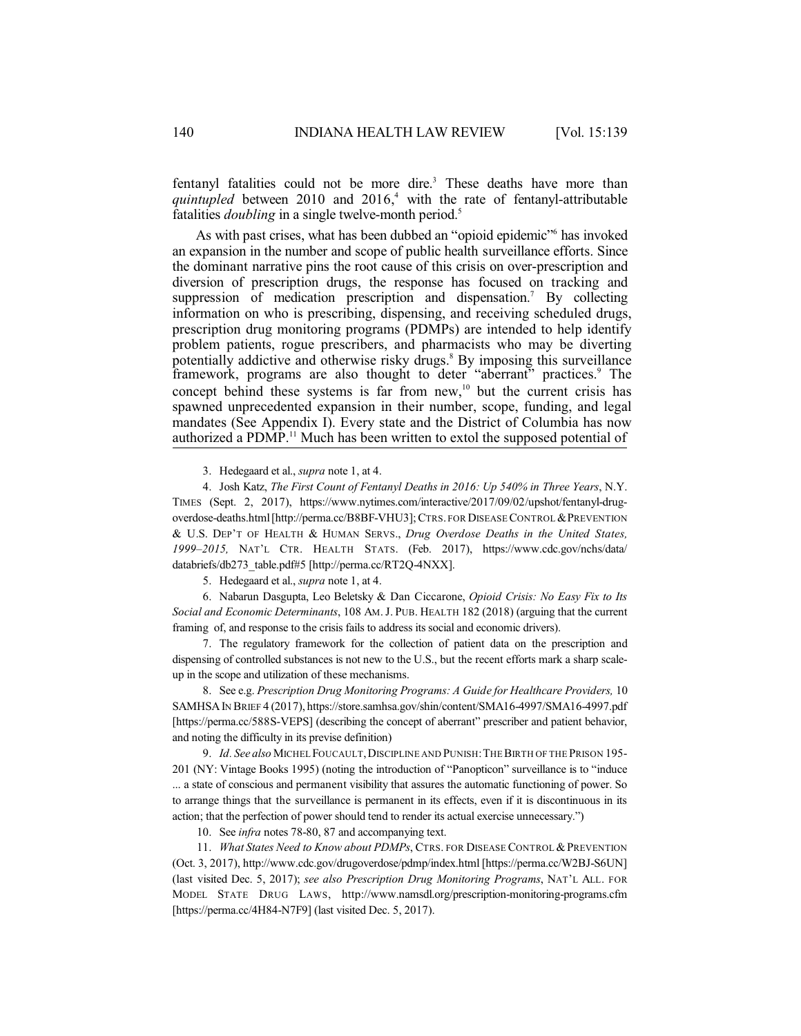fentanyl fatalities could not be more dire.[3] These deaths have more than *quintupled* between 2010 and 2016,[4] with the rate of fentanyl-attributable fatalities *doubling* in a single twelve-month period.[5]

As with past crises, what has been dubbed an "opioid epidemic"[6] has invoked an expansion in the number and scope of public health surveillance efforts. Since the dominant narrative pins the root cause of this crisis on over-prescription and diversion of prescription drugs, the response has focused on tracking and suppression of medication prescription and dispensation.[7] By collecting information on who is prescribing, dispensing, and receiving scheduled drugs, prescription drug monitoring programs (PDMPs) are intended to help identify problem patients, rogue prescribers, and pharmacists who may be diverting potentially addictive and otherwise risky drugs.[8] By imposing this surveillance framework, programs are also thought to deter "aberrant" practices.[9] The concept behind these systems is far from new,[10] but the current crisis has spawned unprecedented expansion in their number, scope, funding, and legal mandates (See Appendix I). Every state and the District of Columbia has now authorized a PDMP.[11] Much has been written to extol the supposed potential of

---

3. Hedegaard et al., *supra* note 1, at 4.

4. Josh Katz, *The First Count of Fentanyl Deaths in 2016: Up 540% in Three Years*, N.Y. TIMES (Sept. 2, 2017), https://www.nytimes.com/interactive/2017/09/02/upshot/fentanyl-drug-overdose-deaths.html [http://perma.cc/B8BF-VHU3]; CTRS. FOR DISEASE CONTROL & PREVENTION & U.S. DEP'T OF HEALTH & HUMAN SERVS., *Drug Overdose Deaths in the United States, 1999–2015,* NAT'L CTR. HEALTH STATS. (Feb. 2017), https://www.cdc.gov/nchs/data/databriefs/db273_table.pdf#5 [http://perma.cc/RT2Q-4NXX].

5. Hedegaard et al., *supra* note 1, at 4.

6. Nabarun Dasgupta, Leo Beletsky & Dan Ciccarone, *Opioid Crisis: No Easy Fix to Its Social and Economic Determinants*, 108 AM. J. PUB. HEALTH 182 (2018) (arguing that the current framing of, and response to the crisis fails to address its social and economic drivers).

7. The regulatory framework for the collection of patient data on the prescription and dispensing of controlled substances is not new to the U.S., but the recent efforts mark a sharp scale-up in the scope and utilization of these mechanisms.

8. See e.g. *Prescription Drug Monitoring Programs: A Guide for Healthcare Providers,* 10 SAMHSA IN BRIEF 4 (2017), https://store.samhsa.gov/shin/content/SMA16-4997/SMA16-4997.pdf [https://perma.cc/588S-VEPS] (describing the concept of aberrant" prescriber and patient behavior, and noting the difficulty in its previse definition)

9. *Id. See also* MICHEL FOUCAULT, DISCIPLINE AND PUNISH: THE BIRTH OF THE PRISON 195-201 (NY: Vintage Books 1995) (noting the introduction of "Panopticon" surveillance is to "induce ... a state of conscious and permanent visibility that assures the automatic functioning of power. So to arrange things that the surveillance is permanent in its effects, even if it is discontinuous in its action; that the perfection of power should tend to render its actual exercise unnecessary.")

10. See *infra* notes 78-80, 87 and accompanying text.

11. *What States Need to Know about PDMPs*, CTRS. FOR DISEASE CONTROL & PREVENTION (Oct. 3, 2017), http://www.cdc.gov/drugoverdose/pdmp/index.html [https://perma.cc/W2BJ-S6UN] (last visited Dec. 5, 2017); *see also Prescription Drug Monitoring Programs*, NAT'L ALL. FOR MODEL STATE DRUG LAWS, http://www.namsdl.org/prescription-monitoring-programs.cfm [https://perma.cc/4H84-N7F9] (last visited Dec. 5, 2017).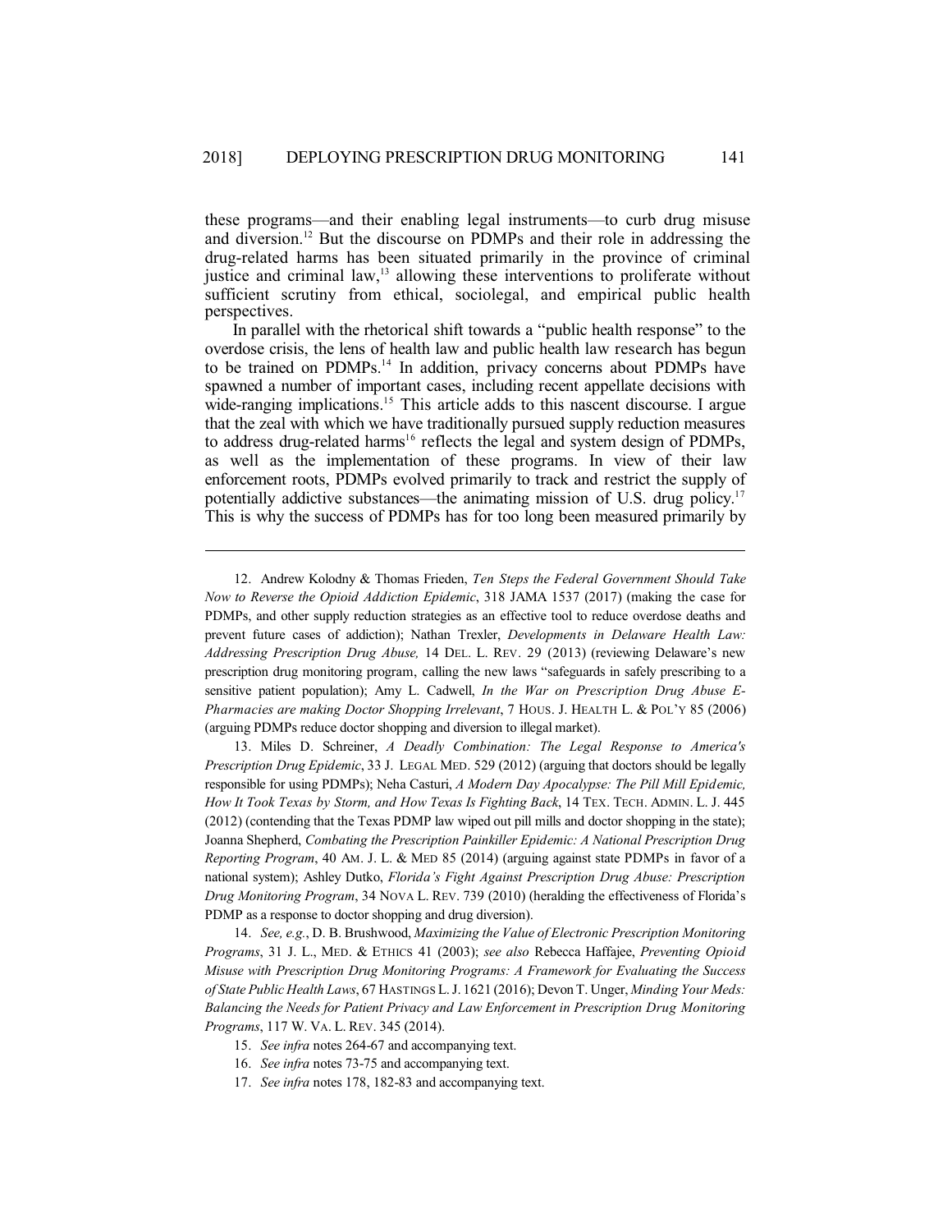these programs—and their enabling legal instruments—to curb drug misuse and diversion.[12] But the discourse on PDMPs and their role in addressing the drug-related harms has been situated primarily in the province of criminal justice and criminal law,[13] allowing these interventions to proliferate without sufficient scrutiny from ethical, sociolegal, and empirical public health perspectives.

In parallel with the rhetorical shift towards a "public health response" to the overdose crisis, the lens of health law and public health law research has begun to be trained on PDMPs.[14] In addition, privacy concerns about PDMPs have spawned a number of important cases, including recent appellate decisions with wide-ranging implications.[15] This article adds to this nascent discourse. I argue that the zeal with which we have traditionally pursued supply reduction measures to address drug-related harms[16] reflects the legal and system design of PDMPs, as well as the implementation of these programs. In view of their law enforcement roots, PDMPs evolved primarily to track and restrict the supply of potentially addictive substances—the animating mission of U.S. drug policy.[17] This is why the success of PDMPs has for too long been measured primarily by

---

12. Andrew Kolodny & Thomas Frieden, *Ten Steps the Federal Government Should Take Now to Reverse the Opioid Addiction Epidemic*, 318 JAMA 1537 (2017) (making the case for PDMPs, and other supply reduction strategies as an effective tool to reduce overdose deaths and prevent future cases of addiction); Nathan Trexler, *Developments in Delaware Health Law: Addressing Prescription Drug Abuse,* 14 DEL. L. REV. 29 (2013) (reviewing Delaware's new prescription drug monitoring program, calling the new laws "safeguards in safely prescribing to a sensitive patient population); Amy L. Cadwell, *In the War on Prescription Drug Abuse E-Pharmacies are making Doctor Shopping Irrelevant*, 7 HOUS. J. HEALTH L. & POL'Y 85 (2006) (arguing PDMPs reduce doctor shopping and diversion to illegal market).

13. Miles D. Schreiner, *A Deadly Combination: The Legal Response to America's Prescription Drug Epidemic*, 33 J. LEGAL MED. 529 (2012) (arguing that doctors should be legally responsible for using PDMPs); Neha Casturi, *A Modern Day Apocalypse: The Pill Mill Epidemic, How It Took Texas by Storm, and How Texas Is Fighting Back*, 14 TEX. TECH. ADMIN. L. J. 445 (2012) (contending that the Texas PDMP law wiped out pill mills and doctor shopping in the state); Joanna Shepherd, *Combating the Prescription Painkiller Epidemic: A National Prescription Drug Reporting Program*, 40 AM. J. L. & MED 85 (2014) (arguing against state PDMPs in favor of a national system); Ashley Dutko, *Florida's Fight Against Prescription Drug Abuse: Prescription Drug Monitoring Program*, 34 NOVA L. REV. 739 (2010) (heralding the effectiveness of Florida's PDMP as a response to doctor shopping and drug diversion).

14. *See, e.g.*, D. B. Brushwood, *Maximizing the Value of Electronic Prescription Monitoring Programs*, 31 J. L., MED. & ETHICS 41 (2003); *see also* Rebecca Haffajee, *Preventing Opioid Misuse with Prescription Drug Monitoring Programs: A Framework for Evaluating the Success of State Public Health Laws*, 67 HASTINGS L. J. 1621 (2016); Devon T. Unger, *Minding Your Meds: Balancing the Needs for Patient Privacy and Law Enforcement in Prescription Drug Monitoring Programs*, 117 W. VA. L. REV. 345 (2014).

15. *See infra* notes 264-67 and accompanying text.

16. *See infra* notes 73-75 and accompanying text.

17. *See infra* notes 178, 182-83 and accompanying text.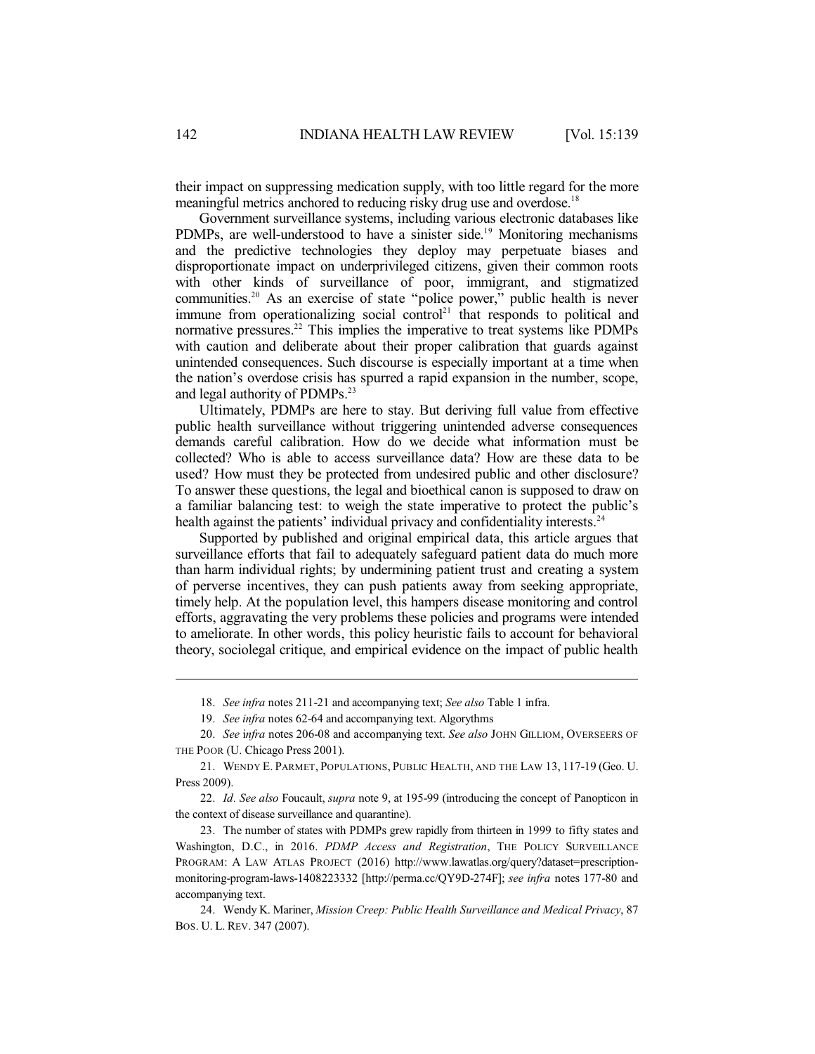their impact on suppressing medication supply, with too little regard for the more meaningful metrics anchored to reducing risky drug use and overdose.[18]

Government surveillance systems, including various electronic databases like PDMPs, are well-understood to have a sinister side.[19] Monitoring mechanisms and the predictive technologies they deploy may perpetuate biases and disproportionate impact on underprivileged citizens, given their common roots with other kinds of surveillance of poor, immigrant, and stigmatized communities.[20] As an exercise of state "police power," public health is never immune from operationalizing social control[21] that responds to political and normative pressures.[22] This implies the imperative to treat systems like PDMPs with caution and deliberate about their proper calibration that guards against unintended consequences. Such discourse is especially important at a time when the nation's overdose crisis has spurred a rapid expansion in the number, scope, and legal authority of PDMPs.[23]

Ultimately, PDMPs are here to stay. But deriving full value from effective public health surveillance without triggering unintended adverse consequences demands careful calibration. How do we decide what information must be collected? Who is able to access surveillance data? How are these data to be used? How must they be protected from undesired public and other disclosure? To answer these questions, the legal and bioethical canon is supposed to draw on a familiar balancing test: to weigh the state imperative to protect the public's health against the patients' individual privacy and confidentiality interests.[24]

Supported by published and original empirical data, this article argues that surveillance efforts that fail to adequately safeguard patient data do much more than harm individual rights; by undermining patient trust and creating a system of perverse incentives, they can push patients away from seeking appropriate, timely help. At the population level, this hampers disease monitoring and control efforts, aggravating the very problems these policies and programs were intended to ameliorate. In other words, this policy heuristic fails to account for behavioral theory, sociolegal critique, and empirical evidence on the impact of public health

---

18. *See infra* notes 211-21 and accompanying text; *See also* Table 1 infra.

19. *See infra* notes 62-64 and accompanying text. Algorythms

20. *See infra* notes 206-08 and accompanying text. *See also* JOHN GILLIOM, OVERSEERS OF THE POOR (U. Chicago Press 2001).

21. WENDY E. PARMET, POPULATIONS, PUBLIC HEALTH, AND THE LAW 13, 117-19 (Geo. U. Press 2009).

22. *Id*. *See also* Foucault, *supra* note 9, at 195-99 (introducing the concept of Panopticon in the context of disease surveillance and quarantine).

23. The number of states with PDMPs grew rapidly from thirteen in 1999 to fifty states and Washington, D.C., in 2016. *PDMP Access and Registration*, THE POLICY SURVEILLANCE PROGRAM: A LAW ATLAS PROJECT (2016) http://www.lawatlas.org/query?dataset=prescription-monitoring-program-laws-1408223332 [http://perma.cc/QY9D-274F]; *see infra* notes 177-80 and accompanying text.

24. Wendy K. Mariner, *Mission Creep: Public Health Surveillance and Medical Privacy*, 87 BOS. U. L. REV. 347 (2007).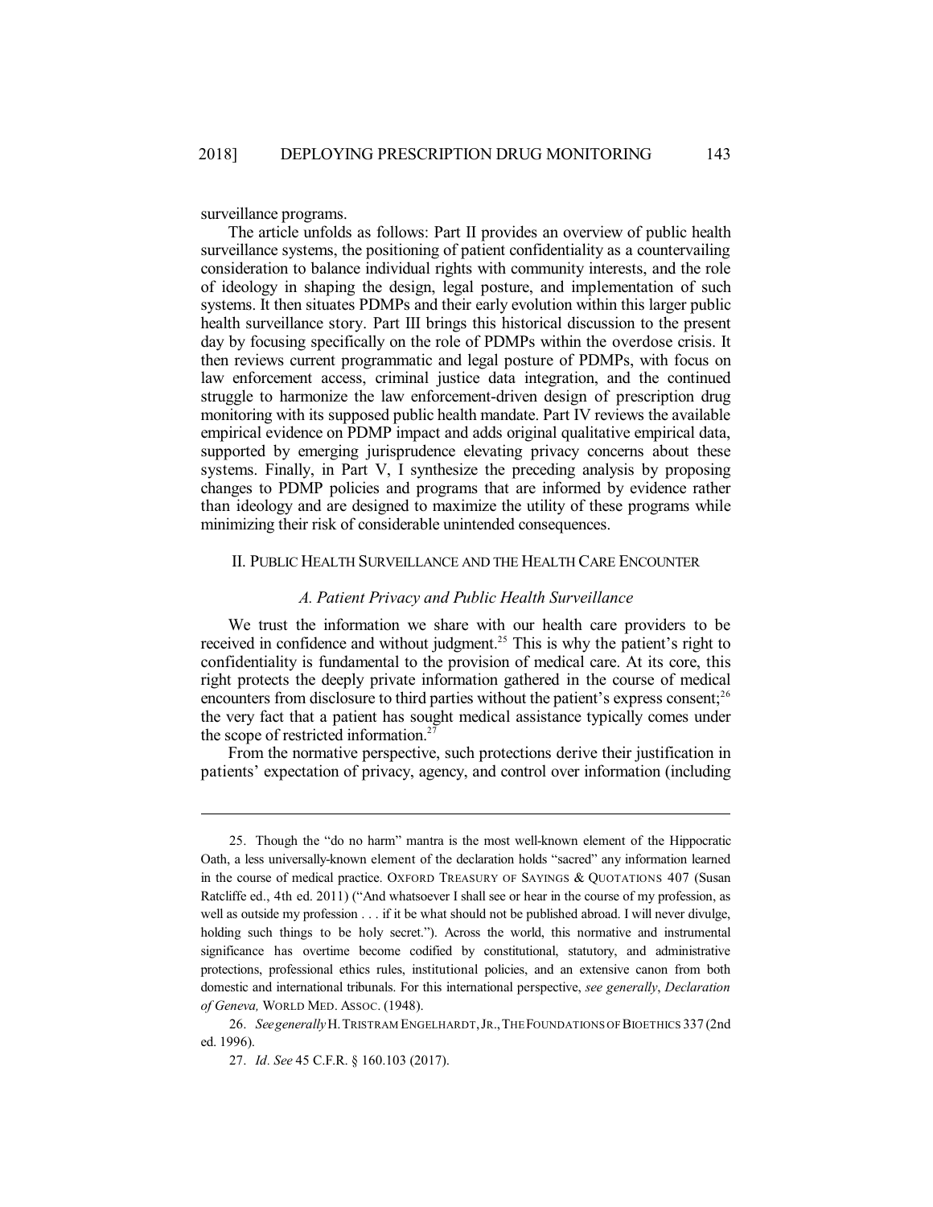surveillance programs.

The article unfolds as follows: Part II provides an overview of public health surveillance systems, the positioning of patient confidentiality as a countervailing consideration to balance individual rights with community interests, and the role of ideology in shaping the design, legal posture, and implementation of such systems. It then situates PDMPs and their early evolution within this larger public health surveillance story. Part III brings this historical discussion to the present day by focusing specifically on the role of PDMPs within the overdose crisis. It then reviews current programmatic and legal posture of PDMPs, with focus on law enforcement access, criminal justice data integration, and the continued struggle to harmonize the law enforcement-driven design of prescription drug monitoring with its supposed public health mandate. Part IV reviews the available empirical evidence on PDMP impact and adds original qualitative empirical data, supported by emerging jurisprudence elevating privacy concerns about these systems. Finally, in Part V, I synthesize the preceding analysis by proposing changes to PDMP policies and programs that are informed by evidence rather than ideology and are designed to maximize the utility of these programs while minimizing their risk of considerable unintended consequences.

## II. PUBLIC HEALTH SURVEILLANCE AND THE HEALTH CARE ENCOUNTER

### *A. Patient Privacy and Public Health Surveillance*

We trust the information we share with our health care providers to be received in confidence and without judgment.[25] This is why the patient's right to confidentiality is fundamental to the provision of medical care. At its core, this right protects the deeply private information gathered in the course of medical encounters from disclosure to third parties without the patient's express consent;[26] the very fact that a patient has sought medical assistance typically comes under the scope of restricted information.[27]

From the normative perspective, such protections derive their justification in patients' expectation of privacy, agency, and control over information (including

---

25. Though the "do no harm" mantra is the most well-known element of the Hippocratic Oath, a less universally-known element of the declaration holds "sacred" any information learned in the course of medical practice. OXFORD TREASURY OF SAYINGS & QUOTATIONS 407 (Susan Ratcliffe ed., 4th ed. 2011) ("And whatsoever I shall see or hear in the course of my profession, as well as outside my profession . . . if it be what should not be published abroad. I will never divulge, holding such things to be holy secret."). Across the world, this normative and instrumental significance has overtime become codified by constitutional, statutory, and administrative protections, professional ethics rules, institutional policies, and an extensive canon from both domestic and international tribunals. For this international perspective, *see generally*, *Declaration of Geneva,* WORLD MED. ASSOC. (1948).

26. *See generally* H. TRISTRAM ENGELHARDT, JR., THE FOUNDATIONS OF BIOETHICS 337 (2nd ed. 1996).

27. *Id*. *See* 45 C.F.R. § 160.103 (2017).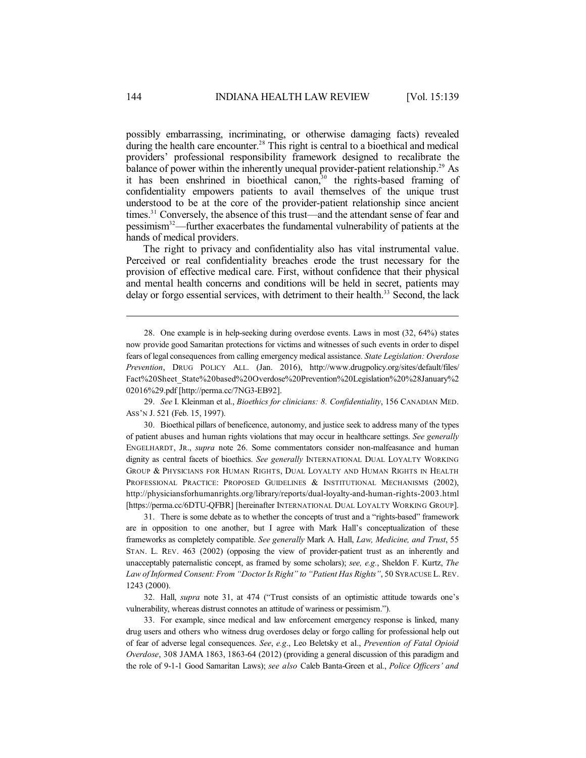possibly embarrassing, incriminating, or otherwise damaging facts) revealed during the health care encounter.[28] This right is central to a bioethical and medical providers' professional responsibility framework designed to recalibrate the balance of power within the inherently unequal provider-patient relationship.[29] As it has been enshrined in bioethical canon,[30] the rights-based framing of confidentiality empowers patients to avail themselves of the unique trust understood to be at the core of the provider-patient relationship since ancient times.[31] Conversely, the absence of this trust—and the attendant sense of fear and pessimism[32]—further exacerbates the fundamental vulnerability of patients at the hands of medical providers.

The right to privacy and confidentiality also has vital instrumental value. Perceived or real confidentiality breaches erode the trust necessary for the provision of effective medical care. First, without confidence that their physical and mental health concerns and conditions will be held in secret, patients may delay or forgo essential services, with detriment to their health.[33] Second, the lack

---

28. One example is in help-seeking during overdose events. Laws in most (32, 64%) states now provide good Samaritan protections for victims and witnesses of such events in order to dispel fears of legal consequences from calling emergency medical assistance. *State Legislation: Overdose Prevention*, DRUG POLICY ALL. (Jan. 2016), http://www.drugpolicy.org/sites/default/files/Fact%20Sheet_State%20based%20Overdose%20Prevention%20Legislation%20%28January%202016%29.pdf [http://perma.cc/7NG3-EB92].

29. *See* I. Kleinman et al., *Bioethics for clinicians: 8. Confidentiality*, 156 CANADIAN MED. ASS'N J. 521 (Feb. 15, 1997).

30. Bioethical pillars of beneficence, autonomy, and justice seek to address many of the types of patient abuses and human rights violations that may occur in healthcare settings. *See generally* ENGELHARDT, JR., *supra* note 26. Some commentators consider non-malfeasance and human dignity as central facets of bioethics. *See generally* INTERNATIONAL DUAL LOYALTY WORKING GROUP & PHYSICIANS FOR HUMAN RIGHTS, DUAL LOYALTY AND HUMAN RIGHTS IN HEALTH PROFESSIONAL PRACTICE: PROPOSED GUIDELINES & INSTITUTIONAL MECHANISMS (2002), http://physiciansforhumanrights.org/library/reports/dual-loyalty-and-human-rights-2003.html [https://perma.cc/6DTU-QFBR] [hereinafter INTERNATIONAL DUAL LOYALTY WORKING GROUP].

31. There is some debate as to whether the concepts of trust and a "rights-based" framework are in opposition to one another, but I agree with Mark Hall's conceptualization of these frameworks as completely compatible. *See generally* Mark A. Hall, *Law, Medicine, and Trust*, 55 STAN. L. REV. 463 (2002) (opposing the view of provider-patient trust as an inherently and unacceptably paternalistic concept, as framed by some scholars); *see, e.g.*, Sheldon F. Kurtz, *The Law of Informed Consent: From "Doctor Is Right" to "Patient Has Rights"*, 50 SYRACUSE L. REV. 1243 (2000).

32. Hall, *supra* note 31, at 474 ("Trust consists of an optimistic attitude towards one's vulnerability, whereas distrust connotes an attitude of wariness or pessimism.").

33. For example, since medical and law enforcement emergency response is linked, many drug users and others who witness drug overdoses delay or forgo calling for professional help out of fear of adverse legal consequences. *See*, *e.g*., Leo Beletsky et al., *Prevention of Fatal Opioid Overdose*, 308 JAMA 1863, 1863-64 (2012) (providing a general discussion of this paradigm and the role of 9-1-1 Good Samaritan Laws); *see also* Caleb Banta-Green et al., *Police Officers' and*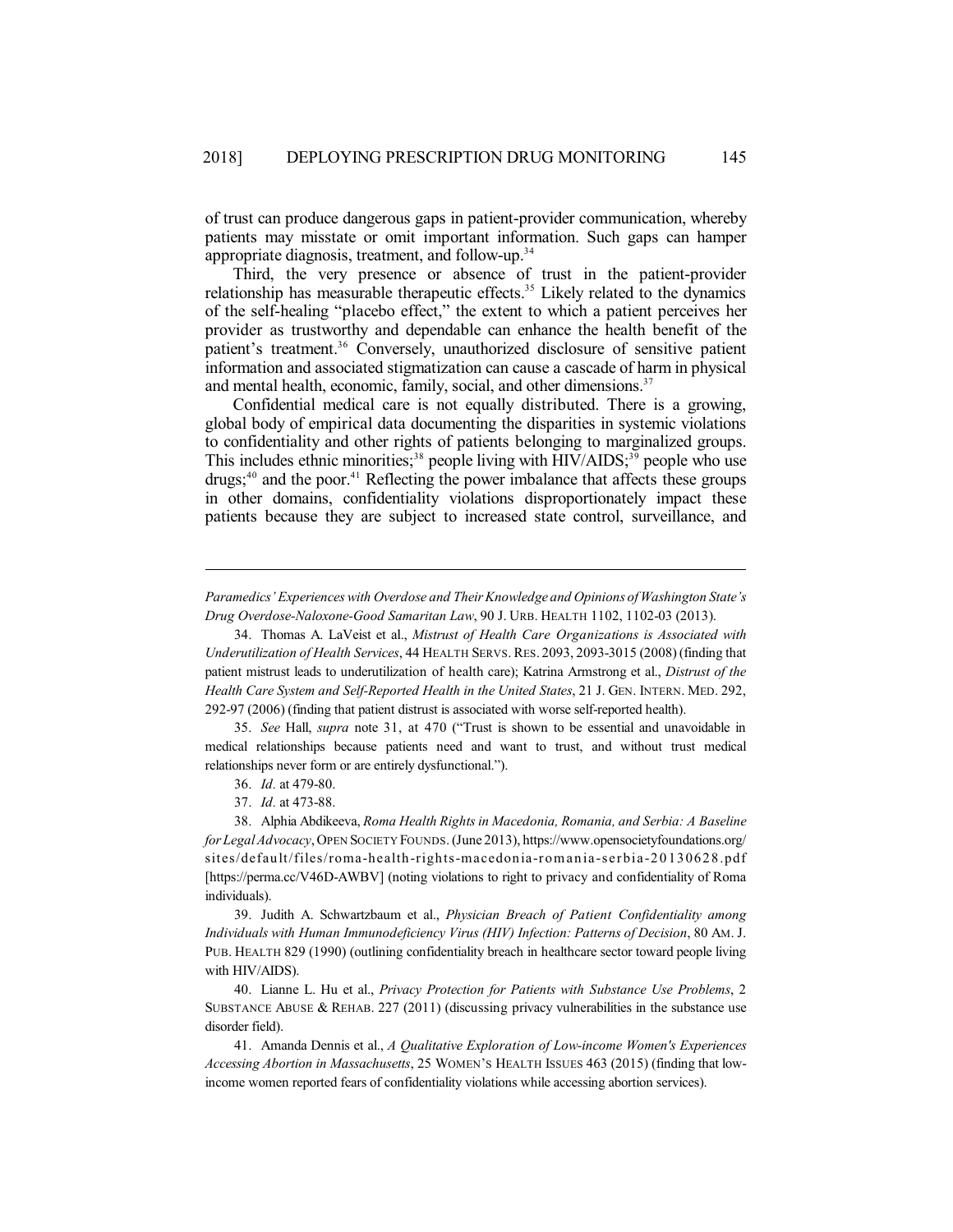of trust can produce dangerous gaps in patient-provider communication, whereby patients may misstate or omit important information. Such gaps can hamper appropriate diagnosis, treatment, and follow-up.[34]

Third, the very presence or absence of trust in the patient-provider relationship has measurable therapeutic effects.[35] Likely related to the dynamics of the self-healing "placebo effect," the extent to which a patient perceives her provider as trustworthy and dependable can enhance the health benefit of the patient's treatment.[36] Conversely, unauthorized disclosure of sensitive patient information and associated stigmatization can cause a cascade of harm in physical and mental health, economic, family, social, and other dimensions.[37]

Confidential medical care is not equally distributed. There is a growing, global body of empirical data documenting the disparities in systemic violations to confidentiality and other rights of patients belonging to marginalized groups. This includes ethnic minorities;[38] people living with HIV/AIDS;[39] people who use drugs;[40] and the poor.[41] Reflecting the power imbalance that affects these groups in other domains, confidentiality violations disproportionately impact these patients because they are subject to increased state control, surveillance, and

---

*Paramedics' Experiences with Overdose and Their Knowledge and Opinions of Washington State's Drug Overdose-Naloxone-Good Samaritan Law*, 90 J. URB. HEALTH 1102, 1102-03 (2013).

34. Thomas A. LaVeist et al., *Mistrust of Health Care Organizations is Associated with Underutilization of Health Services*, 44 HEALTH SERVS. RES. 2093, 2093-3015 (2008) (finding that patient mistrust leads to underutilization of health care); Katrina Armstrong et al., *Distrust of the Health Care System and Self-Reported Health in the United States*, 21 J. GEN. INTERN. MED. 292, 292-97 (2006) (finding that patient distrust is associated with worse self-reported health).

35. *See* Hall, *supra* note 31, at 470 ("Trust is shown to be essential and unavoidable in medical relationships because patients need and want to trust, and without trust medical relationships never form or are entirely dysfunctional.").

36. *Id.* at 479-80.

37. *Id.* at 473-88.

38. Alphia Abdikeeva, *Roma Health Rights in Macedonia, Romania, and Serbia: A Baseline for Legal Advocacy*, OPEN SOCIETY FOUNDS. (June 2013), https://www.opensocietyfoundations.org/sites/default/files/roma-health-rights-macedonia-romania-serbia-20130628.pdf [https://perma.cc/V46D-AWBV] (noting violations to right to privacy and confidentiality of Roma individuals).

39. Judith A. Schwartzbaum et al., *Physician Breach of Patient Confidentiality among Individuals with Human Immunodeficiency Virus (HIV) Infection: Patterns of Decision*, 80 AM. J. PUB. HEALTH 829 (1990) (outlining confidentiality breach in healthcare sector toward people living with HIV/AIDS).

40. Lianne L. Hu et al., *Privacy Protection for Patients with Substance Use Problems*, 2 SUBSTANCE ABUSE & REHAB. 227 (2011) (discussing privacy vulnerabilities in the substance use disorder field).

41. Amanda Dennis et al., *A Qualitative Exploration of Low-income Women's Experiences Accessing Abortion in Massachusetts*, 25 WOMEN'S HEALTH ISSUES 463 (2015) (finding that low-income women reported fears of confidentiality violations while accessing abortion services).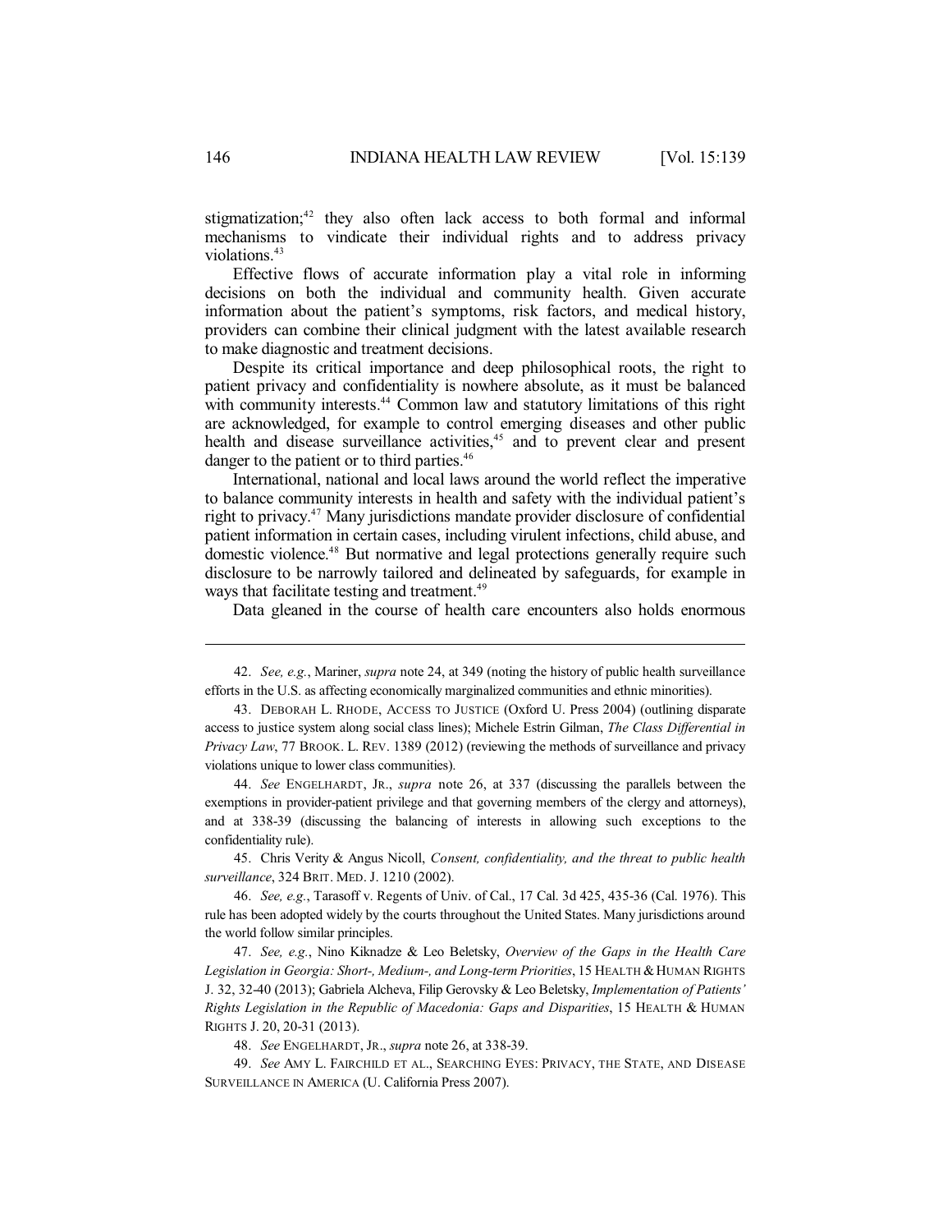stigmatization;[42] they also often lack access to both formal and informal mechanisms to vindicate their individual rights and to address privacy violations.[43]

Effective flows of accurate information play a vital role in informing decisions on both the individual and community health. Given accurate information about the patient's symptoms, risk factors, and medical history, providers can combine their clinical judgment with the latest available research to make diagnostic and treatment decisions.

Despite its critical importance and deep philosophical roots, the right to patient privacy and confidentiality is nowhere absolute, as it must be balanced with community interests.[44] Common law and statutory limitations of this right are acknowledged, for example to control emerging diseases and other public health and disease surveillance activities,[45] and to prevent clear and present danger to the patient or to third parties.[46]

International, national and local laws around the world reflect the imperative to balance community interests in health and safety with the individual patient's right to privacy.[47] Many jurisdictions mandate provider disclosure of confidential patient information in certain cases, including virulent infections, child abuse, and domestic violence.[48] But normative and legal protections generally require such disclosure to be narrowly tailored and delineated by safeguards, for example in ways that facilitate testing and treatment.[49]

Data gleaned in the course of health care encounters also holds enormous

---

42. *See, e.g.*, Mariner, *supra* note 24, at 349 (noting the history of public health surveillance efforts in the U.S. as affecting economically marginalized communities and ethnic minorities).

43. DEBORAH L. RHODE, ACCESS TO JUSTICE (Oxford U. Press 2004) (outlining disparate access to justice system along social class lines); Michele Estrin Gilman, *The Class Differential in Privacy Law*, 77 BROOK. L. REV. 1389 (2012) (reviewing the methods of surveillance and privacy violations unique to lower class communities).

44. *See* ENGELHARDT, JR., *supra* note 26, at 337 (discussing the parallels between the exemptions in provider-patient privilege and that governing members of the clergy and attorneys), and at 338-39 (discussing the balancing of interests in allowing such exceptions to the confidentiality rule).

45. Chris Verity & Angus Nicoll, *Consent, confidentiality, and the threat to public health surveillance*, 324 BRIT. MED. J. 1210 (2002).

46. *See, e.g.*, Tarasoff v. Regents of Univ. of Cal., 17 Cal. 3d 425, 435-36 (Cal. 1976). This rule has been adopted widely by the courts throughout the United States. Many jurisdictions around the world follow similar principles.

47. *See, e.g.*, Nino Kiknadze & Leo Beletsky, *Overview of the Gaps in the Health Care Legislation in Georgia: Short-, Medium-, and Long-term Priorities*, 15 HEALTH & HUMAN RIGHTS J. 32, 32-40 (2013); Gabriela Alcheva, Filip Gerovsky & Leo Beletsky, *Implementation of Patients' Rights Legislation in the Republic of Macedonia: Gaps and Disparities*, 15 HEALTH & HUMAN RIGHTS J. 20, 20-31 (2013).

48. *See* ENGELHARDT, JR., *supra* note 26, at 338-39.

49. *See* AMY L. FAIRCHILD ET AL., SEARCHING EYES: PRIVACY, THE STATE, AND DISEASE SURVEILLANCE IN AMERICA (U. California Press 2007).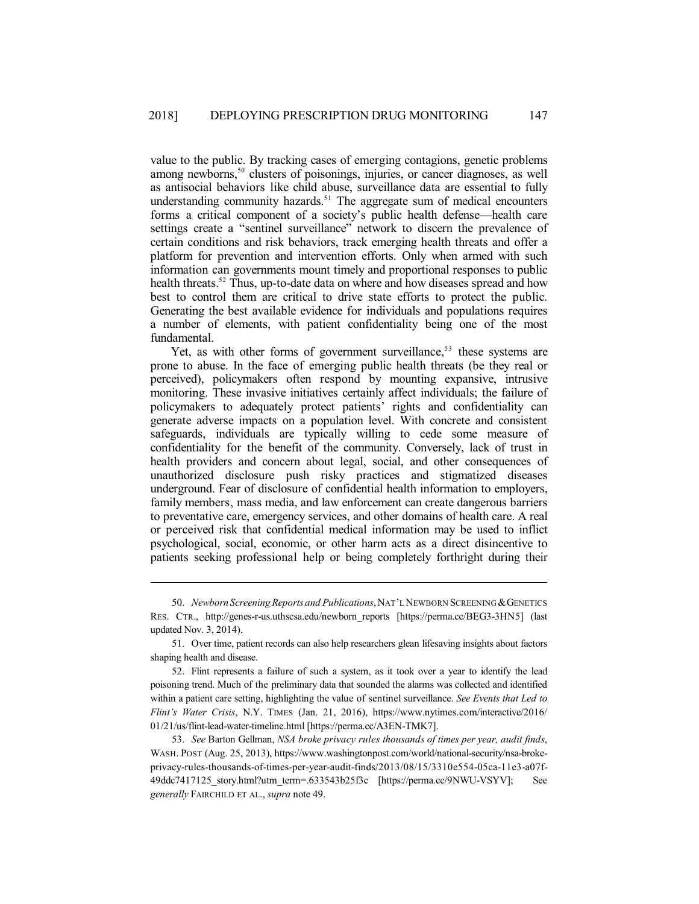value to the public. By tracking cases of emerging contagions, genetic problems among newborns,[50] clusters of poisonings, injuries, or cancer diagnoses, as well as antisocial behaviors like child abuse, surveillance data are essential to fully understanding community hazards.[51] The aggregate sum of medical encounters forms a critical component of a society's public health defense—health care settings create a "sentinel surveillance" network to discern the prevalence of certain conditions and risk behaviors, track emerging health threats and offer a platform for prevention and intervention efforts. Only when armed with such information can governments mount timely and proportional responses to public health threats.[52] Thus, up-to-date data on where and how diseases spread and how best to control them are critical to drive state efforts to protect the public. Generating the best available evidence for individuals and populations requires a number of elements, with patient confidentiality being one of the most fundamental.

Yet, as with other forms of government surveillance,[53] these systems are prone to abuse. In the face of emerging public health threats (be they real or perceived), policymakers often respond by mounting expansive, intrusive monitoring. These invasive initiatives certainly affect individuals; the failure of policymakers to adequately protect patients' rights and confidentiality can generate adverse impacts on a population level. With concrete and consistent safeguards, individuals are typically willing to cede some measure of confidentiality for the benefit of the community. Conversely, lack of trust in health providers and concern about legal, social, and other consequences of unauthorized disclosure push risky practices and stigmatized diseases underground. Fear of disclosure of confidential health information to employers, family members, mass media, and law enforcement can create dangerous barriers to preventative care, emergency services, and other domains of health care. A real or perceived risk that confidential medical information may be used to inflict psychological, social, economic, or other harm acts as a direct disincentive to patients seeking professional help or being completely forthright during their

---

50. *Newborn Screening Reports and Publications*, NAT'L NEWBORN SCREENING & GENETICS RES. CTR., http://genes-r-us.uthscsa.edu/newborn_reports [https://perma.cc/BEG3-3HN5] (last updated Nov. 3, 2014).

51. Over time, patient records can also help researchers glean lifesaving insights about factors shaping health and disease.

52. Flint represents a failure of such a system, as it took over a year to identify the lead poisoning trend. Much of the preliminary data that sounded the alarms was collected and identified within a patient care setting, highlighting the value of sentinel surveillance. *See Events that Led to Flint's Water Crisis*, N.Y. TIMES (Jan. 21, 2016), https://www.nytimes.com/interactive/2016/01/21/us/flint-lead-water-timeline.html [https://perma.cc/A3EN-TMK7].

53. *See* Barton Gellman, *NSA broke privacy rules thousands of times per year, audit finds*, WASH. POST (Aug. 25, 2013), https://www.washingtonpost.com/world/national-security/nsa-broke-privacy-rules-thousands-of-times-per-year-audit-finds/2013/08/15/3310e554-05ca-11e3-a07f-49ddc7417125_story.html?utm_term=.633543b25f3c [https://perma.cc/9NWU-VSYV]; See *generally* FAIRCHILD ET AL., *supra* note 49.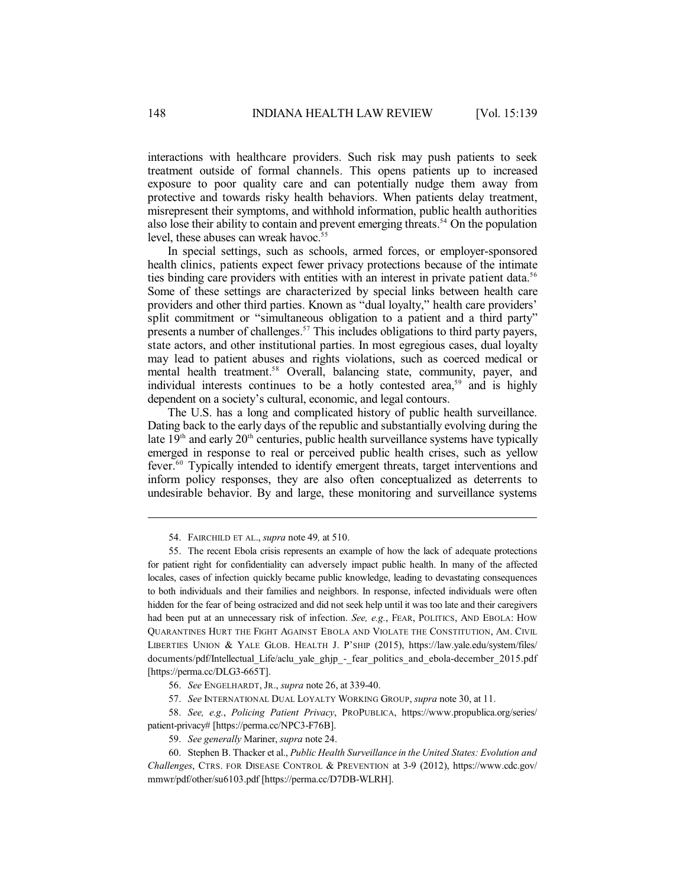interactions with healthcare providers. Such risk may push patients to seek treatment outside of formal channels. This opens patients up to increased exposure to poor quality care and can potentially nudge them away from protective and towards risky health behaviors. When patients delay treatment, misrepresent their symptoms, and withhold information, public health authorities also lose their ability to contain and prevent emerging threats.[54] On the population level, these abuses can wreak havoc.[55]

In special settings, such as schools, armed forces, or employer-sponsored health clinics, patients expect fewer privacy protections because of the intimate ties binding care providers with entities with an interest in private patient data.[56] Some of these settings are characterized by special links between health care providers and other third parties. Known as "dual loyalty," health care providers' split commitment or "simultaneous obligation to a patient and a third party" presents a number of challenges.[57] This includes obligations to third party payers, state actors, and other institutional parties. In most egregious cases, dual loyalty may lead to patient abuses and rights violations, such as coerced medical or mental health treatment.[58] Overall, balancing state, community, payer, and individual interests continues to be a hotly contested area,[59] and is highly dependent on a society's cultural, economic, and legal contours.

The U.S. has a long and complicated history of public health surveillance. Dating back to the early days of the republic and substantially evolving during the late 19th and early 20th centuries, public health surveillance systems have typically emerged in response to real or perceived public health crises, such as yellow fever.[60] Typically intended to identify emergent threats, target interventions and inform policy responses, they are also often conceptualized as deterrents to undesirable behavior. By and large, these monitoring and surveillance systems

---

54. FAIRCHILD ET AL., *supra* note 49*,* at 510.

55. The recent Ebola crisis represents an example of how the lack of adequate protections for patient right for confidentiality can adversely impact public health. In many of the affected locales, cases of infection quickly became public knowledge, leading to devastating consequences to both individuals and their families and neighbors. In response, infected individuals were often hidden for the fear of being ostracized and did not seek help until it was too late and their caregivers had been put at an unnecessary risk of infection. *See, e.g.*, FEAR, POLITICS, AND EBOLA: HOW QUARANTINES HURT THE FIGHT AGAINST EBOLA AND VIOLATE THE CONSTITUTION, AM. CIVIL LIBERTIES UNION & YALE GLOB. HEALTH J. P'SHIP (2015), https://law.yale.edu/system/files/documents/pdf/Intellectual_Life/aclu_yale_ghjp_-_fear_politics_and_ebola-december_2015.pdf [https://perma.cc/DLG3-665T].

56. *See* ENGELHARDT, JR., *supra* note 26, at 339-40.

57. *See* INTERNATIONAL DUAL LOYALTY WORKING GROUP, *supra* note 30, at 11.

58. *See, e.g.*, *Policing Patient Privacy*, PROPUBLICA, https://www.propublica.org/series/patient-privacy# [https://perma.cc/NPC3-F76B].

59. *See generally* Mariner, *supra* note 24.

60. Stephen B. Thacker et al., *Public Health Surveillance in the United States: Evolution and Challenges*, CTRS. FOR DISEASE CONTROL & PREVENTION at 3-9 (2012), https://www.cdc.gov/mmwr/pdf/other/su6103.pdf [https://perma.cc/D7DB-WLRH].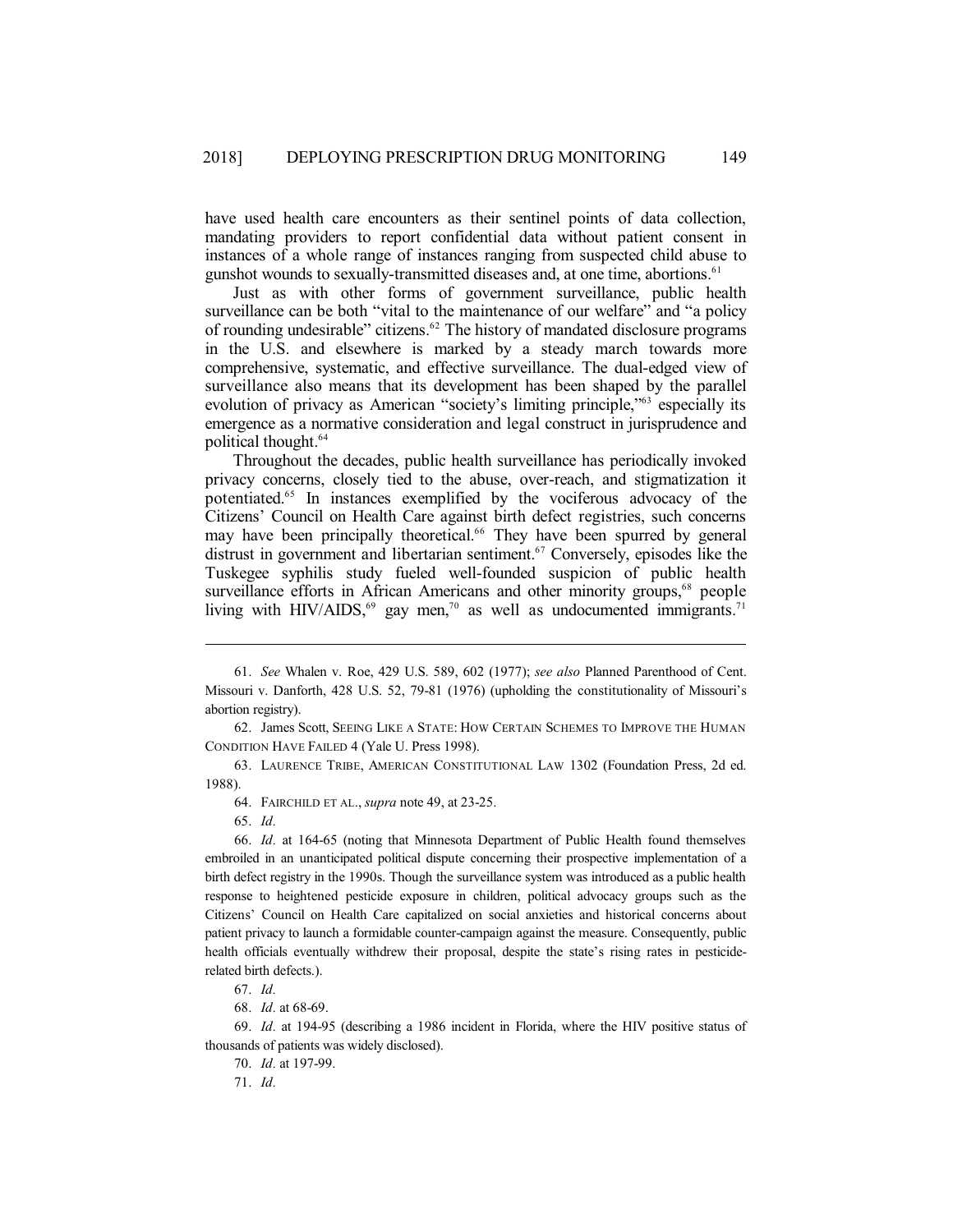have used health care encounters as their sentinel points of data collection, mandating providers to report confidential data without patient consent in instances of a whole range of instances ranging from suspected child abuse to gunshot wounds to sexually-transmitted diseases and, at one time, abortions.[61]

Just as with other forms of government surveillance, public health surveillance can be both "vital to the maintenance of our welfare" and "a policy of rounding undesirable" citizens.[62] The history of mandated disclosure programs in the U.S. and elsewhere is marked by a steady march towards more comprehensive, systematic, and effective surveillance. The dual-edged view of surveillance also means that its development has been shaped by the parallel evolution of privacy as American "society's limiting principle,"[63] especially its emergence as a normative consideration and legal construct in jurisprudence and political thought.[64]

Throughout the decades, public health surveillance has periodically invoked privacy concerns, closely tied to the abuse, over-reach, and stigmatization it potentiated.[65] In instances exemplified by the vociferous advocacy of the Citizens' Council on Health Care against birth defect registries, such concerns may have been principally theoretical.[66] They have been spurred by general distrust in government and libertarian sentiment.[67] Conversely, episodes like the Tuskegee syphilis study fueled well-founded suspicion of public health surveillance efforts in African Americans and other minority groups,[68] people living with HIV/AIDS,[69] gay men,[70] as well as undocumented immigrants.[71]

---

61. *See* Whalen v. Roe, 429 U.S. 589, 602 (1977); *see also* Planned Parenthood of Cent. Missouri v. Danforth, 428 U.S. 52, 79-81 (1976) (upholding the constitutionality of Missouri's abortion registry).

62. James Scott, SEEING LIKE A STATE: HOW CERTAIN SCHEMES TO IMPROVE THE HUMAN CONDITION HAVE FAILED 4 (Yale U. Press 1998).

63. LAURENCE TRIBE, AMERICAN CONSTITUTIONAL LAW 1302 (Foundation Press, 2d ed. 1988).

64. FAIRCHILD ET AL., *supra* note 49, at 23-25.

65. *Id.*

66. *Id.* at 164-65 (noting that Minnesota Department of Public Health found themselves embroiled in an unanticipated political dispute concerning their prospective implementation of a birth defect registry in the 1990s. Though the surveillance system was introduced as a public health response to heightened pesticide exposure in children, political advocacy groups such as the Citizens' Council on Health Care capitalized on social anxieties and historical concerns about patient privacy to launch a formidable counter-campaign against the measure. Consequently, public health officials eventually withdrew their proposal, despite the state's rising rates in pesticide-related birth defects.).

67. *Id.*

68. *Id.* at 68-69.

69. *Id.* at 194-95 (describing a 1986 incident in Florida, where the HIV positive status of thousands of patients was widely disclosed).

70. *Id.* at 197-99.

71. *Id.*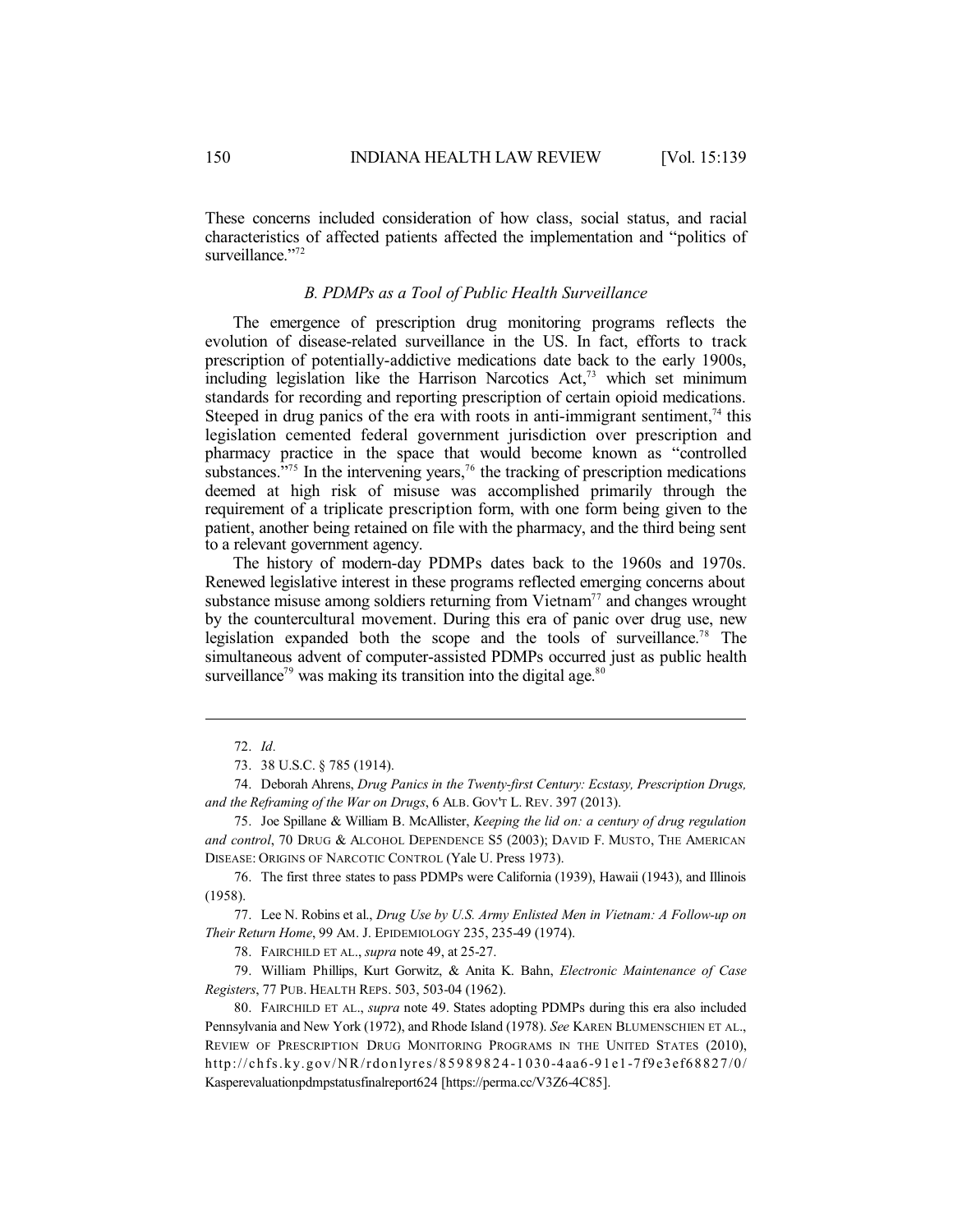These concerns included consideration of how class, social status, and racial characteristics of affected patients affected the implementation and "politics of surveillance."[72]

### *B. PDMPs as a Tool of Public Health Surveillance*

The emergence of prescription drug monitoring programs reflects the evolution of disease-related surveillance in the US. In fact, efforts to track prescription of potentially-addictive medications date back to the early 1900s, including legislation like the Harrison Narcotics Act,[73] which set minimum standards for recording and reporting prescription of certain opioid medications. Steeped in drug panics of the era with roots in anti-immigrant sentiment,[74] this legislation cemented federal government jurisdiction over prescription and pharmacy practice in the space that would become known as "controlled substances."[75] In the intervening years,[76] the tracking of prescription medications deemed at high risk of misuse was accomplished primarily through the requirement of a triplicate prescription form, with one form being given to the patient, another being retained on file with the pharmacy, and the third being sent to a relevant government agency.

The history of modern-day PDMPs dates back to the 1960s and 1970s. Renewed legislative interest in these programs reflected emerging concerns about substance misuse among soldiers returning from Vietnam[77] and changes wrought by the countercultural movement. During this era of panic over drug use, new legislation expanded both the scope and the tools of surveillance.[78] The simultaneous advent of computer-assisted PDMPs occurred just as public health surveillance[79] was making its transition into the digital age.[80]

---

72. *Id.*

73. 38 U.S.C. § 785 (1914).

74. Deborah Ahrens, *Drug Panics in the Twenty-first Century: Ecstasy, Prescription Drugs, and the Reframing of the War on Drugs*, 6 ALB. GOV'T L. REV. 397 (2013).

75. Joe Spillane & William B. McAllister, *Keeping the lid on: a century of drug regulation and control*, 70 DRUG & ALCOHOL DEPENDENCE S5 (2003); DAVID F. MUSTO, THE AMERICAN DISEASE: ORIGINS OF NARCOTIC CONTROL (Yale U. Press 1973).

76. The first three states to pass PDMPs were California (1939), Hawaii (1943), and Illinois (1958).

77. Lee N. Robins et al., *Drug Use by U.S. Army Enlisted Men in Vietnam: A Follow-up on Their Return Home*, 99 AM. J. EPIDEMIOLOGY 235, 235-49 (1974).

78. FAIRCHILD ET AL., *supra* note 49, at 25-27.

79. William Phillips, Kurt Gorwitz, & Anita K. Bahn, *Electronic Maintenance of Case Registers*, 77 PUB. HEALTH REPS. 503, 503-04 (1962).

80. FAIRCHILD ET AL., *supra* note 49. States adopting PDMPs during this era also included Pennsylvania and New York (1972), and Rhode Island (1978). *See* KAREN BLUMENSCHIEN ET AL., REVIEW OF PRESCRIPTION DRUG MONITORING PROGRAMS IN THE UNITED STATES (2010), http://chfs.ky.gov/NR/rdonlyres/85989824-1030-4aa6-91e1-7f9e3ef68827/0/Kasperevaluationpdmpstatusfinalreport624 [https://perma.cc/V3Z6-4C85].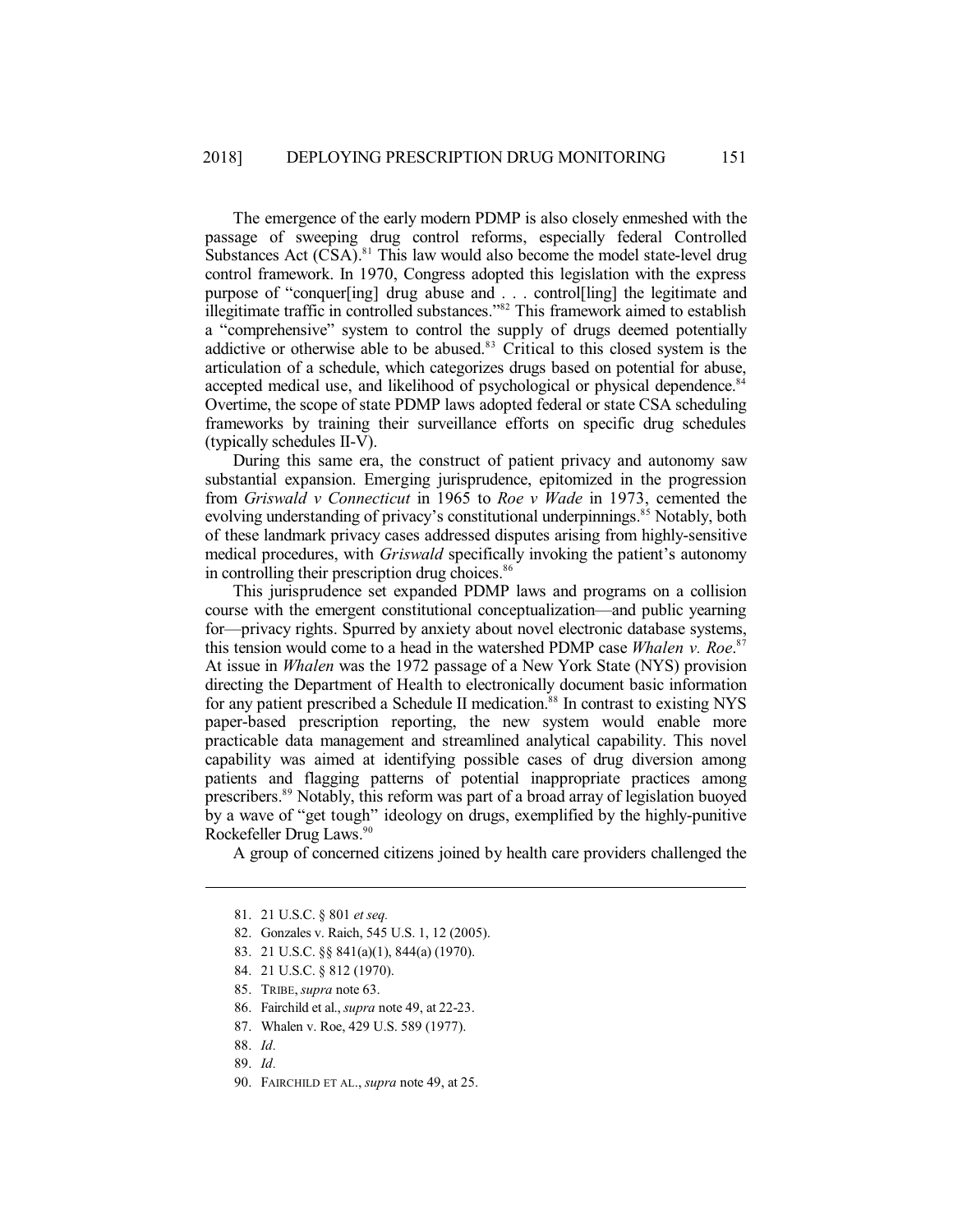The emergence of the early modern PDMP is also closely enmeshed with the passage of sweeping drug control reforms, especially federal Controlled Substances Act (CSA).[81] This law would also become the model state-level drug control framework. In 1970, Congress adopted this legislation with the express purpose of "conquer[ing] drug abuse and . . . control[ling] the legitimate and illegitimate traffic in controlled substances."[82] This framework aimed to establish a "comprehensive" system to control the supply of drugs deemed potentially addictive or otherwise able to be abused.[83] Critical to this closed system is the articulation of a schedule, which categorizes drugs based on potential for abuse, accepted medical use, and likelihood of psychological or physical dependence.[84] Overtime, the scope of state PDMP laws adopted federal or state CSA scheduling frameworks by training their surveillance efforts on specific drug schedules (typically schedules II-V).

During this same era, the construct of patient privacy and autonomy saw substantial expansion. Emerging jurisprudence, epitomized in the progression from *Griswald v Connecticut* in 1965 to *Roe v Wade* in 1973, cemented the evolving understanding of privacy's constitutional underpinnings.[85] Notably, both of these landmark privacy cases addressed disputes arising from highly-sensitive medical procedures, with *Griswald* specifically invoking the patient's autonomy in controlling their prescription drug choices.[86]

This jurisprudence set expanded PDMP laws and programs on a collision course with the emergent constitutional conceptualization—and public yearning for—privacy rights. Spurred by anxiety about novel electronic database systems, this tension would come to a head in the watershed PDMP case *Whalen v. Roe*.[87] At issue in *Whalen* was the 1972 passage of a New York State (NYS) provision directing the Department of Health to electronically document basic information for any patient prescribed a Schedule II medication.[88] In contrast to existing NYS paper-based prescription reporting, the new system would enable more practicable data management and streamlined analytical capability. This novel capability was aimed at identifying possible cases of drug diversion among patients and flagging patterns of potential inappropriate practices among prescribers.[89] Notably, this reform was part of a broad array of legislation buoyed by a wave of "get tough" ideology on drugs, exemplified by the highly-punitive Rockefeller Drug Laws.[90]

A group of concerned citizens joined by health care providers challenged the

---

81. 21 U.S.C. § 801 *et seq.*

82. Gonzales v. Raich, 545 U.S. 1, 12 (2005).

83. 21 U.S.C. §§ 841(a)(1), 844(a) (1970).

84. 21 U.S.C. § 812 (1970).

85. TRIBE, *supra* note 63.

86. Fairchild et al., *supra* note 49, at 22-23.

87. Whalen v. Roe, 429 U.S. 589 (1977).

88. *Id.*

89. *Id.*

90. FAIRCHILD ET AL., *supra* note 49, at 25.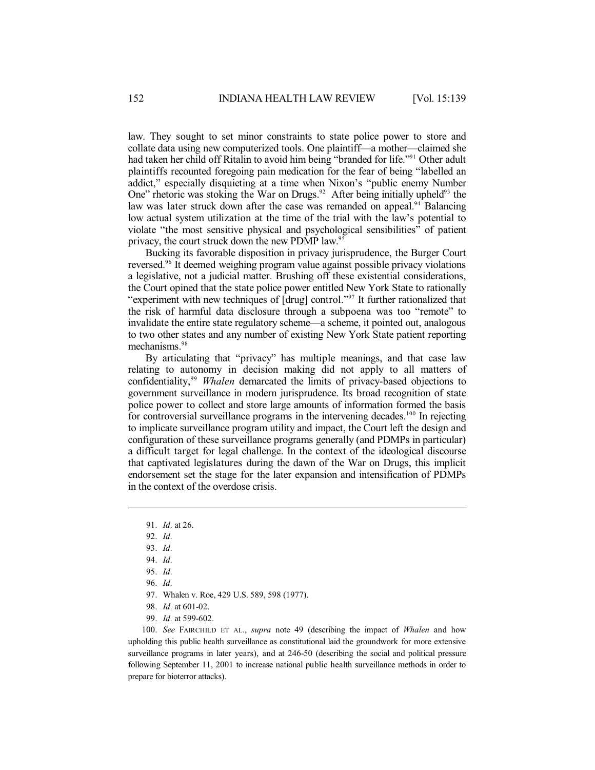law. They sought to set minor constraints to state police power to store and collate data using new computerized tools. One plaintiff—a mother—claimed she had taken her child off Ritalin to avoid him being "branded for life."[91] Other adult plaintiffs recounted foregoing pain medication for the fear of being "labelled an addict," especially disquieting at a time when Nixon's "public enemy Number One" rhetoric was stoking the War on Drugs.[92] After being initially upheld[93] the law was later struck down after the case was remanded on appeal.[94] Balancing low actual system utilization at the time of the trial with the law's potential to violate "the most sensitive physical and psychological sensibilities" of patient privacy, the court struck down the new PDMP law.[95]

Bucking its favorable disposition in privacy jurisprudence, the Burger Court reversed.[96] It deemed weighing program value against possible privacy violations a legislative, not a judicial matter. Brushing off these existential considerations, the Court opined that the state police power entitled New York State to rationally "experiment with new techniques of [drug] control."[97] It further rationalized that the risk of harmful data disclosure through a subpoena was too "remote" to invalidate the entire state regulatory scheme—a scheme, it pointed out, analogous to two other states and any number of existing New York State patient reporting mechanisms.[98]

By articulating that "privacy" has multiple meanings, and that case law relating to autonomy in decision making did not apply to all matters of confidentiality,[99] *Whalen* demarcated the limits of privacy-based objections to government surveillance in modern jurisprudence. Its broad recognition of state police power to collect and store large amounts of information formed the basis for controversial surveillance programs in the intervening decades.[100] In rejecting to implicate surveillance program utility and impact, the Court left the design and configuration of these surveillance programs generally (and PDMPs in particular) a difficult target for legal challenge. In the context of the ideological discourse that captivated legislatures during the dawn of the War on Drugs, this implicit endorsement set the stage for the later expansion and intensification of PDMPs in the context of the overdose crisis.

---

91. *Id.* at 26.

92. *Id.*

93. *Id.*

94. *Id.*

95. *Id.*

96. *Id.*

97. Whalen v. Roe, 429 U.S. 589, 598 (1977).

98. *Id.* at 601-02.

99. *Id.* at 599-602.

100. *See* FAIRCHILD ET AL., *supra* note 49 (describing the impact of *Whalen* and how upholding this public health surveillance as constitutional laid the groundwork for more extensive surveillance programs in later years), and at 246-50 (describing the social and political pressure following September 11, 2001 to increase national public health surveillance methods in order to prepare for bioterror attacks).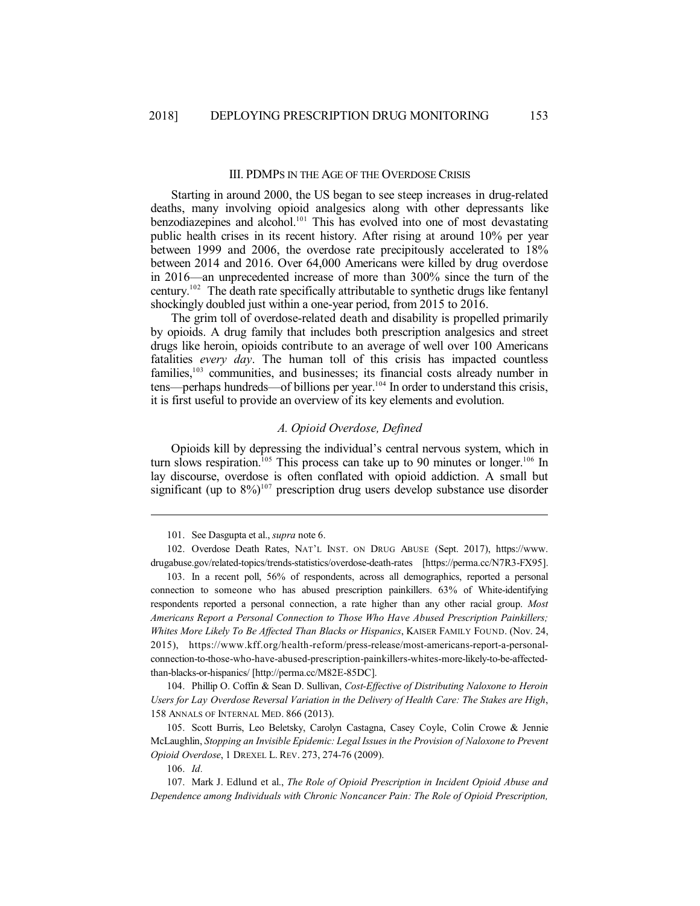## III. PDMPs in the Age of the Overdose Crisis

Starting in around 2000, the US began to see steep increases in drug-related deaths, many involving opioid analgesics along with other depressants like benzodiazepines and alcohol.[101] This has evolved into one of most devastating public health crises in its recent history. After rising at around 10% per year between 1999 and 2006, the overdose rate precipitously accelerated to 18% between 2014 and 2016. Over 64,000 Americans were killed by drug overdose in 2016—an unprecedented increase of more than 300% since the turn of the century.[102] The death rate specifically attributable to synthetic drugs like fentanyl shockingly doubled just within a one-year period, from 2015 to 2016.

The grim toll of overdose-related death and disability is propelled primarily by opioids. A drug family that includes both prescription analgesics and street drugs like heroin, opioids contribute to an average of well over 100 Americans fatalities *every day*. The human toll of this crisis has impacted countless families,[103] communities, and businesses; its financial costs already number in tens—perhaps hundreds—of billions per year.[104] In order to understand this crisis, it is first useful to provide an overview of its key elements and evolution.

### *A. Opioid Overdose, Defined*

Opioids kill by depressing the individual's central nervous system, which in turn slows respiration.[105] This process can take up to 90 minutes or longer.[106] In lay discourse, overdose is often conflated with opioid addiction. A small but significant (up to 8%)[107] prescription drug users develop substance use disorder

---

101. See Dasgupta et al., *supra* note 6.

102. Overdose Death Rates, NAT'L INST. ON DRUG ABUSE (Sept. 2017), https://www.drugabuse.gov/related-topics/trends-statistics/overdose-death-rates [https://perma.cc/N7R3-FX95].

103. In a recent poll, 56% of respondents, across all demographics, reported a personal connection to someone who has abused prescription painkillers. 63% of White-identifying respondents reported a personal connection, a rate higher than any other racial group. *Most Americans Report a Personal Connection to Those Who Have Abused Prescription Painkillers; Whites More Likely To Be Affected Than Blacks or Hispanics*, KAISER FAMILY FOUND. (Nov. 24, 2015), https://www.kff.org/health-reform/press-release/most-americans-report-a-personal-connection-to-those-who-have-abused-prescription-painkillers-whites-more-likely-to-be-affected-than-blacks-or-hispanics/ [http://perma.cc/M82E-85DC].

104. Phillip O. Coffin & Sean D. Sullivan, *Cost-Effective of Distributing Naloxone to Heroin Users for Lay Overdose Reversal Variation in the Delivery of Health Care: The Stakes are High*, 158 ANNALS OF INTERNAL MED. 866 (2013).

105. Scott Burris, Leo Beletsky, Carolyn Castagna, Casey Coyle, Colin Crowe & Jennie McLaughlin, *Stopping an Invisible Epidemic: Legal Issues in the Provision of Naloxone to Prevent Opioid Overdose*, 1 DREXEL L. REV. 273, 274-76 (2009).

106. *Id.*

107. Mark J. Edlund et al., *The Role of Opioid Prescription in Incident Opioid Abuse and Dependence among Individuals with Chronic Noncancer Pain: The Role of Opioid Prescription,*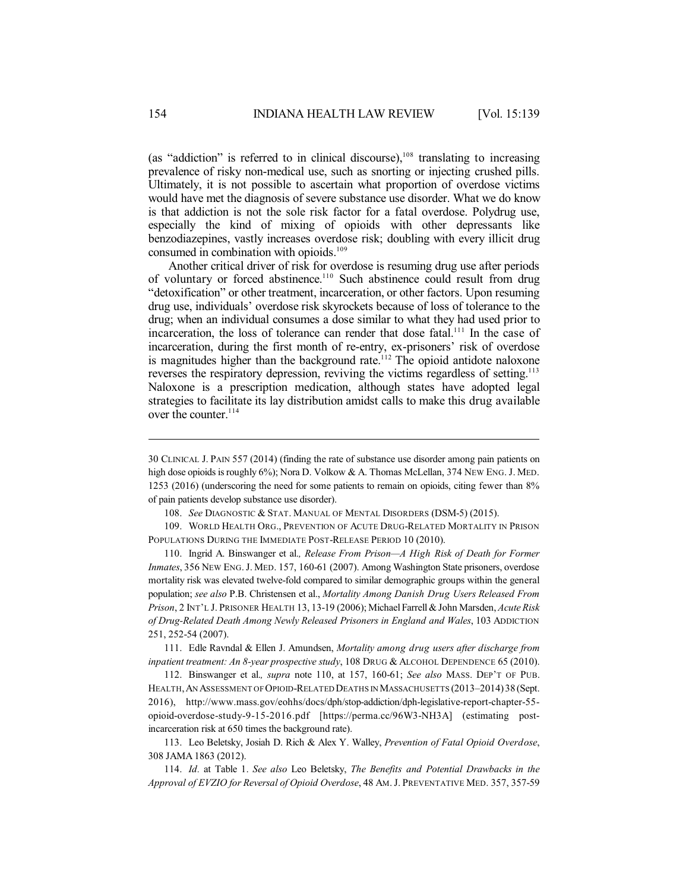(as "addiction" is referred to in clinical discourse),[108] translating to increasing prevalence of risky non-medical use, such as snorting or injecting crushed pills. Ultimately, it is not possible to ascertain what proportion of overdose victims would have met the diagnosis of severe substance use disorder. What we do know is that addiction is not the sole risk factor for a fatal overdose. Polydrug use, especially the kind of mixing of opioids with other depressants like benzodiazepines, vastly increases overdose risk; doubling with every illicit drug consumed in combination with opioids.[109]

Another critical driver of risk for overdose is resuming drug use after periods of voluntary or forced abstinence.[110] Such abstinence could result from drug "detoxification" or other treatment, incarceration, or other factors. Upon resuming drug use, individuals' overdose risk skyrockets because of loss of tolerance to the drug; when an individual consumes a dose similar to what they had used prior to incarceration, the loss of tolerance can render that dose fatal.[111] In the case of incarceration, during the first month of re-entry, ex-prisoners' risk of overdose is magnitudes higher than the background rate.[112] The opioid antidote naloxone reverses the respiratory depression, reviving the victims regardless of setting.[113] Naloxone is a prescription medication, although states have adopted legal strategies to facilitate its lay distribution amidst calls to make this drug available over the counter.[114]

---

30 CLINICAL J. PAIN 557 (2014) (finding the rate of substance use disorder among pain patients on high dose opioids is roughly 6%); Nora D. Volkow & A. Thomas McLellan, 374 NEW ENG. J. MED. 1253 (2016) (underscoring the need for some patients to remain on opioids, citing fewer than 8% of pain patients develop substance use disorder).

108. *See* DIAGNOSTIC & STAT. MANUAL OF MENTAL DISORDERS (DSM-5) (2015).

109. WORLD HEALTH ORG., PREVENTION OF ACUTE DRUG-RELATED MORTALITY IN PRISON POPULATIONS DURING THE IMMEDIATE POST-RELEASE PERIOD 10 (2010).

110. Ingrid A. Binswanger et al., *Release From Prison—A High Risk of Death for Former Inmates*, 356 NEW ENG. J. MED. 157, 160-61 (2007). Among Washington State prisoners, overdose mortality risk was elevated twelve-fold compared to similar demographic groups within the general population; *see also* P.B. Christensen et al., *Mortality Among Danish Drug Users Released From Prison*, 2 INT'L J. PRISONER HEALTH 13, 13-19 (2006); Michael Farrell & John Marsden, *Acute Risk of Drug-Related Death Among Newly Released Prisoners in England and Wales*, 103 ADDICTION 251, 252-54 (2007).

111. Edle Ravndal & Ellen J. Amundsen, *Mortality among drug users after discharge from inpatient treatment: An 8-year prospective study*, 108 DRUG & ALCOHOL DEPENDENCE 65 (2010).

112. Binswanger et al., *supra* note 110, at 157, 160-61; *See also* MASS. DEP'T OF PUB. HEALTH, AN ASSESSMENT OF OPIOID-RELATED DEATHS IN MASSACHUSETTS (2013–2014) 38 (Sept. 2016), http://www.mass.gov/eohhs/docs/dph/stop-addiction/dph-legislative-report-chapter-55-opioid-overdose-study-9-15-2016.pdf [https://perma.cc/96W3-NH3A] (estimating post-incarceration risk at 650 times the background rate).

113. Leo Beletsky, Josiah D. Rich & Alex Y. Walley, *Prevention of Fatal Opioid Overdose*, 308 JAMA 1863 (2012).

114. *Id.* at Table 1. *See also* Leo Beletsky, *The Benefits and Potential Drawbacks in the Approval of EVZIO for Reversal of Opioid Overdose*, 48 AM. J. PREVENTATIVE MED. 357, 357-59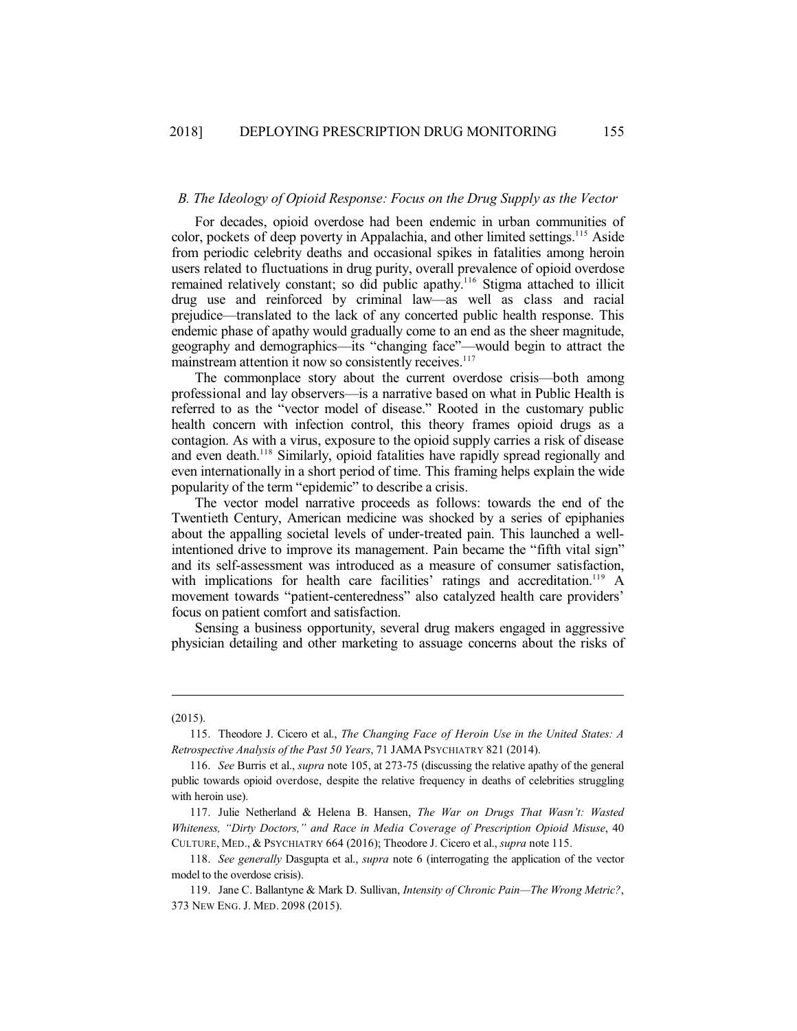### *B. The Ideology of Opioid Response: Focus on the Drug Supply as the Vector*

For decades, opioid overdose had been endemic in urban communities of color, pockets of deep poverty in Appalachia, and other limited settings.[115] Aside from periodic celebrity deaths and occasional spikes in fatalities among heroin users related to fluctuations in drug purity, overall prevalence of opioid overdose remained relatively constant; so did public apathy.[116] Stigma attached to illicit drug use and reinforced by criminal law—as well as class and racial prejudice—translated to the lack of any concerted public health response. This endemic phase of apathy would gradually come to an end as the sheer magnitude, geography and demographics—its "changing face"—would begin to attract the mainstream attention it now so consistently receives.[117]

The commonplace story about the current overdose crisis—both among professional and lay observers—is a narrative based on what in Public Health is referred to as the "vector model of disease." Rooted in the customary public health concern with infection control, this theory frames opioid drugs as a contagion. As with a virus, exposure to the opioid supply carries a risk of disease and even death.[118] Similarly, opioid fatalities have rapidly spread regionally and even internationally in a short period of time. This framing helps explain the wide popularity of the term "epidemic" to describe a crisis.

The vector model narrative proceeds as follows: towards the end of the Twentieth Century, American medicine was shocked by a series of epiphanies about the appalling societal levels of under-treated pain. This launched a well-intentioned drive to improve its management. Pain became the "fifth vital sign" and its self-assessment was introduced as a measure of consumer satisfaction, with implications for health care facilities' ratings and accreditation.[119] A movement towards "patient-centeredness" also catalyzed health care providers' focus on patient comfort and satisfaction.

Sensing a business opportunity, several drug makers engaged in aggressive physician detailing and other marketing to assuage concerns about the risks of

---

(2015).

115. Theodore J. Cicero et al., *The Changing Face of Heroin Use in the United States: A Retrospective Analysis of the Past 50 Years*, 71 JAMA PSYCHIATRY 821 (2014).

116. *See* Burris et al., *supra* note 105, at 273-75 (discussing the relative apathy of the general public towards opioid overdose, despite the relative frequency in deaths of celebrities struggling with heroin use).

117. Julie Netherland & Helena B. Hansen, *The War on Drugs That Wasn't: Wasted Whiteness, "Dirty Doctors," and Race in Media Coverage of Prescription Opioid Misuse*, 40 CULTURE, MED., & PSYCHIATRY 664 (2016); Theodore J. Cicero et al., *supra* note 115.

118. *See generally* Dasgupta et al., *supra* note 6 (interrogating the application of the vector model to the overdose crisis).

119. Jane C. Ballantyne & Mark D. Sullivan, *Intensity of Chronic Pain—The Wrong Metric?*, 373 NEW ENG. J. MED. 2098 (2015).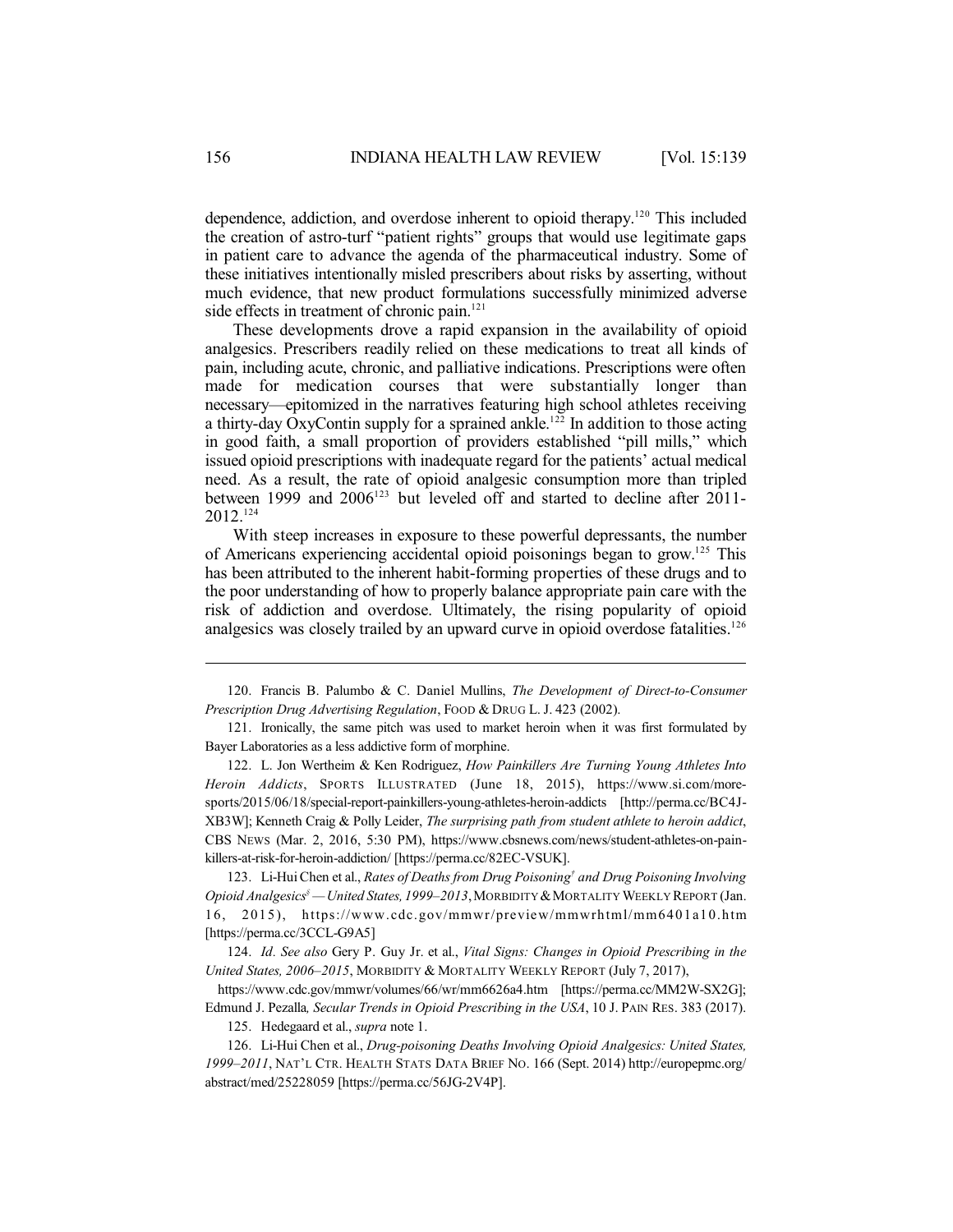dependence, addiction, and overdose inherent to opioid therapy.[120] This included the creation of astro-turf "patient rights" groups that would use legitimate gaps in patient care to advance the agenda of the pharmaceutical industry. Some of these initiatives intentionally misled prescribers about risks by asserting, without much evidence, that new product formulations successfully minimized adverse side effects in treatment of chronic pain.[121]

These developments drove a rapid expansion in the availability of opioid analgesics. Prescribers readily relied on these medications to treat all kinds of pain, including acute, chronic, and palliative indications. Prescriptions were often made for medication courses that were substantially longer than necessary—epitomized in the narratives featuring high school athletes receiving a thirty-day OxyContin supply for a sprained ankle.[122] In addition to those acting in good faith, a small proportion of providers established "pill mills," which issued opioid prescriptions with inadequate regard for the patients' actual medical need. As a result, the rate of opioid analgesic consumption more than tripled between 1999 and 2006[123] but leveled off and started to decline after 2011-2012.[124]

With steep increases in exposure to these powerful depressants, the number of Americans experiencing accidental opioid poisonings began to grow.[125] This has been attributed to the inherent habit-forming properties of these drugs and to the poor understanding of how to properly balance appropriate pain care with the risk of addiction and overdose. Ultimately, the rising popularity of opioid analgesics was closely trailed by an upward curve in opioid overdose fatalities.[126]

---

120. Francis B. Palumbo & C. Daniel Mullins, *The Development of Direct-to-Consumer Prescription Drug Advertising Regulation*, FOOD & DRUG L. J. 423 (2002).

121. Ironically, the same pitch was used to market heroin when it was first formulated by Bayer Laboratories as a less addictive form of morphine.

122. L. Jon Wertheim & Ken Rodriguez, *How Painkillers Are Turning Young Athletes Into Heroin Addicts*, SPORTS ILLUSTRATED (June 18, 2015), https://www.si.com/more-sports/2015/06/18/special-report-painkillers-young-athletes-heroin-addicts [http://perma.cc/BC4J-XB3W]; Kenneth Craig & Polly Leider, *The surprising path from student athlete to heroin addict*, CBS NEWS (Mar. 2, 2016, 5:30 PM), https://www.cbsnews.com/news/student-athletes-on-pain-killers-at-risk-for-heroin-addiction/ [https://perma.cc/82EC-VSUK].

123. Li-Hui Chen et al., *Rates of Deaths from Drug Poisoning† and Drug Poisoning Involving Opioid Analgesics§ — United States, 1999–2013*, MORBIDITY & MORTALITY WEEKLY REPORT (Jan. 16, 2015), https://www.cdc.gov/mmwr/preview/mmwrhtml/mm6401a10.htm [https://perma.cc/3CCL-G9A5]

124. *Id. See also* Gery P. Guy Jr. et al., *Vital Signs: Changes in Opioid Prescribing in the United States, 2006–2015*, MORBIDITY & MORTALITY WEEKLY REPORT (July 7, 2017), https://www.cdc.gov/mmwr/volumes/66/wr/mm6626a4.htm [https://perma.cc/MM2W-SX2G]; Edmund J. Pezalla*, Secular Trends in Opioid Prescribing in the USA*, 10 J. PAIN RES. 383 (2017).

125. Hedegaard et al., *supra* note 1.

126. Li-Hui Chen et al., *Drug-poisoning Deaths Involving Opioid Analgesics: United States, 1999–2011*, NAT'L CTR. HEALTH STATS DATA BRIEF NO. 166 (Sept. 2014) http://europepmc.org/abstract/med/25228059 [https://perma.cc/56JG-2V4P].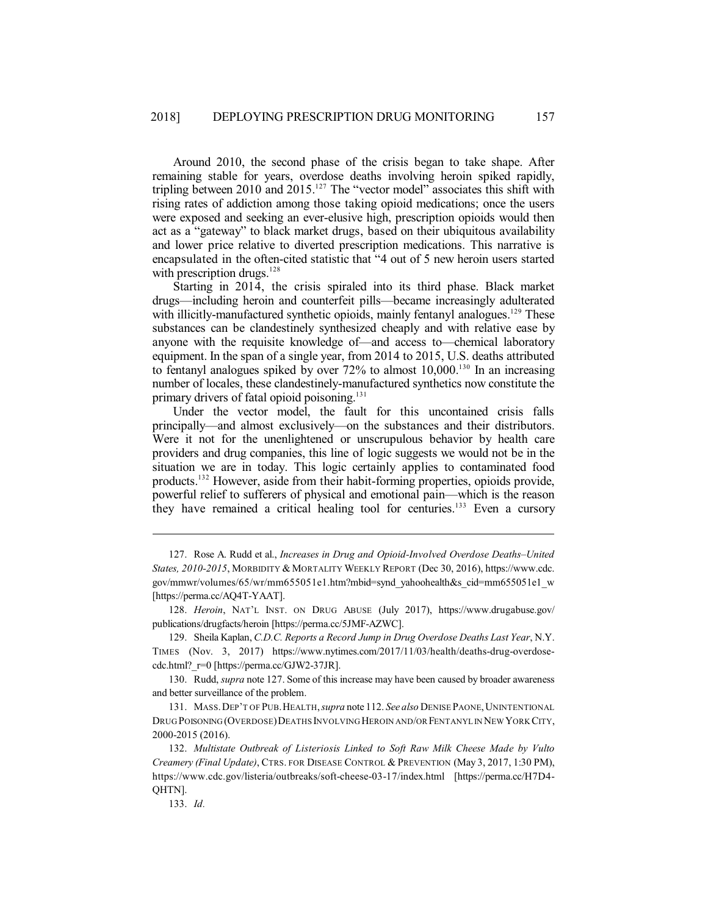Around 2010, the second phase of the crisis began to take shape. After remaining stable for years, overdose deaths involving heroin spiked rapidly, tripling between 2010 and 2015.[127] The "vector model" associates this shift with rising rates of addiction among those taking opioid medications; once the users were exposed and seeking an ever-elusive high, prescription opioids would then act as a "gateway" to black market drugs, based on their ubiquitous availability and lower price relative to diverted prescription medications. This narrative is encapsulated in the often-cited statistic that "4 out of 5 new heroin users started with prescription drugs."[128]

Starting in 2014, the crisis spiraled into its third phase. Black market drugs—including heroin and counterfeit pills—became increasingly adulterated with illicitly-manufactured synthetic opioids, mainly fentanyl analogues.[129] These substances can be clandestinely synthesized cheaply and with relative ease by anyone with the requisite knowledge of—and access to—chemical laboratory equipment. In the span of a single year, from 2014 to 2015, U.S. deaths attributed to fentanyl analogues spiked by over 72% to almost 10,000.[130] In an increasing number of locales, these clandestinely-manufactured synthetics now constitute the primary drivers of fatal opioid poisoning.[131]

Under the vector model, the fault for this uncontained crisis falls principally—and almost exclusively—on the substances and their distributors. Were it not for the unenlightened or unscrupulous behavior by health care providers and drug companies, this line of logic suggests we would not be in the situation we are in today. This logic certainly applies to contaminated food products.[132] However, aside from their habit-forming properties, opioids provide, powerful relief to sufferers of physical and emotional pain—which is the reason they have remained a critical healing tool for centuries.[133] Even a cursory

---

127. Rose A. Rudd et al., *Increases in Drug and Opioid-Involved Overdose Deaths–United States, 2010-2015*, MORBIDITY & MORTALITY WEEKLY REPORT (Dec 30, 2016), https://www.cdc.gov/mmwr/volumes/65/wr/mm655051e1.htm?mbid=synd_yahoohealth&s_cid=mm655051e1_w [https://perma.cc/AQ4T-YAAT].

128. *Heroin*, NAT'L INST. ON DRUG ABUSE (July 2017), https://www.drugabuse.gov/publications/drugfacts/heroin [https://perma.cc/5JMF-AZWC].

129. Sheila Kaplan, *C.D.C. Reports a Record Jump in Drug Overdose Deaths Last Year*, N.Y. TIMES (Nov. 3, 2017) https://www.nytimes.com/2017/11/03/health/deaths-drug-overdose-cdc.html?_r=0 [https://perma.cc/GJW2-37JR].

130. Rudd, *supra* note 127. Some of this increase may have been caused by broader awareness and better surveillance of the problem.

131. MASS. DEP'T OF PUB. HEALTH, *supra* note 112. *See also* DENISE PAONE, UNINTENTIONAL DRUG POISONING (OVERDOSE) DEATHS INVOLVING HEROIN AND/OR FENTANYL IN NEW YORK CITY, 2000-2015 (2016).

132. *Multistate Outbreak of Listeriosis Linked to Soft Raw Milk Cheese Made by Vulto Creamery (Final Update)*, CTRS. FOR DISEASE CONTROL & PREVENTION (May 3, 2017, 1:30 PM), https://www.cdc.gov/listeria/outbreaks/soft-cheese-03-17/index.html [https://perma.cc/H7D4-QHTN].

133. *Id.*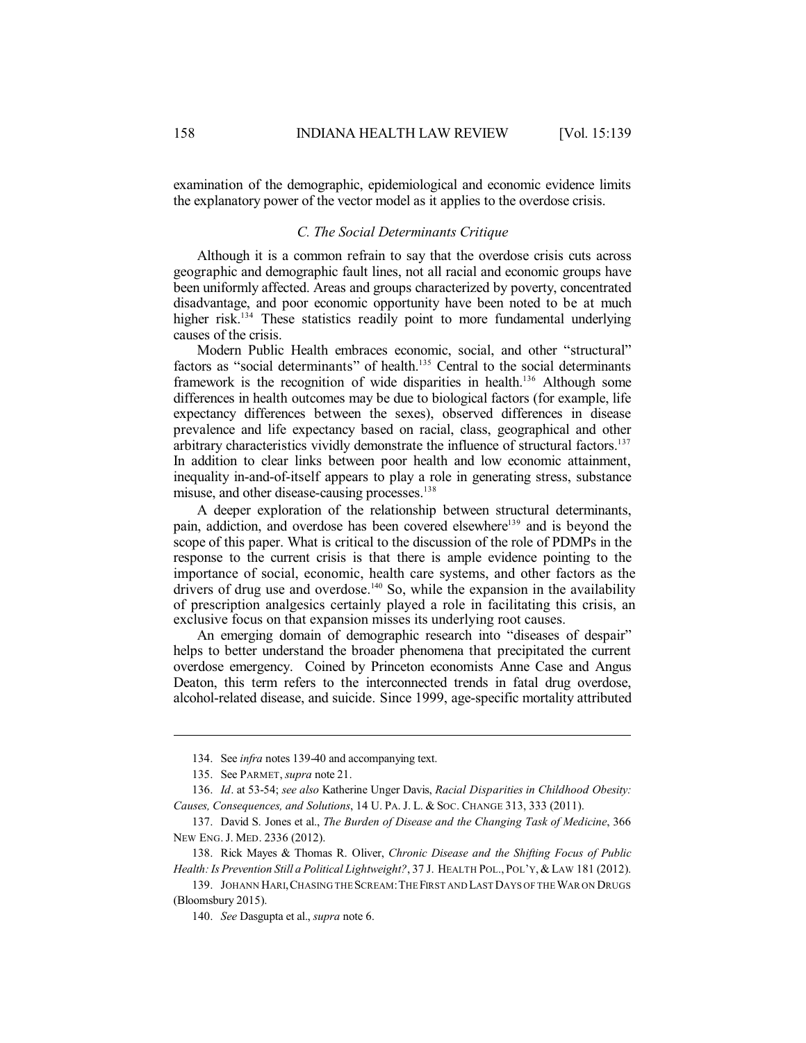examination of the demographic, epidemiological and economic evidence limits the explanatory power of the vector model as it applies to the overdose crisis.

### *C. The Social Determinants Critique*

Although it is a common refrain to say that the overdose crisis cuts across geographic and demographic fault lines, not all racial and economic groups have been uniformly affected. Areas and groups characterized by poverty, concentrated disadvantage, and poor economic opportunity have been noted to be at much higher risk.[134] These statistics readily point to more fundamental underlying causes of the crisis.

Modern Public Health embraces economic, social, and other "structural" factors as "social determinants" of health.[135] Central to the social determinants framework is the recognition of wide disparities in health.[136] Although some differences in health outcomes may be due to biological factors (for example, life expectancy differences between the sexes), observed differences in disease prevalence and life expectancy based on racial, class, geographical and other arbitrary characteristics vividly demonstrate the influence of structural factors.[137] In addition to clear links between poor health and low economic attainment, inequality in-and-of-itself appears to play a role in generating stress, substance misuse, and other disease-causing processes.[138]

A deeper exploration of the relationship between structural determinants, pain, addiction, and overdose has been covered elsewhere[139] and is beyond the scope of this paper. What is critical to the discussion of the role of PDMPs in the response to the current crisis is that there is ample evidence pointing to the importance of social, economic, health care systems, and other factors as the drivers of drug use and overdose.[140] So, while the expansion in the availability of prescription analgesics certainly played a role in facilitating this crisis, an exclusive focus on that expansion misses its underlying root causes.

An emerging domain of demographic research into "diseases of despair" helps to better understand the broader phenomena that precipitated the current overdose emergency. Coined by Princeton economists Anne Case and Angus Deaton, this term refers to the interconnected trends in fatal drug overdose, alcohol-related disease, and suicide. Since 1999, age-specific mortality attributed

---

134. See *infra* notes 139-40 and accompanying text.

135. See PARMET, *supra* note 21.

136. *Id*. at 53-54; *see also* Katherine Unger Davis, *Racial Disparities in Childhood Obesity: Causes, Consequences, and Solutions*, 14 U. PA. J. L. & SOC. CHANGE 313, 333 (2011).

137. David S. Jones et al., *The Burden of Disease and the Changing Task of Medicine*, 366 NEW ENG. J. MED. 2336 (2012).

138. Rick Mayes & Thomas R. Oliver, *Chronic Disease and the Shifting Focus of Public Health: Is Prevention Still a Political Lightweight?*, 37 J. HEALTH POL., POL'Y, & LAW 181 (2012).

139. JOHANN HARI, CHASING THE SCREAM: THE FIRST AND LAST DAYS OF THE WAR ON DRUGS (Bloomsbury 2015).

140. *See* Dasgupta et al., *supra* note 6.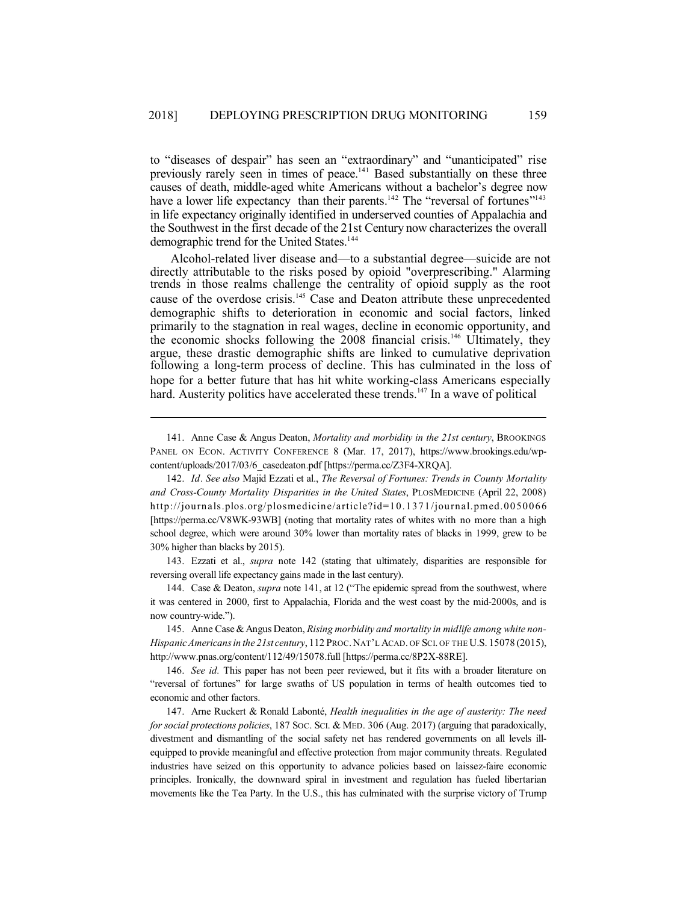to "diseases of despair" has seen an "extraordinary" and "unanticipated" rise previously rarely seen in times of peace.[141] Based substantially on these three causes of death, middle-aged white Americans without a bachelor's degree now have a lower life expectancy than their parents.[142] The "reversal of fortunes"[143] in life expectancy originally identified in underserved counties of Appalachia and the Southwest in the first decade of the 21st Century now characterizes the overall demographic trend for the United States.[144]

Alcohol-related liver disease and—to a substantial degree—suicide are not directly attributable to the risks posed by opioid "overprescribing." Alarming trends in those realms challenge the centrality of opioid supply as the root cause of the overdose crisis.[145] Case and Deaton attribute these unprecedented demographic shifts to deterioration in economic and social factors, linked primarily to the stagnation in real wages, decline in economic opportunity, and the economic shocks following the 2008 financial crisis.[146] Ultimately, they argue, these drastic demographic shifts are linked to cumulative deprivation following a long-term process of decline. This has culminated in the loss of hope for a better future that has hit white working-class Americans especially hard. Austerity politics have accelerated these trends.[147] In a wave of political

---

141. Anne Case & Angus Deaton, *Mortality and morbidity in the 21st century*, BROOKINGS PANEL ON ECON. ACTIVITY CONFERENCE 8 (Mar. 17, 2017), https://www.brookings.edu/wp-content/uploads/2017/03/6_casedeaton.pdf [https://perma.cc/Z3F4-XRQA].

142. *Id*. *See also* Majid Ezzati et al., *The Reversal of Fortunes: Trends in County Mortality and Cross-County Mortality Disparities in the United States*, PLOSMEDICINE (April 22, 2008) http://journals.plos.org/plosmedicine/article?id=10.1371/journal.pmed.0050066 [https://perma.cc/V8WK-93WB] (noting that mortality rates of whites with no more than a high school degree, which were around 30% lower than mortality rates of blacks in 1999, grew to be 30% higher than blacks by 2015).

143. Ezzati et al., *supra* note 142 (stating that ultimately, disparities are responsible for reversing overall life expectancy gains made in the last century).

144. Case & Deaton, *supra* note 141, at 12 ("The epidemic spread from the southwest, where it was centered in 2000, first to Appalachia, Florida and the west coast by the mid-2000s, and is now country-wide.").

145. Anne Case & Angus Deaton, *Rising morbidity and mortality in midlife among white non-Hispanic Americans in the 21st century*, 112 PROC. NAT'L ACAD. OF SCI. OF THE U.S. 15078 (2015), http://www.pnas.org/content/112/49/15078.full [https://perma.cc/8P2X-88RE].

146. *See id.* This paper has not been peer reviewed, but it fits with a broader literature on "reversal of fortunes" for large swaths of US population in terms of health outcomes tied to economic and other factors.

147. Arne Ruckert & Ronald Labonté, *Health inequalities in the age of austerity: The need for social protections policies*, 187 SOC. SCI. & MED. 306 (Aug. 2017) (arguing that paradoxically, divestment and dismantling of the social safety net has rendered governments on all levels ill-equipped to provide meaningful and effective protection from major community threats. Regulated industries have seized on this opportunity to advance policies based on laissez-faire economic principles. Ironically, the downward spiral in investment and regulation has fueled libertarian movements like the Tea Party. In the U.S., this has culminated with the surprise victory of Trump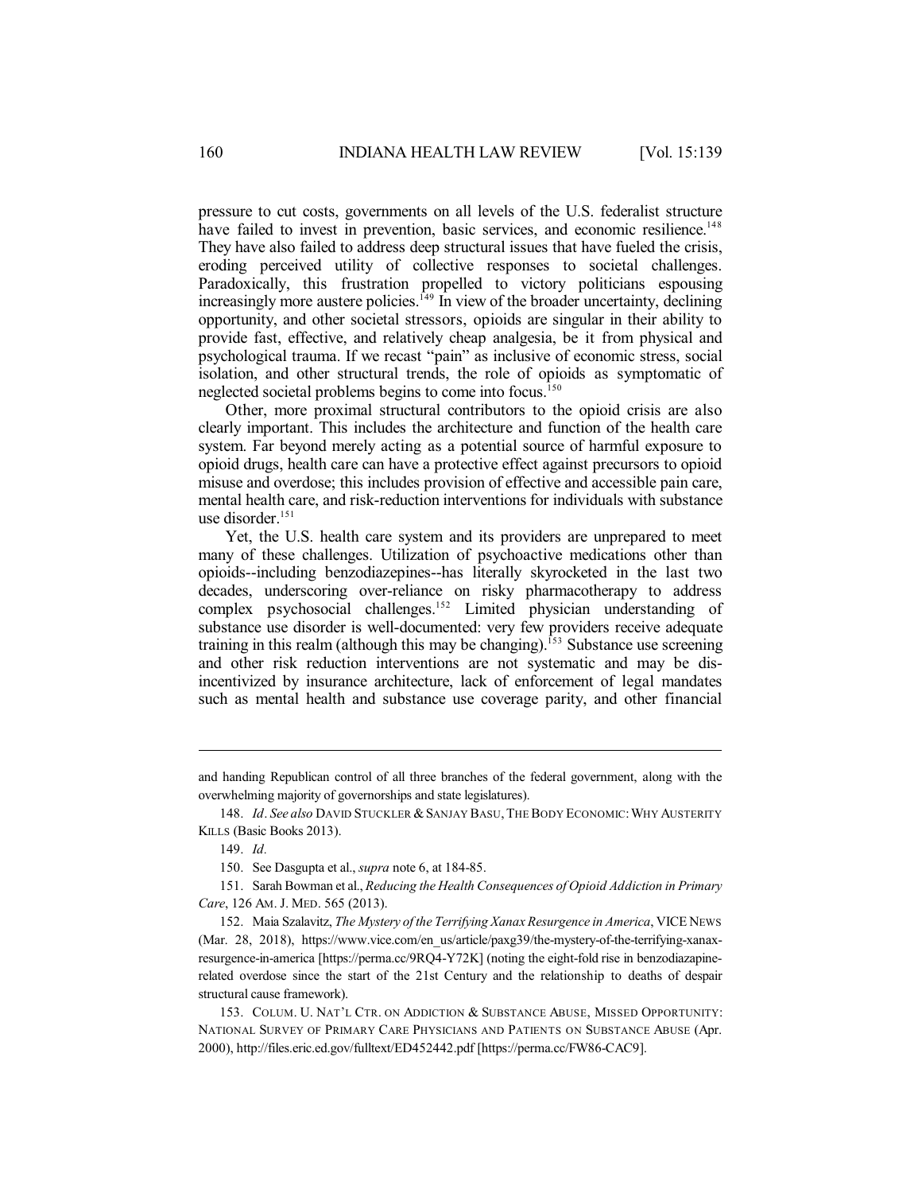pressure to cut costs, governments on all levels of the U.S. federalist structure have failed to invest in prevention, basic services, and economic resilience.[148] They have also failed to address deep structural issues that have fueled the crisis, eroding perceived utility of collective responses to societal challenges. Paradoxically, this frustration propelled to victory politicians espousing increasingly more austere policies.[149] In view of the broader uncertainty, declining opportunity, and other societal stressors, opioids are singular in their ability to provide fast, effective, and relatively cheap analgesia, be it from physical and psychological trauma. If we recast "pain" as inclusive of economic stress, social isolation, and other structural trends, the role of opioids as symptomatic of neglected societal problems begins to come into focus.[150]

Other, more proximal structural contributors to the opioid crisis are also clearly important. This includes the architecture and function of the health care system. Far beyond merely acting as a potential source of harmful exposure to opioid drugs, health care can have a protective effect against precursors to opioid misuse and overdose; this includes provision of effective and accessible pain care, mental health care, and risk-reduction interventions for individuals with substance use disorder.[151]

Yet, the U.S. health care system and its providers are unprepared to meet many of these challenges. Utilization of psychoactive medications other than opioids--including benzodiazepines--has literally skyrocketed in the last two decades, underscoring over-reliance on risky pharmacotherapy to address complex psychosocial challenges.[152] Limited physician understanding of substance use disorder is well-documented: very few providers receive adequate training in this realm (although this may be changing).[153] Substance use screening and other risk reduction interventions are not systematic and may be dis-incentivized by insurance architecture, lack of enforcement of legal mandates such as mental health and substance use coverage parity, and other financial

---

and handing Republican control of all three branches of the federal government, along with the overwhelming majority of governorships and state legislatures).

148. *Id*. *See also* DAVID STUCKLER & SANJAY BASU, THE BODY ECONOMIC: WHY AUSTERITY KILLS (Basic Books 2013).

149. *Id.*

150. See Dasgupta et al., *supra* note 6, at 184-85.

151. Sarah Bowman et al., *Reducing the Health Consequences of Opioid Addiction in Primary Care*, 126 AM. J. MED. 565 (2013).

152. Maia Szalavitz, *The Mystery of the Terrifying Xanax Resurgence in America*, VICE NEWS (Mar. 28, 2018), https://www.vice.com/en_us/article/paxg39/the-mystery-of-the-terrifying-xanax-resurgence-in-america [https://perma.cc/9RQ4-Y72K] (noting the eight-fold rise in benzodiazapine-related overdose since the start of the 21st Century and the relationship to deaths of despair structural cause framework).

153. COLUM. U. NAT'L CTR. ON ADDICTION & SUBSTANCE ABUSE, MISSED OPPORTUNITY: NATIONAL SURVEY OF PRIMARY CARE PHYSICIANS AND PATIENTS ON SUBSTANCE ABUSE (Apr. 2000), http://files.eric.ed.gov/fulltext/ED452442.pdf [https://perma.cc/FW86-CAC9].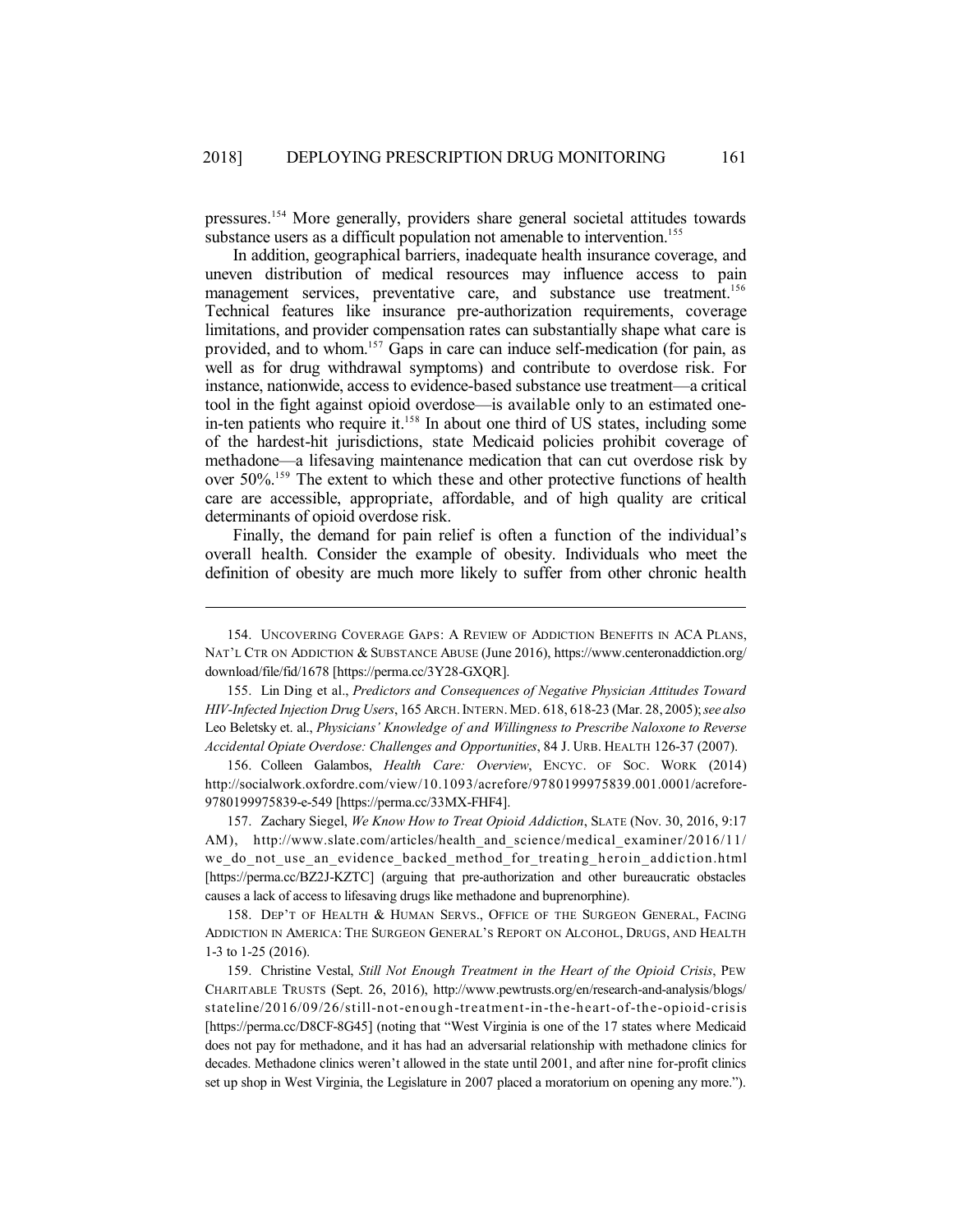pressures.[154] More generally, providers share general societal attitudes towards substance users as a difficult population not amenable to intervention.[155]

In addition, geographical barriers, inadequate health insurance coverage, and uneven distribution of medical resources may influence access to pain management services, preventative care, and substance use treatment.[156] Technical features like insurance pre-authorization requirements, coverage limitations, and provider compensation rates can substantially shape what care is provided, and to whom.[157] Gaps in care can induce self-medication (for pain, as well as for drug withdrawal symptoms) and contribute to overdose risk. For instance, nationwide, access to evidence-based substance use treatment—a critical tool in the fight against opioid overdose—is available only to an estimated one-in-ten patients who require it.[158] In about one third of US states, including some of the hardest-hit jurisdictions, state Medicaid policies prohibit coverage of methadone—a lifesaving maintenance medication that can cut overdose risk by over 50%.[159] The extent to which these and other protective functions of health care are accessible, appropriate, affordable, and of high quality are critical determinants of opioid overdose risk.

Finally, the demand for pain relief is often a function of the individual's overall health. Consider the example of obesity. Individuals who meet the definition of obesity are much more likely to suffer from other chronic health

---

154. UNCOVERING COVERAGE GAPS: A REVIEW OF ADDICTION BENEFITS IN ACA PLANS, NAT'L CTR ON ADDICTION & SUBSTANCE ABUSE (June 2016), https://www.centeronaddiction.org/download/file/fid/1678 [https://perma.cc/3Y28-GXQR].

155. Lin Ding et al., *Predictors and Consequences of Negative Physician Attitudes Toward HIV-Infected Injection Drug Users*, 165 ARCH. INTERN. MED. 618, 618-23 (Mar. 28, 2005); *see also* Leo Beletsky et. al., *Physicians' Knowledge of and Willingness to Prescribe Naloxone to Reverse Accidental Opiate Overdose: Challenges and Opportunities*, 84 J. URB. HEALTH 126-37 (2007).

156. Colleen Galambos, *Health Care: Overview*, ENCYC. OF SOC. WORK (2014) http://socialwork.oxfordre.com/view/10.1093/acrefore/9780199975839.001.0001/acrefore-9780199975839-e-549 [https://perma.cc/33MX-FHF4].

157. Zachary Siegel, *We Know How to Treat Opioid Addiction*, SLATE (Nov. 30, 2016, 9:17 AM), http://www.slate.com/articles/health_and_science/medical_examiner/2016/11/we_do_not_use_an_evidence_backed_method_for_treating_heroin_addiction.html [https://perma.cc/BZ2J-KZTC] (arguing that pre-authorization and other bureaucratic obstacles causes a lack of access to lifesaving drugs like methadone and buprenorphine).

158. DEP'T OF HEALTH & HUMAN SERVS., OFFICE OF THE SURGEON GENERAL, FACING ADDICTION IN AMERICA: THE SURGEON GENERAL'S REPORT ON ALCOHOL, DRUGS, AND HEALTH 1-3 to 1-25 (2016).

159. Christine Vestal, *Still Not Enough Treatment in the Heart of the Opioid Crisis*, PEW CHARITABLE TRUSTS (Sept. 26, 2016), http://www.pewtrusts.org/en/research-and-analysis/blogs/stateline/2016/09/26/still-not-enough-treatment-in-the-heart-of-the-opioid-crisis [https://perma.cc/D8CF-8G45] (noting that "West Virginia is one of the 17 states where Medicaid does not pay for methadone, and it has had an adversarial relationship with methadone clinics for decades. Methadone clinics weren't allowed in the state until 2001, and after nine for-profit clinics set up shop in West Virginia, the Legislature in 2007 placed a moratorium on opening any more.").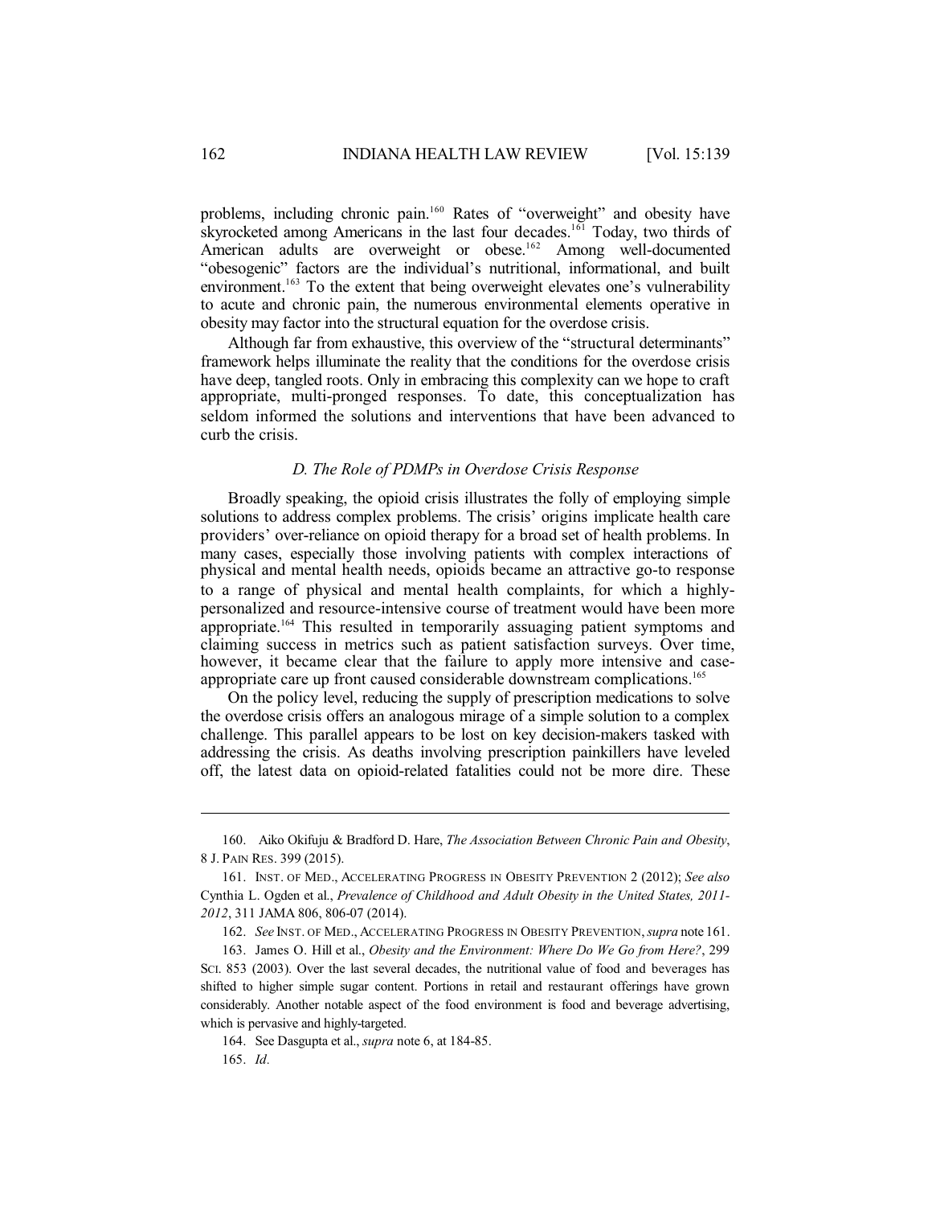problems, including chronic pain.[160] Rates of "overweight" and obesity have skyrocketed among Americans in the last four decades.[161] Today, two thirds of American adults are overweight or obese.[162] Among well-documented "obesogenic" factors are the individual's nutritional, informational, and built environment.[163] To the extent that being overweight elevates one's vulnerability to acute and chronic pain, the numerous environmental elements operative in obesity may factor into the structural equation for the overdose crisis.

Although far from exhaustive, this overview of the "structural determinants" framework helps illuminate the reality that the conditions for the overdose crisis have deep, tangled roots. Only in embracing this complexity can we hope to craft appropriate, multi-pronged responses. To date, this conceptualization has seldom informed the solutions and interventions that have been advanced to curb the crisis.

### *D. The Role of PDMPs in Overdose Crisis Response*

Broadly speaking, the opioid crisis illustrates the folly of employing simple solutions to address complex problems. The crisis' origins implicate health care providers' over-reliance on opioid therapy for a broad set of health problems. In many cases, especially those involving patients with complex interactions of physical and mental health needs, opioids became an attractive go-to response to a range of physical and mental health complaints, for which a highly-personalized and resource-intensive course of treatment would have been more appropriate.[164] This resulted in temporarily assuaging patient symptoms and claiming success in metrics such as patient satisfaction surveys. Over time, however, it became clear that the failure to apply more intensive and case-appropriate care up front caused considerable downstream complications.[165]

On the policy level, reducing the supply of prescription medications to solve the overdose crisis offers an analogous mirage of a simple solution to a complex challenge. This parallel appears to be lost on key decision-makers tasked with addressing the crisis. As deaths involving prescription painkillers have leveled off, the latest data on opioid-related fatalities could not be more dire. These

---

160. Aiko Okifuju & Bradford D. Hare, *The Association Between Chronic Pain and Obesity*, 8 J. PAIN RES. 399 (2015).

161. INST. OF MED., ACCELERATING PROGRESS IN OBESITY PREVENTION 2 (2012); *See also* Cynthia L. Ogden et al., *Prevalence of Childhood and Adult Obesity in the United States, 2011-2012*, 311 JAMA 806, 806-07 (2014).

162. *See* INST. OF MED., ACCELERATING PROGRESS IN OBESITY PREVENTION, *supra* note 161.

163. James O. Hill et al., *Obesity and the Environment: Where Do We Go from Here?*, 299 SCI. 853 (2003). Over the last several decades, the nutritional value of food and beverages has shifted to higher simple sugar content. Portions in retail and restaurant offerings have grown considerably. Another notable aspect of the food environment is food and beverage advertising, which is pervasive and highly-targeted.

164. See Dasgupta et al., *supra* note 6, at 184-85.

165. *Id.*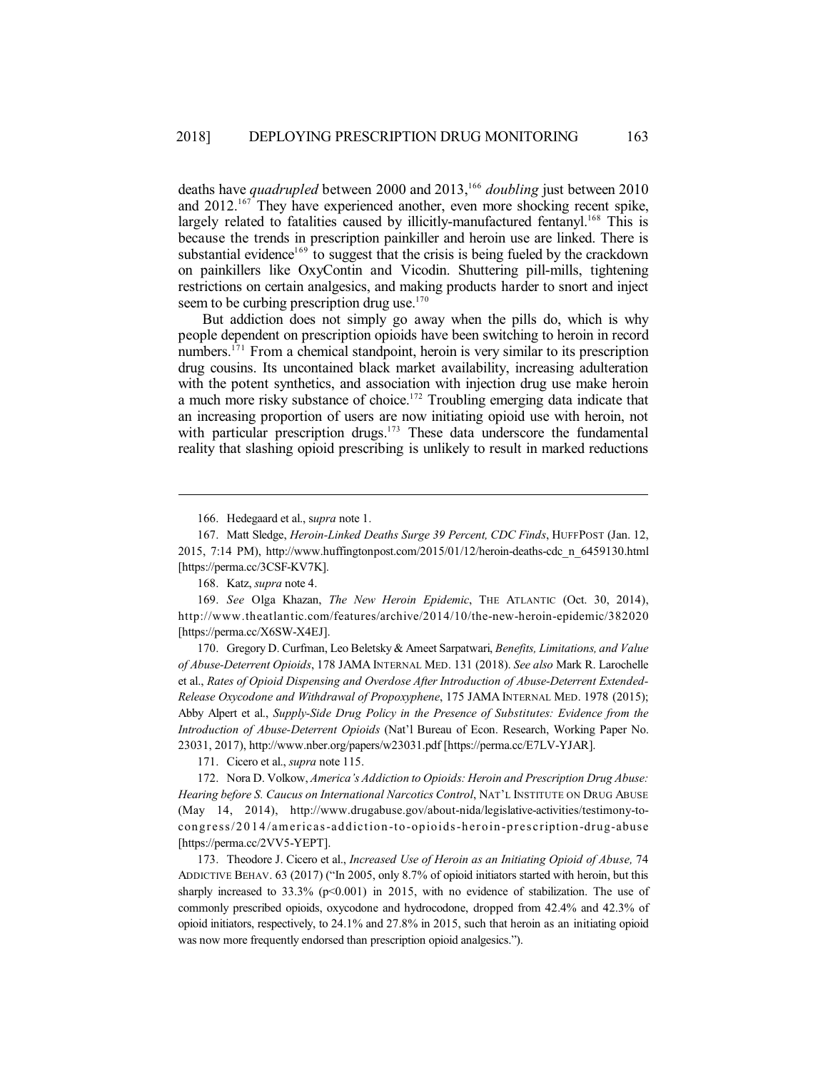deaths have *quadrupled* between 2000 and 2013,[166] *doubling* just between 2010 and 2012.[167] They have experienced another, even more shocking recent spike, largely related to fatalities caused by illicitly-manufactured fentanyl.[168] This is because the trends in prescription painkiller and heroin use are linked. There is substantial evidence[169] to suggest that the crisis is being fueled by the crackdown on painkillers like OxyContin and Vicodin. Shuttering pill-mills, tightening restrictions on certain analgesics, and making products harder to snort and inject seem to be curbing prescription drug use.[170]

But addiction does not simply go away when the pills do, which is why people dependent on prescription opioids have been switching to heroin in record numbers.[171] From a chemical standpoint, heroin is very similar to its prescription drug cousins. Its uncontained black market availability, increasing adulteration with the potent synthetics, and association with injection drug use make heroin a much more risky substance of choice.[172] Troubling emerging data indicate that an increasing proportion of users are now initiating opioid use with heroin, not with particular prescription drugs.[173] These data underscore the fundamental reality that slashing opioid prescribing is unlikely to result in marked reductions

---

166. Hedegaard et al., s*upra* note 1.

167. Matt Sledge, *Heroin-Linked Deaths Surge 39 Percent, CDC Finds*, HUFFPOST (Jan. 12, 2015, 7:14 PM), http://www.huffingtonpost.com/2015/01/12/heroin-deaths-cdc_n_6459130.html [https://perma.cc/3CSF-KV7K].

168. Katz, *supra* note 4.

169. *See* Olga Khazan, *The New Heroin Epidemic*, THE ATLANTIC (Oct. 30, 2014), http://www.theatlantic.com/features/archive/2014/10/the-new-heroin-epidemic/382020 [https://perma.cc/X6SW-X4EJ].

170. Gregory D. Curfman, Leo Beletsky & Ameet Sarpatwari, *Benefits, Limitations, and Value of Abuse-Deterrent Opioids*, 178 JAMA INTERNAL MED. 131 (2018). *See also* Mark R. Larochelle et al., *Rates of Opioid Dispensing and Overdose After Introduction of Abuse-Deterrent Extended-Release Oxycodone and Withdrawal of Propoxyphene*, 175 JAMA INTERNAL MED. 1978 (2015); Abby Alpert et al., *Supply-Side Drug Policy in the Presence of Substitutes: Evidence from the Introduction of Abuse-Deterrent Opioids* (Nat'l Bureau of Econ. Research, Working Paper No. 23031, 2017), http://www.nber.org/papers/w23031.pdf [https://perma.cc/E7LV-YJAR].

171. Cicero et al., *supra* note 115.

172. Nora D. Volkow, *America's Addiction to Opioids: Heroin and Prescription Drug Abuse: Hearing before S. Caucus on International Narcotics Control*, NAT'L INSTITUTE ON DRUG ABUSE (May 14, 2014), http://www.drugabuse.gov/about-nida/legislative-activities/testimony-to-congress/2014/americas-addiction-to-opioids-heroin-prescription-drug-abuse [https://perma.cc/2VV5-YEPT].

173. Theodore J. Cicero et al., *Increased Use of Heroin as an Initiating Opioid of Abuse,* 74 ADDICTIVE BEHAV. 63 (2017) ("In 2005, only 8.7% of opioid initiators started with heroin, but this sharply increased to 33.3% ($p<0.001$) in 2015, with no evidence of stabilization. The use of commonly prescribed opioids, oxycodone and hydrocodone, dropped from 42.4% and 42.3% of opioid initiators, respectively, to 24.1% and 27.8% in 2015, such that heroin as an initiating opioid was now more frequently endorsed than prescription opioid analgesics.").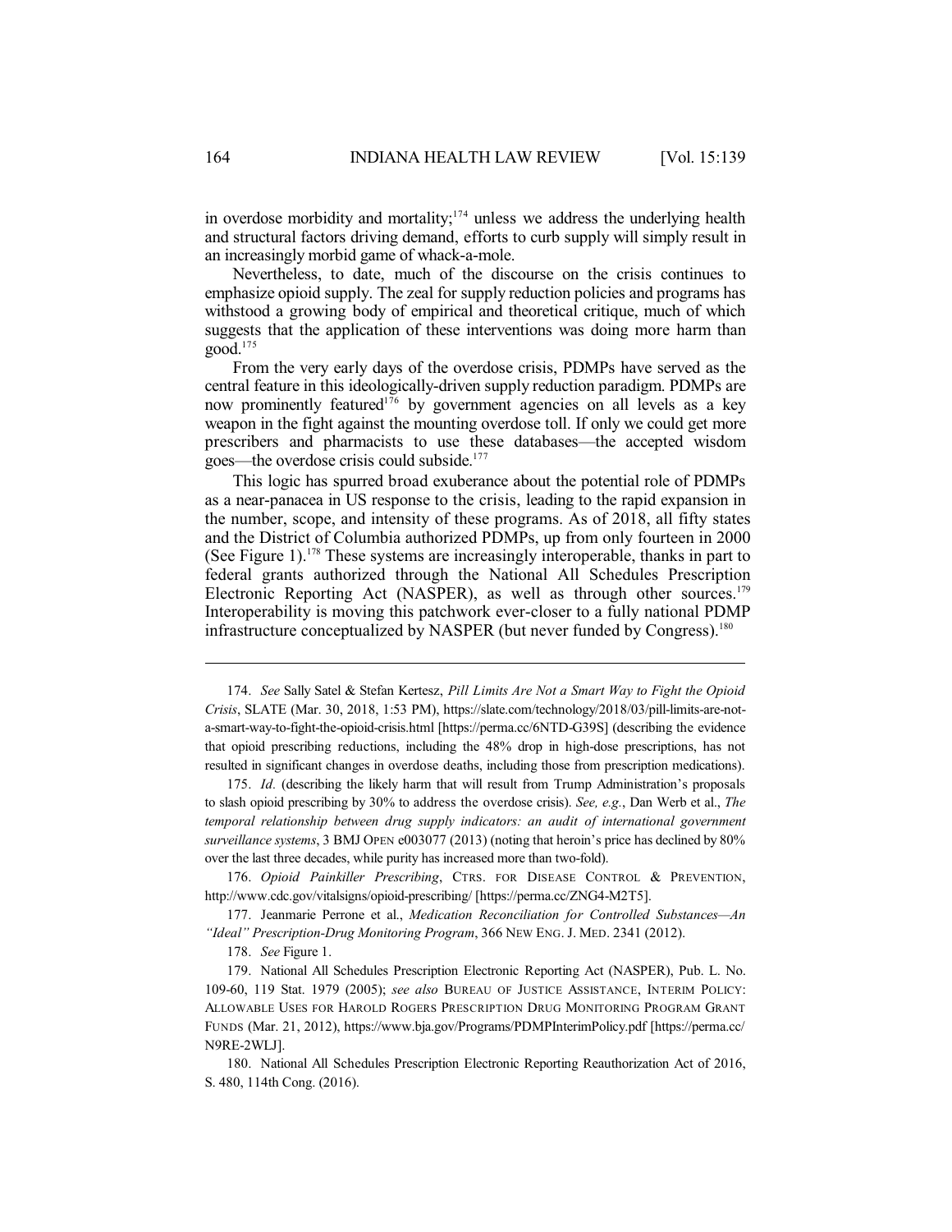in overdose morbidity and mortality;[174] unless we address the underlying health and structural factors driving demand, efforts to curb supply will simply result in an increasingly morbid game of whack-a-mole.

Nevertheless, to date, much of the discourse on the crisis continues to emphasize opioid supply. The zeal for supply reduction policies and programs has withstood a growing body of empirical and theoretical critique, much of which suggests that the application of these interventions was doing more harm than good.[175]

From the very early days of the overdose crisis, PDMPs have served as the central feature in this ideologically-driven supply reduction paradigm. PDMPs are now prominently featured[176] by government agencies on all levels as a key weapon in the fight against the mounting overdose toll. If only we could get more prescribers and pharmacists to use these databases—the accepted wisdom goes—the overdose crisis could subside.[177]

This logic has spurred broad exuberance about the potential role of PDMPs as a near-panacea in US response to the crisis, leading to the rapid expansion in the number, scope, and intensity of these programs. As of 2018, all fifty states and the District of Columbia authorized PDMPs, up from only fourteen in 2000 (See Figure 1).[178] These systems are increasingly interoperable, thanks in part to federal grants authorized through the National All Schedules Prescription Electronic Reporting Act (NASPER), as well as through other sources.[179] Interoperability is moving this patchwork ever-closer to a fully national PDMP infrastructure conceptualized by NASPER (but never funded by Congress).[180]

---

174. *See* Sally Satel & Stefan Kertesz, *Pill Limits Are Not a Smart Way to Fight the Opioid Crisis*, SLATE (Mar. 30, 2018, 1:53 PM), https://slate.com/technology/2018/03/pill-limits-are-not-a-smart-way-to-fight-the-opioid-crisis.html [https://perma.cc/6NTD-G39S] (describing the evidence that opioid prescribing reductions, including the 48% drop in high-dose prescriptions, has not resulted in significant changes in overdose deaths, including those from prescription medications).

175. *Id.* (describing the likely harm that will result from Trump Administration's proposals to slash opioid prescribing by 30% to address the overdose crisis). *See, e.g.*, Dan Werb et al., *The temporal relationship between drug supply indicators: an audit of international government surveillance systems*, 3 BMJ OPEN e003077 (2013) (noting that heroin's price has declined by 80% over the last three decades, while purity has increased more than two-fold).

176. *Opioid Painkiller Prescribing*, CTRS. FOR DISEASE CONTROL & PREVENTION, http://www.cdc.gov/vitalsigns/opioid-prescribing/ [https://perma.cc/ZNG4-M2T5].

177. Jeanmarie Perrone et al., *Medication Reconciliation for Controlled Substances—An "Ideal" Prescription-Drug Monitoring Program*, 366 NEW ENG. J. MED. 2341 (2012).

178. *See* Figure 1.

179. National All Schedules Prescription Electronic Reporting Act (NASPER), Pub. L. No. 109-60, 119 Stat. 1979 (2005); *see also* BUREAU OF JUSTICE ASSISTANCE, INTERIM POLICY: ALLOWABLE USES FOR HAROLD ROGERS PRESCRIPTION DRUG MONITORING PROGRAM GRANT FUNDS (Mar. 21, 2012), https://www.bja.gov/Programs/PDMPInterimPolicy.pdf [https://perma.cc/N9RE-2WLJ].

180. National All Schedules Prescription Electronic Reporting Reauthorization Act of 2016, S. 480, 114th Cong. (2016).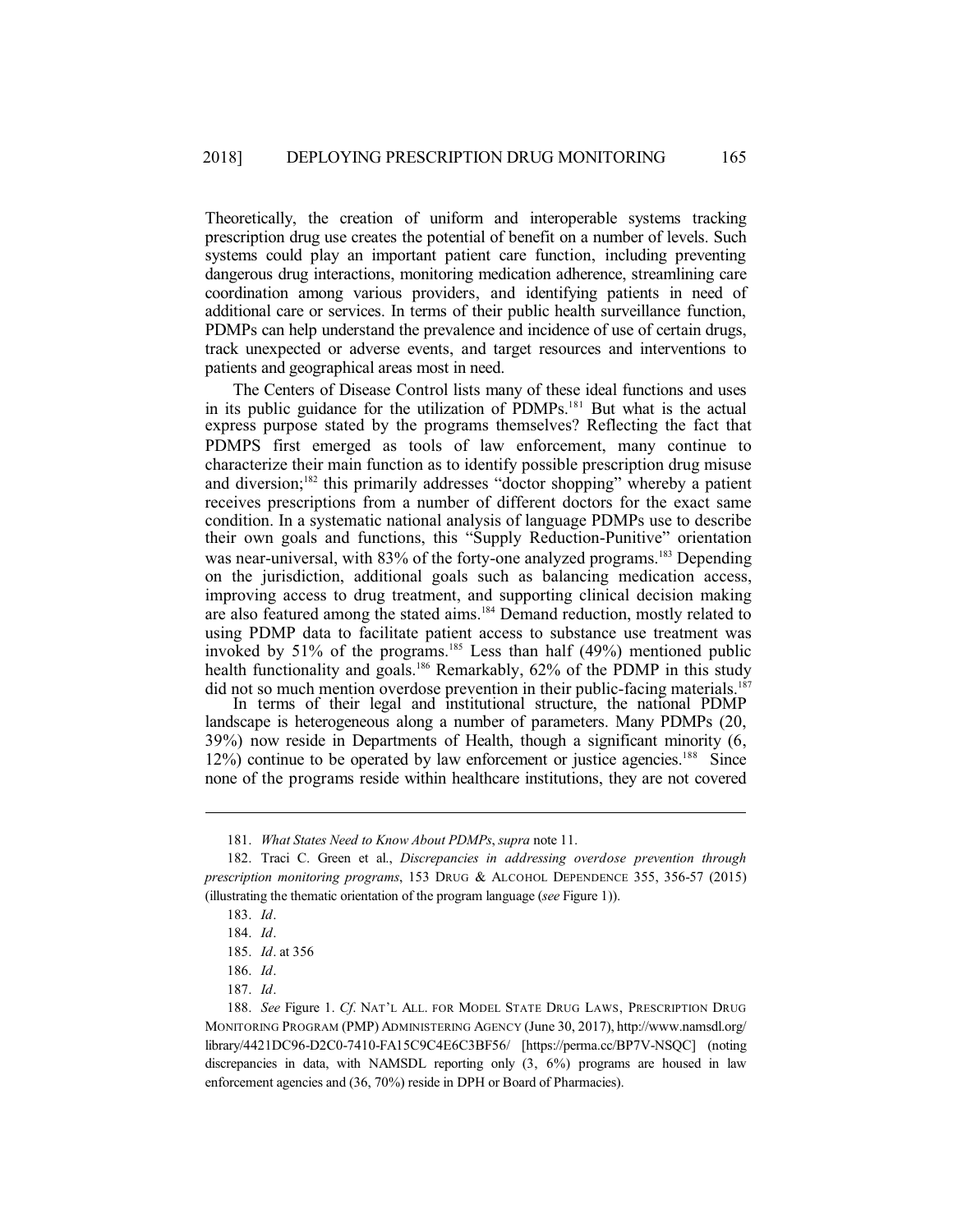Theoretically, the creation of uniform and interoperable systems tracking prescription drug use creates the potential of benefit on a number of levels. Such systems could play an important patient care function, including preventing dangerous drug interactions, monitoring medication adherence, streamlining care coordination among various providers, and identifying patients in need of additional care or services. In terms of their public health surveillance function, PDMPs can help understand the prevalence and incidence of use of certain drugs, track unexpected or adverse events, and target resources and interventions to patients and geographical areas most in need.

The Centers of Disease Control lists many of these ideal functions and uses in its public guidance for the utilization of PDMPs.[181] But what is the actual express purpose stated by the programs themselves? Reflecting the fact that PDMPS first emerged as tools of law enforcement, many continue to characterize their main function as to identify possible prescription drug misuse and diversion;[182] this primarily addresses "doctor shopping" whereby a patient receives prescriptions from a number of different doctors for the exact same condition. In a systematic national analysis of language PDMPs use to describe their own goals and functions, this "Supply Reduction-Punitive" orientation was near-universal, with 83% of the forty-one analyzed programs.[183] Depending on the jurisdiction, additional goals such as balancing medication access, improving access to drug treatment, and supporting clinical decision making are also featured among the stated aims.[184] Demand reduction, mostly related to using PDMP data to facilitate patient access to substance use treatment was invoked by 51% of the programs.[185] Less than half (49%) mentioned public health functionality and goals.[186] Remarkably, 62% of the PDMP in this study did not so much mention overdose prevention in their public-facing materials.[187]

In terms of their legal and institutional structure, the national PDMP landscape is heterogeneous along a number of parameters. Many PDMPs (20, 39%) now reside in Departments of Health, though a significant minority (6, 12%) continue to be operated by law enforcement or justice agencies.[188] Since none of the programs reside within healthcare institutions, they are not covered

---

181. *What States Need to Know About PDMPs*, *supra* note 11.

182. Traci C. Green et al., *Discrepancies in addressing overdose prevention through prescription monitoring programs*, 153 DRUG & ALCOHOL DEPENDENCE 355, 356-57 (2015) (illustrating the thematic orientation of the program language (*see* Figure 1)).

183. *Id*.

184. *Id*.

185. *Id*. at 356

186. *Id*.

187. *Id*.

188. *See* Figure 1. *Cf*. NAT'L ALL. FOR MODEL STATE DRUG LAWS, PRESCRIPTION DRUG MONITORING PROGRAM (PMP) ADMINISTERING AGENCY (June 30, 2017), http://www.namsdl.org/library/4421DC96-D2C0-7410-FA15C9C4E6C3BF56/ [https://perma.cc/BP7V-NSQC] (noting discrepancies in data, with NAMSDL reporting only (3, 6%) programs are housed in law enforcement agencies and (36, 70%) reside in DPH or Board of Pharmacies).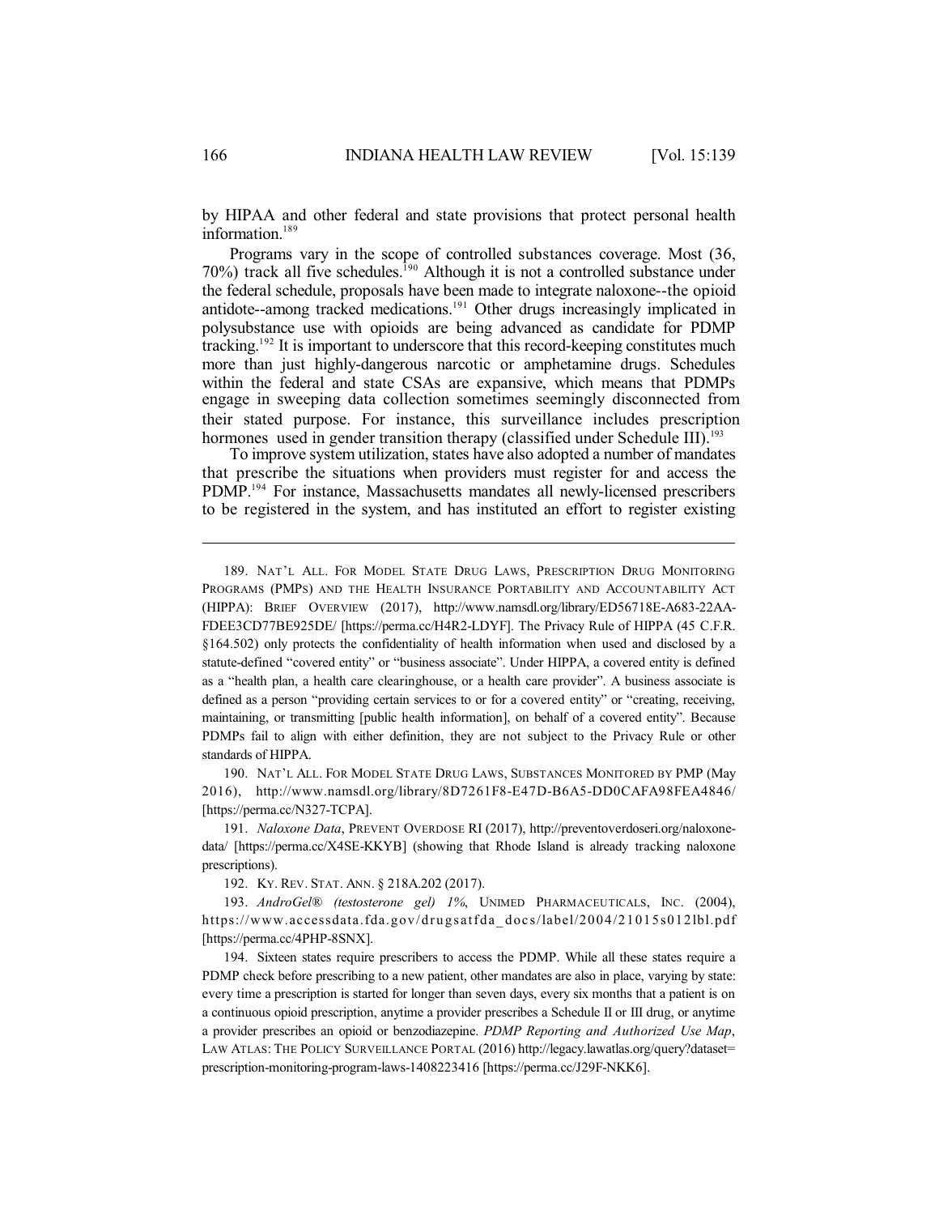by HIPAA and other federal and state provisions that protect personal health information.[189]

Programs vary in the scope of controlled substances coverage. Most (36, 70%) track all five schedules.[190] Although it is not a controlled substance under the federal schedule, proposals have been made to integrate naloxone--the opioid antidote--among tracked medications.[191] Other drugs increasingly implicated in polysubstance use with opioids are being advanced as candidate for PDMP tracking.[192] It is important to underscore that this record-keeping constitutes much more than just highly-dangerous narcotic or amphetamine drugs. Schedules within the federal and state CSAs are expansive, which means that PDMPs engage in sweeping data collection sometimes seemingly disconnected from their stated purpose. For instance, this surveillance includes prescription hormones used in gender transition therapy (classified under Schedule III).[193]

To improve system utilization, states have also adopted a number of mandates that prescribe the situations when providers must register for and access the PDMP.[194] For instance, Massachusetts mandates all newly-licensed prescribers to be registered in the system, and has instituted an effort to register existing

---

189. NAT'L ALL. FOR MODEL STATE DRUG LAWS, PRESCRIPTION DRUG MONITORING PROGRAMS (PMPS) AND THE HEALTH INSURANCE PORTABILITY AND ACCOUNTABILITY ACT (HIPPA): BRIEF OVERVIEW (2017), http://www.namsdl.org/library/ED56718E-A683-22AA-FDEE3CD77BE925DE/ [https://perma.cc/H4R2-LDYF]. The Privacy Rule of HIPPA (45 C.F.R. §164.502) only protects the confidentiality of health information when used and disclosed by a statute-defined "covered entity" or "business associate". Under HIPPA, a covered entity is defined as a "health plan, a health care clearinghouse, or a health care provider". A business associate is defined as a person "providing certain services to or for a covered entity" or "creating, receiving, maintaining, or transmitting [public health information], on behalf of a covered entity". Because PDMPs fail to align with either definition, they are not subject to the Privacy Rule or other standards of HIPPA.

190. NAT'L ALL. FOR MODEL STATE DRUG LAWS, SUBSTANCES MONITORED BY PMP (May 2016), http://www.namsdl.org/library/8D7261F8-E47D-B6A5-DD0CAFA98FEA4846/ [https://perma.cc/N327-TCPA].

191. *Naloxone Data*, PREVENT OVERDOSE RI (2017), http://preventoverdoseri.org/naloxone-data/ [https://perma.cc/X4SE-KKYB] (showing that Rhode Island is already tracking naloxone prescriptions).

192. KY. REV. STAT. ANN. § 218A.202 (2017).

193. *AndroGel® (testosterone gel) 1%*, UNIMED PHARMACEUTICALS, INC. (2004), https://www.accessdata.fda.gov/drugsatfda_docs/label/2004/21015s012lbl.pdf [https://perma.cc/4PHP-8SNX].

194. Sixteen states require prescribers to access the PDMP. While all these states require a PDMP check before prescribing to a new patient, other mandates are also in place, varying by state: every time a prescription is started for longer than seven days, every six months that a patient is on a continuous opioid prescription, anytime a provider prescribes a Schedule II or III drug, or anytime a provider prescribes an opioid or benzodiazepine. *PDMP Reporting and Authorized Use Map*, LAW ATLAS: THE POLICY SURVEILLANCE PORTAL (2016) http://legacy.lawatlas.org/query?dataset=prescription-monitoring-program-laws-1408223416 [https://perma.cc/J29F-NKK6].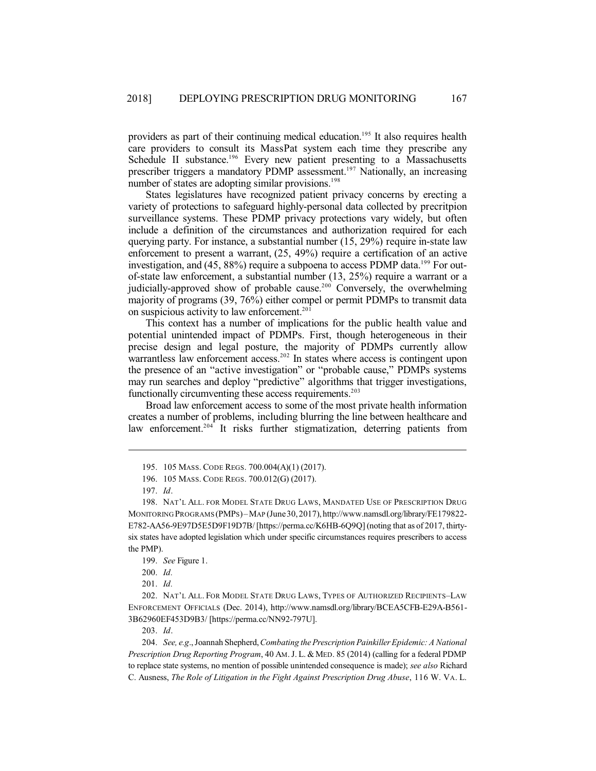providers as part of their continuing medical education.[195] It also requires health care providers to consult its MassPat system each time they prescribe any Schedule II substance.[196] Every new patient presenting to a Massachusetts prescriber triggers a mandatory PDMP assessment.[197] Nationally, an increasing number of states are adopting similar provisions.[198]

States legislatures have recognized patient privacy concerns by erecting a variety of protections to safeguard highly-personal data collected by precritpion surveillance systems. These PDMP privacy protections vary widely, but often include a definition of the circumstances and authorization required for each querying party. For instance, a substantial number (15, 29%) require in-state law enforcement to present a warrant, (25, 49%) require a certification of an active investigation, and (45, 88%) require a subpoena to access PDMP data.[199] For out-of-state law enforcement, a substantial number (13, 25%) require a warrant or a judicially-approved show of probable cause.[200] Conversely, the overwhelming majority of programs (39, 76%) either compel or permit PDMPs to transmit data on suspicious activity to law enforcement.[201]

This context has a number of implications for the public health value and potential unintended impact of PDMPs. First, though heterogeneous in their precise design and legal posture, the majority of PDMPs currently allow warrantless law enforcement access.[202] In states where access is contingent upon the presence of an "active investigation" or "probable cause," PDMPs systems may run searches and deploy "predictive" algorithms that trigger investigations, functionally circumventing these access requirements.[203]

Broad law enforcement access to some of the most private health information creates a number of problems, including blurring the line between healthcare and law enforcement.[204] It risks further stigmatization, deterring patients from

---

195. 105 MASS. CODE REGS. 700.004(A)(1) (2017).

196. 105 MASS. CODE REGS. 700.012(G) (2017).

197. *Id*.

198. NAT'L ALL. FOR MODEL STATE DRUG LAWS, MANDATED USE OF PRESCRIPTION DRUG MONITORING PROGRAMS (PMPS) – MAP (June 30, 2017), http://www.namsdl.org/library/FE179822-E782-AA56-9E97D5E5D9F19D7B/ [https://perma.cc/K6HB-6Q9Q] (noting that as of 2017, thirty-six states have adopted legislation which under specific circumstances requires prescribers to access the PMP).

199. *See* Figure 1.

200. *Id.*

201. *Id.*

202. NAT'L ALL. FOR MODEL STATE DRUG LAWS, TYPES OF AUTHORIZED RECIPIENTS–LAW ENFORCEMENT OFFICIALS (Dec. 2014), http://www.namsdl.org/library/BCEA5CFB-E29A-B561-3B62960EF453D9B3/ [https://perma.cc/NN92-797U].

203. *Id*.

204. *See, e.g*., Joannah Shepherd, *Combating the Prescription Painkiller Epidemic: A National Prescription Drug Reporting Program*, 40 AM. J. L. & MED. 85 (2014) (calling for a federal PDMP to replace state systems, no mention of possible unintended consequence is made); *see also* Richard C. Ausness, *The Role of Litigation in the Fight Against Prescription Drug Abuse*, 116 W. VA. L.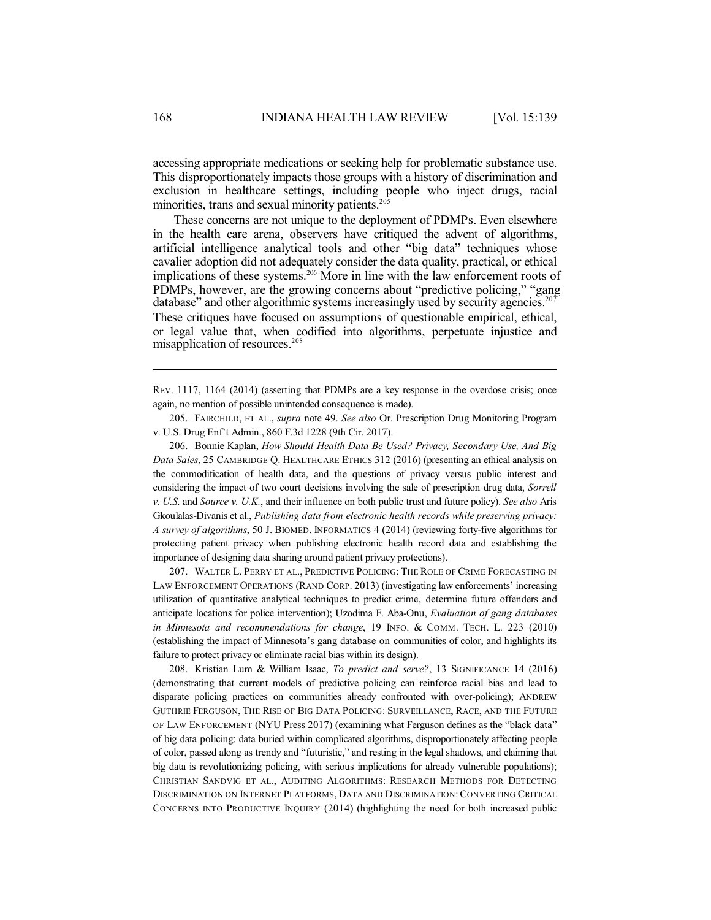accessing appropriate medications or seeking help for problematic substance use. This disproportionately impacts those groups with a history of discrimination and exclusion in healthcare settings, including people who inject drugs, racial minorities, trans and sexual minority patients.[205]

These concerns are not unique to the deployment of PDMPs. Even elsewhere in the health care arena, observers have critiqued the advent of algorithms, artificial intelligence analytical tools and other "big data" techniques whose cavalier adoption did not adequately consider the data quality, practical, or ethical implications of these systems.[206] More in line with the law enforcement roots of PDMPs, however, are the growing concerns about "predictive policing," "gang database" and other algorithmic systems increasingly used by security agencies.[207] These critiques have focused on assumptions of questionable empirical, ethical, or legal value that, when codified into algorithms, perpetuate injustice and misapplication of resources.[208]

---

REV. 1117, 1164 (2014) (asserting that PDMPs are a key response in the overdose crisis; once again, no mention of possible unintended consequence is made).

205. FAIRCHILD, ET AL., *supra* note 49. *See also* Or. Prescription Drug Monitoring Program v. U.S. Drug Enf't Admin., 860 F.3d 1228 (9th Cir. 2017).

206. Bonnie Kaplan, *How Should Health Data Be Used? Privacy, Secondary Use, And Big Data Sales*, 25 CAMBRIDGE Q. HEALTHCARE ETHICS 312 (2016) (presenting an ethical analysis on the commodification of health data, and the questions of privacy versus public interest and considering the impact of two court decisions involving the sale of prescription drug data, *Sorrell v. U.S.* and *Source v. U.K.*, and their influence on both public trust and future policy). *See also* Aris Gkoulalas-Divanis et al., *Publishing data from electronic health records while preserving privacy: A survey of algorithms*, 50 J. BIOMED. INFORMATICS 4 (2014) (reviewing forty-five algorithms for protecting patient privacy when publishing electronic health record data and establishing the importance of designing data sharing around patient privacy protections).

207. WALTER L. PERRY ET AL., PREDICTIVE POLICING: THE ROLE OF CRIME FORECASTING IN LAW ENFORCEMENT OPERATIONS (RAND CORP. 2013) (investigating law enforcements' increasing utilization of quantitative analytical techniques to predict crime, determine future offenders and anticipate locations for police intervention); Uzodima F. Aba-Onu, *Evaluation of gang databases in Minnesota and recommendations for change*, 19 INFO. & COMM. TECH. L. 223 (2010) (establishing the impact of Minnesota's gang database on communities of color, and highlights its failure to protect privacy or eliminate racial bias within its design).

208. Kristian Lum & William Isaac, *To predict and serve?*, 13 SIGNIFICANCE 14 (2016) (demonstrating that current models of predictive policing can reinforce racial bias and lead to disparate policing practices on communities already confronted with over-policing); ANDREW GUTHRIE FERGUSON, THE RISE OF BIG DATA POLICING: SURVEILLANCE, RACE, AND THE FUTURE OF LAW ENFORCEMENT (NYU Press 2017) (examining what Ferguson defines as the "black data" of big data policing: data buried within complicated algorithms, disproportionately affecting people of color, passed along as trendy and "futuristic," and resting in the legal shadows, and claiming that big data is revolutionizing policing, with serious implications for already vulnerable populations); CHRISTIAN SANDVIG ET AL., AUDITING ALGORITHMS: RESEARCH METHODS FOR DETECTING DISCRIMINATION ON INTERNET PLATFORMS, DATA AND DISCRIMINATION: CONVERTING CRITICAL CONCERNS INTO PRODUCTIVE INQUIRY (2014) (highlighting the need for both increased public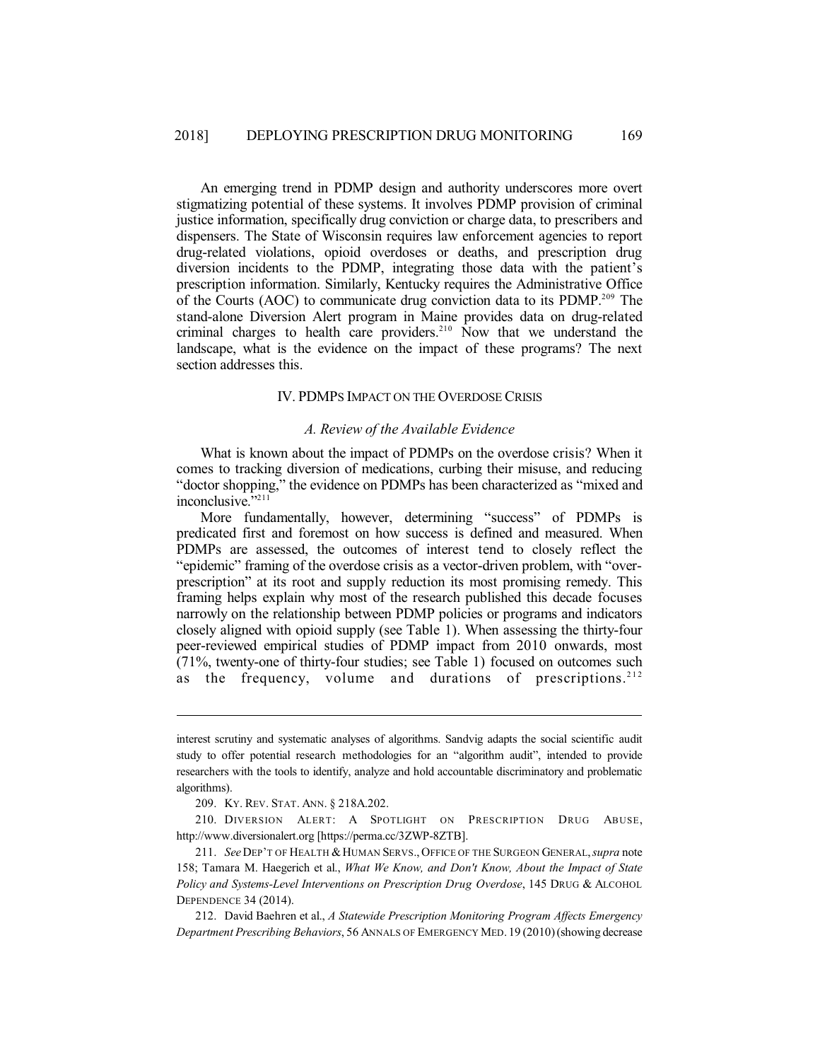An emerging trend in PDMP design and authority underscores more overt stigmatizing potential of these systems. It involves PDMP provision of criminal justice information, specifically drug conviction or charge data, to prescribers and dispensers. The State of Wisconsin requires law enforcement agencies to report drug-related violations, opioid overdoses or deaths, and prescription drug diversion incidents to the PDMP, integrating those data with the patient's prescription information. Similarly, Kentucky requires the Administrative Office of the Courts (AOC) to communicate drug conviction data to its PDMP.[209] The stand-alone Diversion Alert program in Maine provides data on drug-related criminal charges to health care providers.[210] Now that we understand the landscape, what is the evidence on the impact of these programs? The next section addresses this.

## IV. PDMPs Impact on the Overdose Crisis

### *A. Review of the Available Evidence*

What is known about the impact of PDMPs on the overdose crisis? When it comes to tracking diversion of medications, curbing their misuse, and reducing "doctor shopping," the evidence on PDMPs has been characterized as "mixed and inconclusive."[211]

More fundamentally, however, determining "success" of PDMPs is predicated first and foremost on how success is defined and measured. When PDMPs are assessed, the outcomes of interest tend to closely reflect the "epidemic" framing of the overdose crisis as a vector-driven problem, with "over-prescription" at its root and supply reduction its most promising remedy. This framing helps explain why most of the research published this decade focuses narrowly on the relationship between PDMP policies or programs and indicators closely aligned with opioid supply (see Table 1). When assessing the thirty-four peer-reviewed empirical studies of PDMP impact from 2010 onwards, most (71%, twenty-one of thirty-four studies; see Table 1) focused on outcomes such as the frequency, volume and durations of prescriptions.[212]

---

interest scrutiny and systematic analyses of algorithms. Sandvig adapts the social scientific audit study to offer potential research methodologies for an "algorithm audit", intended to provide researchers with the tools to identify, analyze and hold accountable discriminatory and problematic algorithms).

209. KY. REV. STAT. ANN. § 218A.202.

210. DIVERSION ALERT: A SPOTLIGHT ON PRESCRIPTION DRUG ABUSE, http://www.diversionalert.org [https://perma.cc/3ZWP-8ZTB].

211. *See* DEP'T OF HEALTH & HUMAN SERVS., OFFICE OF THE SURGEON GENERAL, *supra* note 158; Tamara M. Haegerich et al., *What We Know, and Don't Know, About the Impact of State Policy and Systems-Level Interventions on Prescription Drug Overdose*, 145 DRUG & ALCOHOL DEPENDENCE 34 (2014).

212. David Baehren et al., *A Statewide Prescription Monitoring Program Affects Emergency Department Prescribing Behaviors*, 56 ANNALS OF EMERGENCY MED. 19 (2010) (showing decrease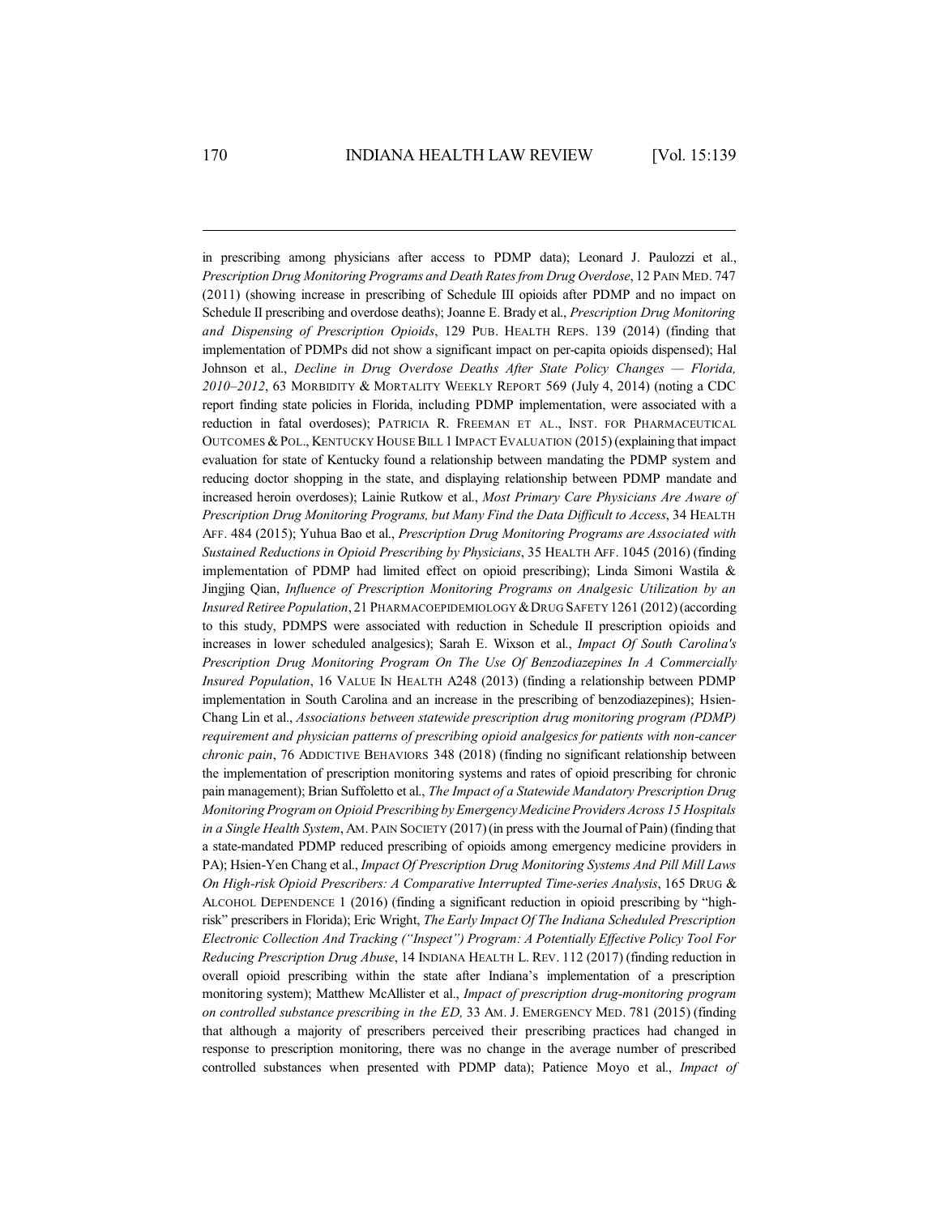in prescribing among physicians after access to PDMP data); Leonard J. Paulozzi et al., *Prescription Drug Monitoring Programs and Death Rates from Drug Overdose*, 12 PAIN MED. 747 (2011) (showing increase in prescribing of Schedule III opioids after PDMP and no impact on Schedule II prescribing and overdose deaths); Joanne E. Brady et al., *Prescription Drug Monitoring and Dispensing of Prescription Opioids*, 129 PUB. HEALTH REPS. 139 (2014) (finding that implementation of PDMPs did not show a significant impact on per-capita opioids dispensed); Hal Johnson et al., *Decline in Drug Overdose Deaths After State Policy Changes — Florida, 2010–2012*, 63 MORBIDITY & MORTALITY WEEKLY REPORT 569 (July 4, 2014) (noting a CDC report finding state policies in Florida, including PDMP implementation, were associated with a reduction in fatal overdoses); PATRICIA R. FREEMAN ET AL., INST. FOR PHARMACEUTICAL OUTCOMES & POL., KENTUCKY HOUSE BILL 1 IMPACT EVALUATION (2015) (explaining that impact evaluation for state of Kentucky found a relationship between mandating the PDMP system and reducing doctor shopping in the state, and displaying relationship between PDMP mandate and increased heroin overdoses); Lainie Rutkow et al., *Most Primary Care Physicians Are Aware of Prescription Drug Monitoring Programs, but Many Find the Data Difficult to Access*, 34 HEALTH AFF. 484 (2015); Yuhua Bao et al., *Prescription Drug Monitoring Programs are Associated with Sustained Reductions in Opioid Prescribing by Physicians*, 35 HEALTH AFF. 1045 (2016) (finding implementation of PDMP had limited effect on opioid prescribing); Linda Simoni Wastila & Jingjing Qian, *Influence of Prescription Monitoring Programs on Analgesic Utilization by an Insured Retiree Population*, 21 PHARMACOEPIDEMIOLOGY & DRUG SAFETY 1261 (2012) (according to this study, PDMPS were associated with reduction in Schedule II prescription opioids and increases in lower scheduled analgesics); Sarah E. Wixson et al., *Impact Of South Carolina's Prescription Drug Monitoring Program On The Use Of Benzodiazepines In A Commercially Insured Population*, 16 VALUE IN HEALTH A248 (2013) (finding a relationship between PDMP implementation in South Carolina and an increase in the prescribing of benzodiazepines); Hsien-Chang Lin et al., *Associations between statewide prescription drug monitoring program (PDMP) requirement and physician patterns of prescribing opioid analgesics for patients with non-cancer chronic pain*, 76 ADDICTIVE BEHAVIORS 348 (2018) (finding no significant relationship between the implementation of prescription monitoring systems and rates of opioid prescribing for chronic pain management); Brian Suffoletto et al., *The Impact of a Statewide Mandatory Prescription Drug Monitoring Program on Opioid Prescribing by Emergency Medicine Providers Across 15 Hospitals in a Single Health System*, AM. PAIN SOCIETY (2017) (in press with the Journal of Pain) (finding that a state-mandated PDMP reduced prescribing of opioids among emergency medicine providers in PA); Hsien-Yen Chang et al., *Impact Of Prescription Drug Monitoring Systems And Pill Mill Laws On High-risk Opioid Prescribers: A Comparative Interrupted Time-series Analysis*, 165 DRUG & ALCOHOL DEPENDENCE 1 (2016) (finding a significant reduction in opioid prescribing by "high-risk" prescribers in Florida); Eric Wright, *The Early Impact Of The Indiana Scheduled Prescription Electronic Collection And Tracking ("Inspect") Program: A Potentially Effective Policy Tool For Reducing Prescription Drug Abuse*, 14 INDIANA HEALTH L. REV. 112 (2017) (finding reduction in overall opioid prescribing within the state after Indiana's implementation of a prescription monitoring system); Matthew McAllister et al., *Impact of prescription drug-monitoring program on controlled substance prescribing in the ED,* 33 AM. J. EMERGENCY MED. 781 (2015) (finding that although a majority of prescribers perceived their prescribing practices had changed in response to prescription monitoring, there was no change in the average number of prescribed controlled substances when presented with PDMP data); Patience Moyo et al., *Impact of*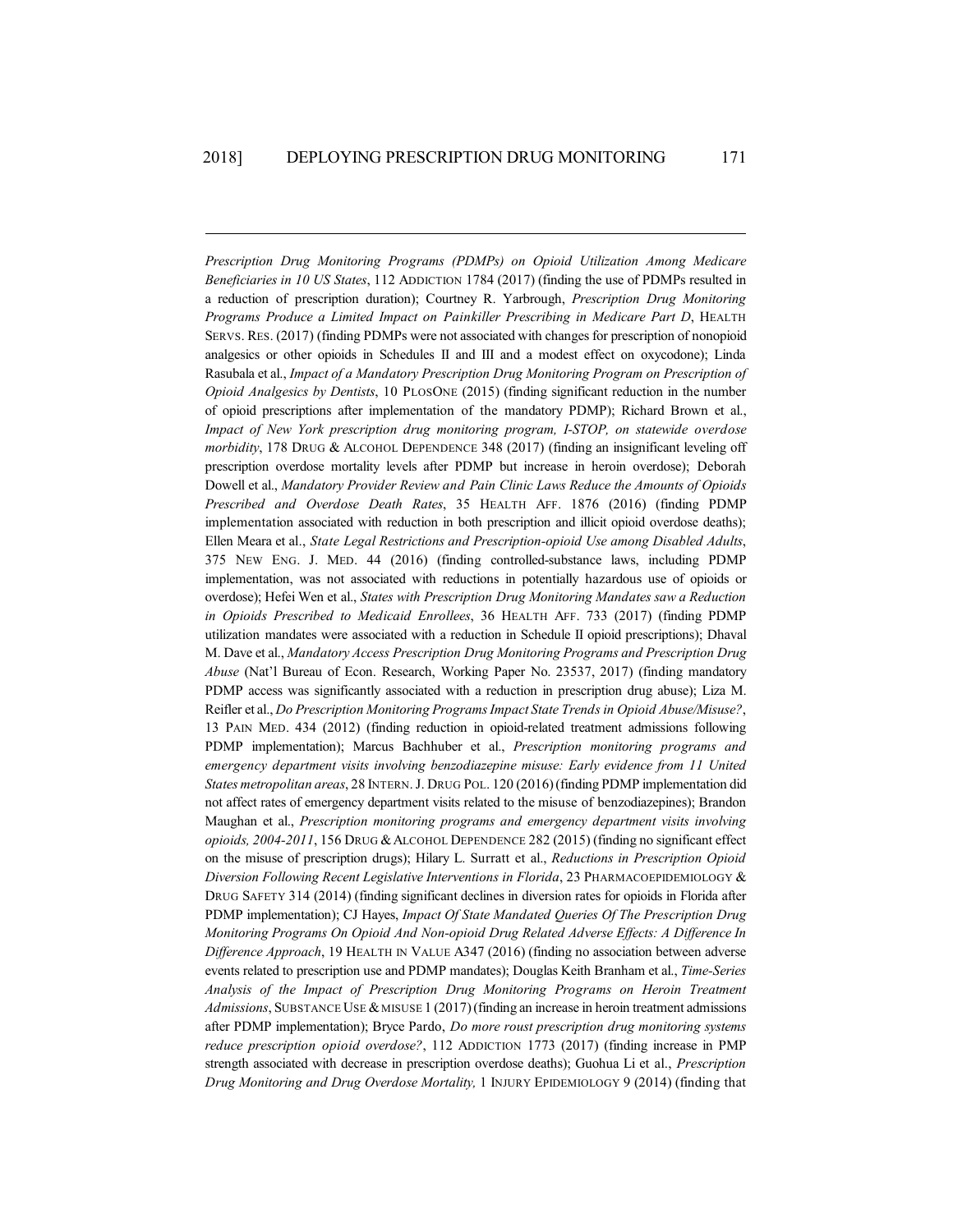*Prescription Drug Monitoring Programs (PDMPs) on Opioid Utilization Among Medicare Beneficiaries in 10 US States*, 112 ADDICTION 1784 (2017) (finding the use of PDMPs resulted in a reduction of prescription duration); Courtney R. Yarbrough, *Prescription Drug Monitoring Programs Produce a Limited Impact on Painkiller Prescribing in Medicare Part D*, HEALTH SERVS. RES. (2017) (finding PDMPs were not associated with changes for prescription of nonopioid analgesics or other opioids in Schedules II and III and a modest effect on oxycodone); Linda Rasubala et al., *Impact of a Mandatory Prescription Drug Monitoring Program on Prescription of Opioid Analgesics by Dentists*, 10 PLOSONE (2015) (finding significant reduction in the number of opioid prescriptions after implementation of the mandatory PDMP); Richard Brown et al., *Impact of New York prescription drug monitoring program, I-STOP, on statewide overdose morbidity*, 178 DRUG & ALCOHOL DEPENDENCE 348 (2017) (finding an insignificant leveling off prescription overdose mortality levels after PDMP but increase in heroin overdose); Deborah Dowell et al., *Mandatory Provider Review and Pain Clinic Laws Reduce the Amounts of Opioids Prescribed and Overdose Death Rates*, 35 HEALTH AFF. 1876 (2016) (finding PDMP implementation associated with reduction in both prescription and illicit opioid overdose deaths); Ellen Meara et al., *State Legal Restrictions and Prescription-opioid Use among Disabled Adults*, 375 NEW ENG. J. MED. 44 (2016) (finding controlled-substance laws, including PDMP implementation, was not associated with reductions in potentially hazardous use of opioids or overdose); Hefei Wen et al., *States with Prescription Drug Monitoring Mandates saw a Reduction in Opioids Prescribed to Medicaid Enrollees*, 36 HEALTH AFF. 733 (2017) (finding PDMP utilization mandates were associated with a reduction in Schedule II opioid prescriptions); Dhaval M. Dave et al., *Mandatory Access Prescription Drug Monitoring Programs and Prescription Drug Abuse* (Nat'l Bureau of Econ. Research, Working Paper No. 23537, 2017) (finding mandatory PDMP access was significantly associated with a reduction in prescription drug abuse); Liza M. Reifler et al., *Do Prescription Monitoring Programs Impact State Trends in Opioid Abuse/Misuse?*, 13 PAIN MED. 434 (2012) (finding reduction in opioid-related treatment admissions following PDMP implementation); Marcus Bachhuber et al., *Prescription monitoring programs and emergency department visits involving benzodiazepine misuse: Early evidence from 11 United States metropolitan areas*, 28 INTERN. J. DRUG POL. 120 (2016) (finding PDMP implementation did not affect rates of emergency department visits related to the misuse of benzodiazepines); Brandon Maughan et al., *Prescription monitoring programs and emergency department visits involving opioids, 2004-2011*, 156 DRUG & ALCOHOL DEPENDENCE 282 (2015) (finding no significant effect on the misuse of prescription drugs); Hilary L. Surratt et al., *Reductions in Prescription Opioid Diversion Following Recent Legislative Interventions in Florida*, 23 PHARMACOEPIDEMIOLOGY & DRUG SAFETY 314 (2014) (finding significant declines in diversion rates for opioids in Florida after PDMP implementation); CJ Hayes, *Impact Of State Mandated Queries Of The Prescription Drug Monitoring Programs On Opioid And Non-opioid Drug Related Adverse Effects: A Difference In Difference Approach*, 19 HEALTH IN VALUE A347 (2016) (finding no association between adverse events related to prescription use and PDMP mandates); Douglas Keith Branham et al., *Time-Series Analysis of the Impact of Prescription Drug Monitoring Programs on Heroin Treatment Admissions*, SUBSTANCE USE & MISUSE 1 (2017) (finding an increase in heroin treatment admissions after PDMP implementation); Bryce Pardo, *Do more roust prescription drug monitoring systems reduce prescription opioid overdose?*, 112 ADDICTION 1773 (2017) (finding increase in PMP strength associated with decrease in prescription overdose deaths); Guohua Li et al., *Prescription Drug Monitoring and Drug Overdose Mortality,* 1 INJURY EPIDEMIOLOGY 9 (2014) (finding that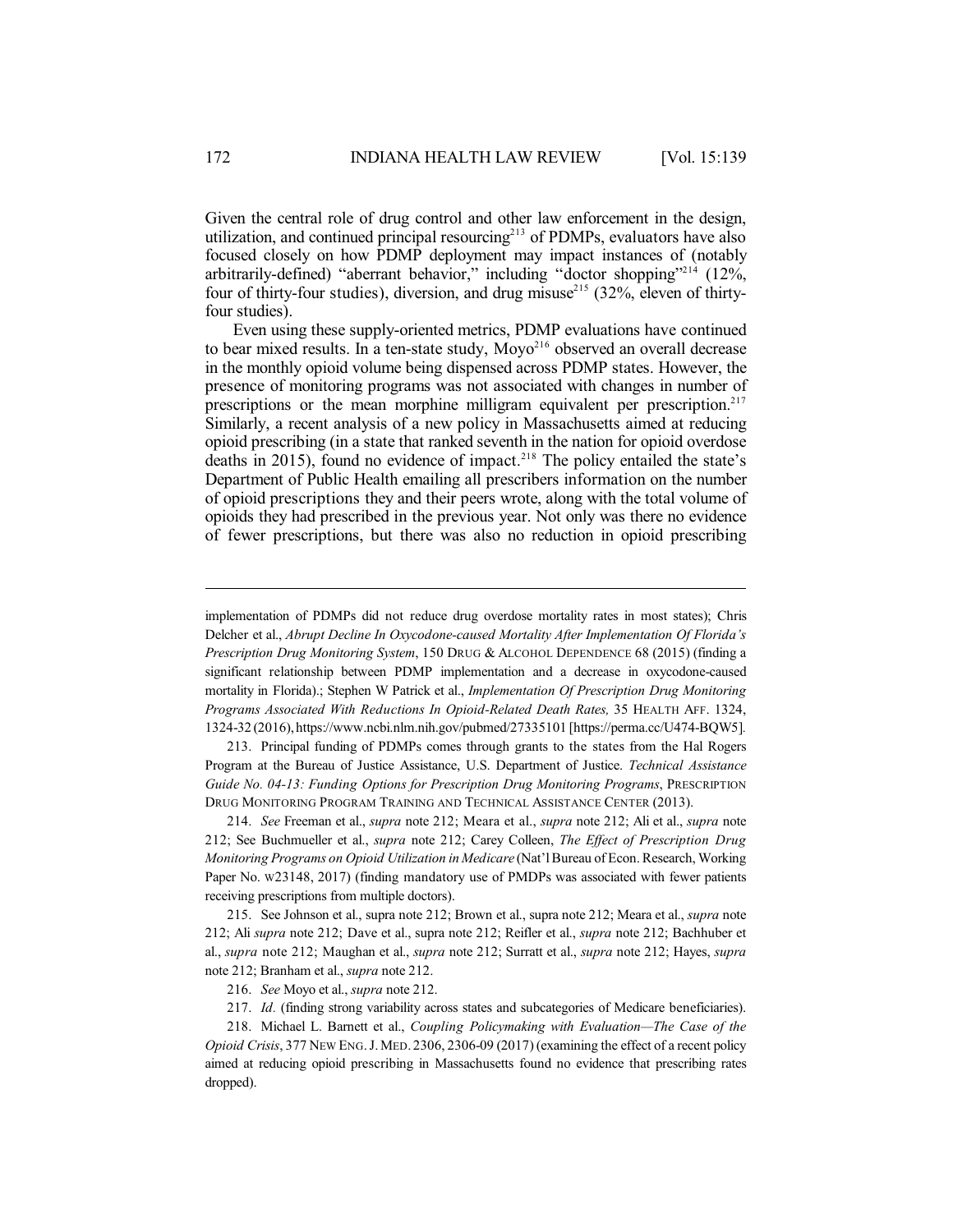Given the central role of drug control and other law enforcement in the design, utilization, and continued principal resourcing[213] of PDMPs, evaluators have also focused closely on how PDMP deployment may impact instances of (notably arbitrarily-defined) "aberrant behavior," including "doctor shopping"[214] (12%, four of thirty-four studies), diversion, and drug misuse[215] (32%, eleven of thirty-four studies).

Even using these supply-oriented metrics, PDMP evaluations have continued to bear mixed results. In a ten-state study, Moyo[216] observed an overall decrease in the monthly opioid volume being dispensed across PDMP states. However, the presence of monitoring programs was not associated with changes in number of prescriptions or the mean morphine milligram equivalent per prescription.[217] Similarly, a recent analysis of a new policy in Massachusetts aimed at reducing opioid prescribing (in a state that ranked seventh in the nation for opioid overdose deaths in 2015), found no evidence of impact.[218] The policy entailed the state's Department of Public Health emailing all prescribers information on the number of opioid prescriptions they and their peers wrote, along with the total volume of opioids they had prescribed in the previous year. Not only was there no evidence of fewer prescriptions, but there was also no reduction in opioid prescribing

---

implementation of PDMPs did not reduce drug overdose mortality rates in most states); Chris Delcher et al., *Abrupt Decline In Oxycodone-caused Mortality After Implementation Of Florida's Prescription Drug Monitoring System*, 150 DRUG & ALCOHOL DEPENDENCE 68 (2015) (finding a significant relationship between PDMP implementation and a decrease in oxycodone-caused mortality in Florida).; Stephen W Patrick et al., *Implementation Of Prescription Drug Monitoring Programs Associated With Reductions In Opioid-Related Death Rates,* 35 HEALTH AFF. 1324, 1324-32 (2016), https://www.ncbi.nlm.nih.gov/pubmed/27335101 [https://perma.cc/U474-BQW5].

213. Principal funding of PDMPs comes through grants to the states from the Hal Rogers Program at the Bureau of Justice Assistance, U.S. Department of Justice. *Technical Assistance Guide No. 04-13: Funding Options for Prescription Drug Monitoring Programs*, PRESCRIPTION DRUG MONITORING PROGRAM TRAINING AND TECHNICAL ASSISTANCE CENTER (2013).

214. *See* Freeman et al., *supra* note 212; Meara et al., *supra* note 212; Ali et al., *supra* note 212; See Buchmueller et al., *supra* note 212; Carey Colleen, *The Effect of Prescription Drug Monitoring Programs on Opioid Utilization in Medicare* (Nat'l Bureau of Econ. Research, Working Paper No. w23148, 2017) (finding mandatory use of PMDPs was associated with fewer patients receiving prescriptions from multiple doctors).

215. See Johnson et al., supra note 212; Brown et al., supra note 212; Meara et al., *supra* note 212; Ali *supra* note 212; Dave et al., supra note 212; Reifler et al., *supra* note 212; Bachhuber et al., *supra* note 212; Maughan et al., *supra* note 212; Surratt et al., *supra* note 212; Hayes, *supra* note 212; Branham et al., *supra* note 212.

216. *See* Moyo et al., *supra* note 212.

217. *Id*. (finding strong variability across states and subcategories of Medicare beneficiaries).

218. Michael L. Barnett et al., *Coupling Policymaking with Evaluation—The Case of the Opioid Crisis*, 377 NEW ENG. J. MED. 2306, 2306-09 (2017) (examining the effect of a recent policy aimed at reducing opioid prescribing in Massachusetts found no evidence that prescribing rates dropped).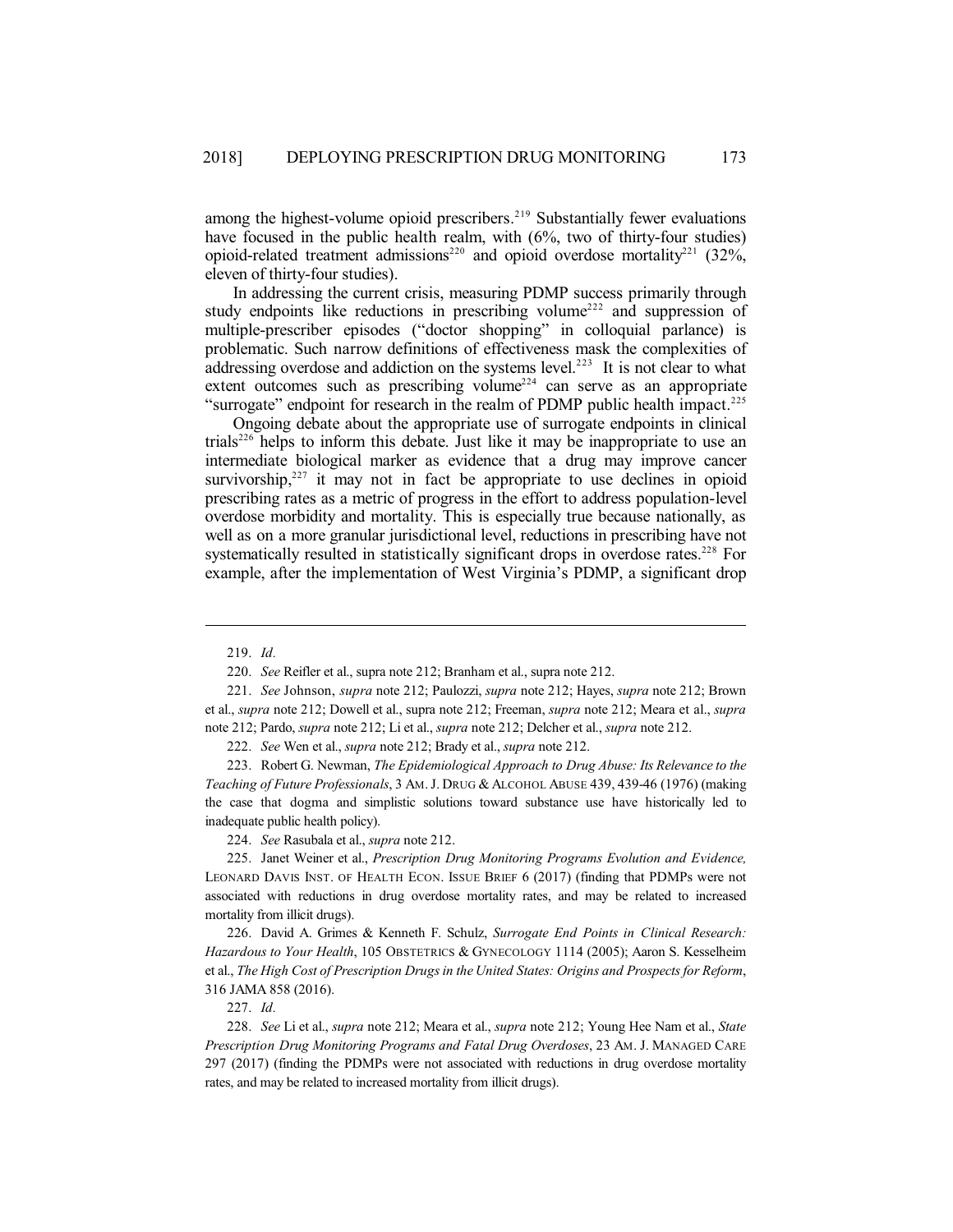among the highest-volume opioid prescribers.[219] Substantially fewer evaluations have focused in the public health realm, with (6%, two of thirty-four studies) opioid-related treatment admissions[220] and opioid overdose mortality[221] (32%, eleven of thirty-four studies).

In addressing the current crisis, measuring PDMP success primarily through study endpoints like reductions in prescribing volume[222] and suppression of multiple-prescriber episodes ("doctor shopping" in colloquial parlance) is problematic. Such narrow definitions of effectiveness mask the complexities of addressing overdose and addiction on the systems level.[223] It is not clear to what extent outcomes such as prescribing volume[224] can serve as an appropriate "surrogate" endpoint for research in the realm of PDMP public health impact.[225]

Ongoing debate about the appropriate use of surrogate endpoints in clinical trials[226] helps to inform this debate. Just like it may be inappropriate to use an intermediate biological marker as evidence that a drug may improve cancer survivorship,[227] it may not in fact be appropriate to use declines in opioid prescribing rates as a metric of progress in the effort to address population-level overdose morbidity and mortality. This is especially true because nationally, as well as on a more granular jurisdictional level, reductions in prescribing have not systematically resulted in statistically significant drops in overdose rates.[228] For example, after the implementation of West Virginia's PDMP, a significant drop

---

219. *Id.*

220. *See* Reifler et al., supra note 212; Branham et al., supra note 212.

221. *See* Johnson, *supra* note 212; Paulozzi, *supra* note 212; Hayes, *supra* note 212; Brown et al., *supra* note 212; Dowell et al., supra note 212; Freeman, *supra* note 212; Meara et al., *supra* note 212; Pardo, *supra* note 212; Li et al., *supra* note 212; Delcher et al., *supra* note 212.

222. *See* Wen et al., *supra* note 212; Brady et al., *supra* note 212.

223. Robert G. Newman, *The Epidemiological Approach to Drug Abuse: Its Relevance to the Teaching of Future Professionals*, 3 AM. J. DRUG & ALCOHOL ABUSE 439, 439-46 (1976) (making the case that dogma and simplistic solutions toward substance use have historically led to inadequate public health policy).

224. *See* Rasubala et al., *supra* note 212.

225. Janet Weiner et al., *Prescription Drug Monitoring Programs Evolution and Evidence,* LEONARD DAVIS INST. OF HEALTH ECON. ISSUE BRIEF 6 (2017) (finding that PDMPs were not associated with reductions in drug overdose mortality rates, and may be related to increased mortality from illicit drugs).

226. David A. Grimes & Kenneth F. Schulz, *Surrogate End Points in Clinical Research: Hazardous to Your Health*, 105 OBSTETRICS & GYNECOLOGY 1114 (2005); Aaron S. Kesselheim et al., *The High Cost of Prescription Drugs in the United States: Origins and Prospects for Reform*, 316 JAMA 858 (2016).

227. *Id.*

228. *See* Li et al., *supra* note 212; Meara et al., *supra* note 212; Young Hee Nam et al., *State Prescription Drug Monitoring Programs and Fatal Drug Overdoses*, 23 AM. J. MANAGED CARE 297 (2017) (finding the PDMPs were not associated with reductions in drug overdose mortality rates, and may be related to increased mortality from illicit drugs).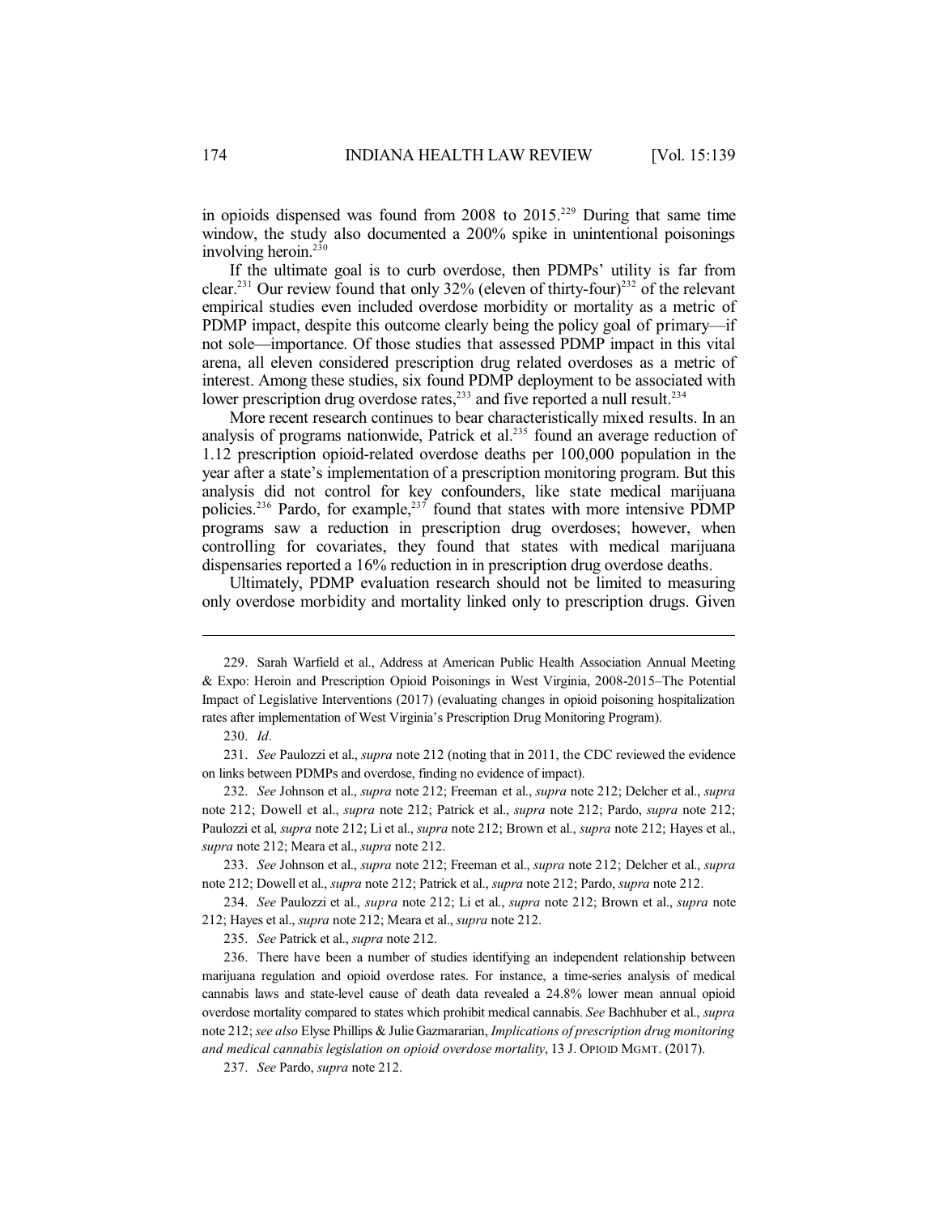in opioids dispensed was found from 2008 to 2015.[229] During that same time window, the study also documented a 200% spike in unintentional poisonings involving heroin.[230]

If the ultimate goal is to curb overdose, then PDMPs' utility is far from clear.[231] Our review found that only 32% (eleven of thirty-four)[232] of the relevant empirical studies even included overdose morbidity or mortality as a metric of PDMP impact, despite this outcome clearly being the policy goal of primary—if not sole—importance. Of those studies that assessed PDMP impact in this vital arena, all eleven considered prescription drug related overdoses as a metric of interest. Among these studies, six found PDMP deployment to be associated with lower prescription drug overdose rates,[233] and five reported a null result.[234]

More recent research continues to bear characteristically mixed results. In an analysis of programs nationwide, Patrick et al.[235] found an average reduction of 1.12 prescription opioid-related overdose deaths per 100,000 population in the year after a state's implementation of a prescription monitoring program. But this analysis did not control for key confounders, like state medical marijuana policies.[236] Pardo, for example,[237] found that states with more intensive PDMP programs saw a reduction in prescription drug overdoses; however, when controlling for covariates, they found that states with medical marijuana dispensaries reported a 16% reduction in in prescription drug overdose deaths.

Ultimately, PDMP evaluation research should not be limited to measuring only overdose morbidity and mortality linked only to prescription drugs. Given

---

229. Sarah Warfield et al., Address at American Public Health Association Annual Meeting & Expo: Heroin and Prescription Opioid Poisonings in West Virginia, 2008-2015–The Potential Impact of Legislative Interventions (2017) (evaluating changes in opioid poisoning hospitalization rates after implementation of West Virginia's Prescription Drug Monitoring Program).

230. *Id*.

231. *See* Paulozzi et al., *supra* note 212 (noting that in 2011, the CDC reviewed the evidence on links between PDMPs and overdose, finding no evidence of impact).

232. *See* Johnson et al., *supra* note 212; Freeman et al., *supra* note 212; Delcher et al., *supra* note 212; Dowell et al., *supra* note 212; Patrick et al., *supra* note 212; Pardo, *supra* note 212; Paulozzi et al, *supra* note 212; Li et al., *supra* note 212; Brown et al., *supra* note 212; Hayes et al., *supra* note 212; Meara et al., *supra* note 212.

233. *See* Johnson et al., *supra* note 212; Freeman et al., *supra* note 212; Delcher et al., *supra* note 212; Dowell et al., *supra* note 212; Patrick et al., *supra* note 212; Pardo, *supra* note 212.

234. *See* Paulozzi et al., *supra* note 212; Li et al., *supra* note 212; Brown et al., *supra* note 212; Hayes et al., *supra* note 212; Meara et al., *supra* note 212.

235. *See* Patrick et al., *supra* note 212.

236. There have been a number of studies identifying an independent relationship between marijuana regulation and opioid overdose rates. For instance, a time-series analysis of medical cannabis laws and state-level cause of death data revealed a 24.8% lower mean annual opioid overdose mortality compared to states which prohibit medical cannabis. *See* Bachhuber et al., *supra* note 212; *see also* Elyse Phillips & Julie Gazmararian, *Implications of prescription drug monitoring and medical cannabis legislation on opioid overdose mortality*, 13 J. OPIOID MGMT. (2017).

237. *See* Pardo, *supra* note 212.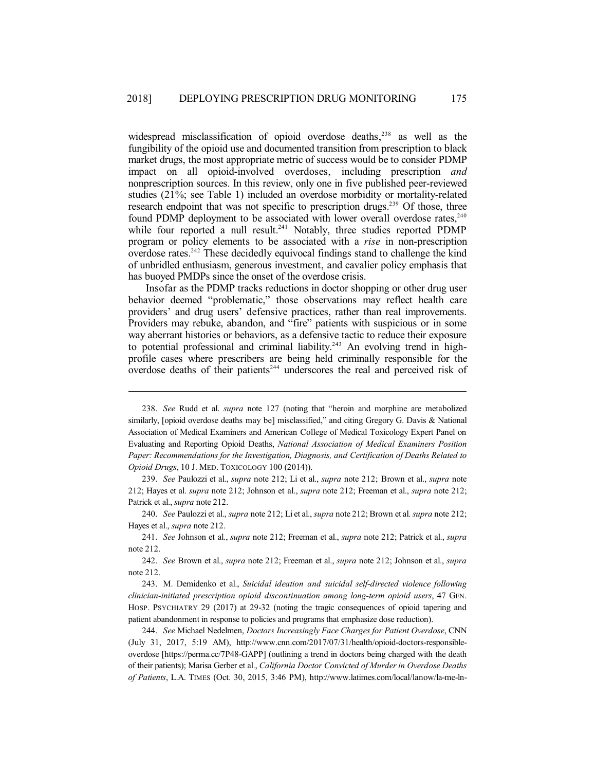widespread misclassification of opioid overdose deaths,[238] as well as the fungibility of the opioid use and documented transition from prescription to black market drugs, the most appropriate metric of success would be to consider PDMP impact on all opioid-involved overdoses, including prescription *and* nonprescription sources. In this review, only one in five published peer-reviewed studies (21%; see Table 1) included an overdose morbidity or mortality-related research endpoint that was not specific to prescription drugs.[239] Of those, three found PDMP deployment to be associated with lower overall overdose rates,[240] while four reported a null result.[241] Notably, three studies reported PDMP program or policy elements to be associated with a *rise* in non-prescription overdose rates.[242] These decidedly equivocal findings stand to challenge the kind of unbridled enthusiasm, generous investment, and cavalier policy emphasis that has buoyed PMDPs since the onset of the overdose crisis.

Insofar as the PDMP tracks reductions in doctor shopping or other drug user behavior deemed "problematic," those observations may reflect health care providers' and drug users' defensive practices, rather than real improvements. Providers may rebuke, abandon, and "fire" patients with suspicious or in some way aberrant histories or behaviors, as a defensive tactic to reduce their exposure to potential professional and criminal liability.[243] An evolving trend in high-profile cases where prescribers are being held criminally responsible for the overdose deaths of their patients[244] underscores the real and perceived risk of

---

238. *See* Rudd et al. *supra* note 127 (noting that "heroin and morphine are metabolized similarly, [opioid overdose deaths may be] misclassified," and citing Gregory G. Davis & National Association of Medical Examiners and American College of Medical Toxicology Expert Panel on Evaluating and Reporting Opioid Deaths, *National Association of Medical Examiners Position Paper: Recommendations for the Investigation, Diagnosis, and Certification of Deaths Related to Opioid Drugs*, 10 J. MED. TOXICOLOGY 100 (2014)).

239. *See* Paulozzi et al., *supra* note 212; Li et al., *supra* note 212; Brown et al., *supra* note 212; Hayes et al. *supra* note 212; Johnson et al., *supra* note 212; Freeman et al., *supra* note 212; Patrick et al., *supra* note 212.

240. *See* Paulozzi et al., *supra* note 212; Li et al., *supra* note 212; Brown et al. *supra* note 212; Hayes et al., *supra* note 212.

241. *See* Johnson et al., *supra* note 212; Freeman et al., *supra* note 212; Patrick et al., *supra* note 212.

242. *See* Brown et al., *supra* note 212; Freeman et al., *supra* note 212; Johnson et al., *supra* note 212.

243. M. Demidenko et al., *Suicidal ideation and suicidal self-directed violence following clinician-initiated prescription opioid discontinuation among long-term opioid users*, 47 GEN. HOSP. PSYCHIATRY 29 (2017) at 29-32 (noting the tragic consequences of opioid tapering and patient abandonment in response to policies and programs that emphasize dose reduction).

244. *See* Michael Nedelmen, *Doctors Increasingly Face Charges for Patient Overdose*, CNN (July 31, 2017, 5:19 AM), http://www.cnn.com/2017/07/31/health/opioid-doctors-responsible-overdose [https://perma.cc/7P48-GAPP] (outlining a trend in doctors being charged with the death of their patients); Marisa Gerber et al., *California Doctor Convicted of Murder in Overdose Deaths of Patients*, L.A. TIMES (Oct. 30, 2015, 3:46 PM), http://www.latimes.com/local/lanow/la-me-ln-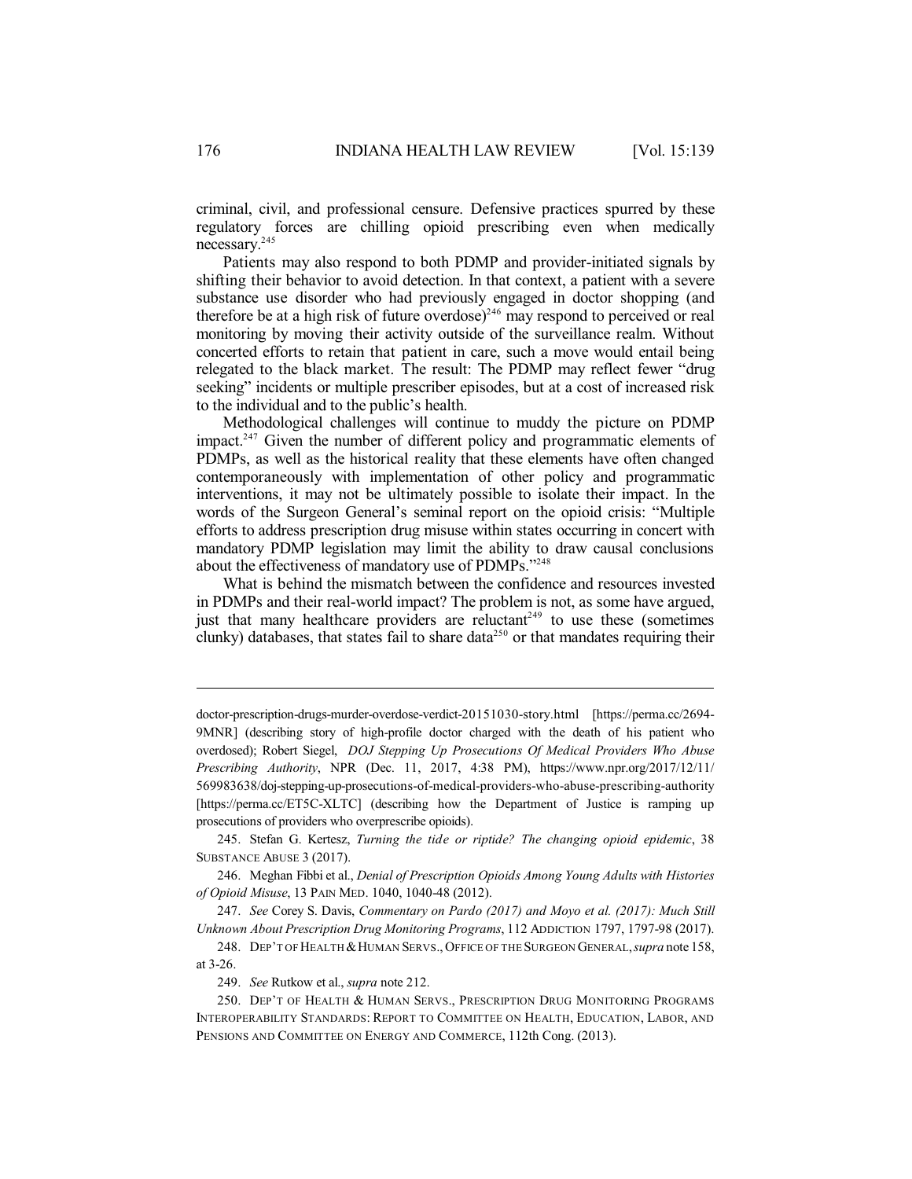criminal, civil, and professional censure. Defensive practices spurred by these regulatory forces are chilling opioid prescribing even when medically necessary.[245]

Patients may also respond to both PDMP and provider-initiated signals by shifting their behavior to avoid detection. In that context, a patient with a severe substance use disorder who had previously engaged in doctor shopping (and therefore be at a high risk of future overdose)[246] may respond to perceived or real monitoring by moving their activity outside of the surveillance realm. Without concerted efforts to retain that patient in care, such a move would entail being relegated to the black market. The result: The PDMP may reflect fewer "drug seeking" incidents or multiple prescriber episodes, but at a cost of increased risk to the individual and to the public's health.

Methodological challenges will continue to muddy the picture on PDMP impact.[247] Given the number of different policy and programmatic elements of PDMPs, as well as the historical reality that these elements have often changed contemporaneously with implementation of other policy and programmatic interventions, it may not be ultimately possible to isolate their impact. In the words of the Surgeon General's seminal report on the opioid crisis: "Multiple efforts to address prescription drug misuse within states occurring in concert with mandatory PDMP legislation may limit the ability to draw causal conclusions about the effectiveness of mandatory use of PDMPs."[248]

What is behind the mismatch between the confidence and resources invested in PDMPs and their real-world impact? The problem is not, as some have argued, just that many healthcare providers are reluctant[249] to use these (sometimes clunky) databases, that states fail to share data[250] or that mandates requiring their

---

doctor-prescription-drugs-murder-overdose-verdict-20151030-story.html [https://perma.cc/2694-9MNR] (describing story of high-profile doctor charged with the death of his patient who overdosed); Robert Siegel, *DOJ Stepping Up Prosecutions Of Medical Providers Who Abuse Prescribing Authority*, NPR (Dec. 11, 2017, 4:38 PM), https://www.npr.org/2017/12/11/569983638/doj-stepping-up-prosecutions-of-medical-providers-who-abuse-prescribing-authority [https://perma.cc/ET5C-XLTC] (describing how the Department of Justice is ramping up prosecutions of providers who overprescribe opioids).

245. Stefan G. Kertesz, *Turning the tide or riptide? The changing opioid epidemic*, 38 SUBSTANCE ABUSE 3 (2017).

246. Meghan Fibbi et al., *Denial of Prescription Opioids Among Young Adults with Histories of Opioid Misuse*, 13 PAIN MED. 1040, 1040-48 (2012).

247. *See* Corey S. Davis, *Commentary on Pardo (2017) and Moyo et al. (2017): Much Still Unknown About Prescription Drug Monitoring Programs*, 112 ADDICTION 1797, 1797-98 (2017).

248. DEP'T OF HEALTH & HUMAN SERVS., OFFICE OF THE SURGEON GENERAL, *supra* note 158, at 3-26.

249. *See* Rutkow et al., *supra* note 212.

250. DEP'T OF HEALTH & HUMAN SERVS., PRESCRIPTION DRUG MONITORING PROGRAMS INTEROPERABILITY STANDARDS: REPORT TO COMMITTEE ON HEALTH, EDUCATION, LABOR, AND PENSIONS AND COMMITTEE ON ENERGY AND COMMERCE, 112th Cong. (2013).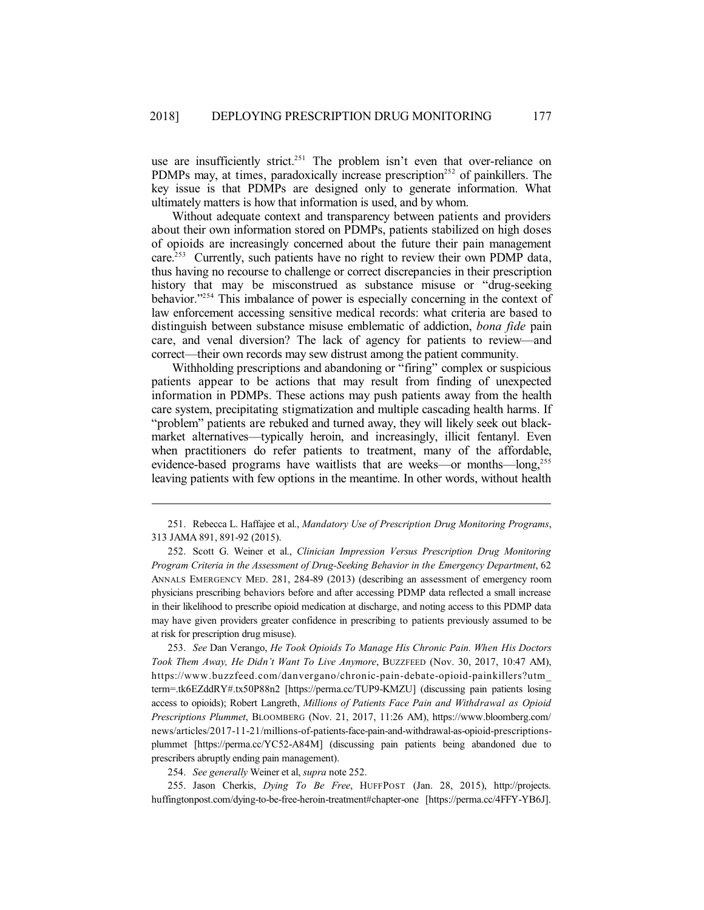use are insufficiently strict.[251] The problem isn't even that over-reliance on PDMPs may, at times, paradoxically increase prescription[252] of painkillers. The key issue is that PDMPs are designed only to generate information. What ultimately matters is how that information is used, and by whom.

Without adequate context and transparency between patients and providers about their own information stored on PDMPs, patients stabilized on high doses of opioids are increasingly concerned about the future their pain management care.[253] Currently, such patients have no right to review their own PDMP data, thus having no recourse to challenge or correct discrepancies in their prescription history that may be misconstrued as substance misuse or "drug-seeking behavior."[254] This imbalance of power is especially concerning in the context of law enforcement accessing sensitive medical records: what criteria are based to distinguish between substance misuse emblematic of addiction, *bona fide* pain care, and venal diversion? The lack of agency for patients to review—and correct—their own records may sew distrust among the patient community.

Withholding prescriptions and abandoning or "firing" complex or suspicious patients appear to be actions that may result from finding of unexpected information in PDMPs. These actions may push patients away from the health care system, precipitating stigmatization and multiple cascading health harms. If "problem" patients are rebuked and turned away, they will likely seek out black-market alternatives—typically heroin, and increasingly, illicit fentanyl. Even when practitioners do refer patients to treatment, many of the affordable, evidence-based programs have waitlists that are weeks—or months—long,[255] leaving patients with few options in the meantime. In other words, without health

---

251. Rebecca L. Haffajee et al., *Mandatory Use of Prescription Drug Monitoring Programs*, 313 JAMA 891, 891-92 (2015).

252. Scott G. Weiner et al., *Clinician Impression Versus Prescription Drug Monitoring Program Criteria in the Assessment of Drug-Seeking Behavior in the Emergency Department*, 62 ANNALS EMERGENCY MED. 281, 284-89 (2013) (describing an assessment of emergency room physicians prescribing behaviors before and after accessing PDMP data reflected a small increase in their likelihood to prescribe opioid medication at discharge, and noting access to this PDMP data may have given providers greater confidence in prescribing to patients previously assumed to be at risk for prescription drug misuse).

253. *See* Dan Verango, *He Took Opioids To Manage His Chronic Pain. When His Doctors Took Them Away, He Didn't Want To Live Anymore*, BUZZFEED (Nov. 30, 2017, 10:47 AM), https://www.buzzfeed.com/danvergano/chronic-pain-debate-opioid-painkillers?utm_term=.tk6EZddRY#.tx50P88n2 [https://perma.cc/TUP9-KMZU] (discussing pain patients losing access to opioids); Robert Langreth, *Millions of Patients Face Pain and Withdrawal as Opioid Prescriptions Plummet*, BLOOMBERG (Nov. 21, 2017, 11:26 AM), https://www.bloomberg.com/news/articles/2017-11-21/millions-of-patients-face-pain-and-withdrawal-as-opioid-prescriptions-plummet [https://perma.cc/YC52-A84M] (discussing pain patients being abandoned due to prescribers abruptly ending pain management).

254. *See generally* Weiner et al, *supra* note 252.

255. Jason Cherkis, *Dying To Be Free*, HUFFPOST (Jan. 28, 2015), http://projects.huffingtonpost.com/dying-to-be-free-heroin-treatment#chapter-one [https://perma.cc/4FFY-YB6J].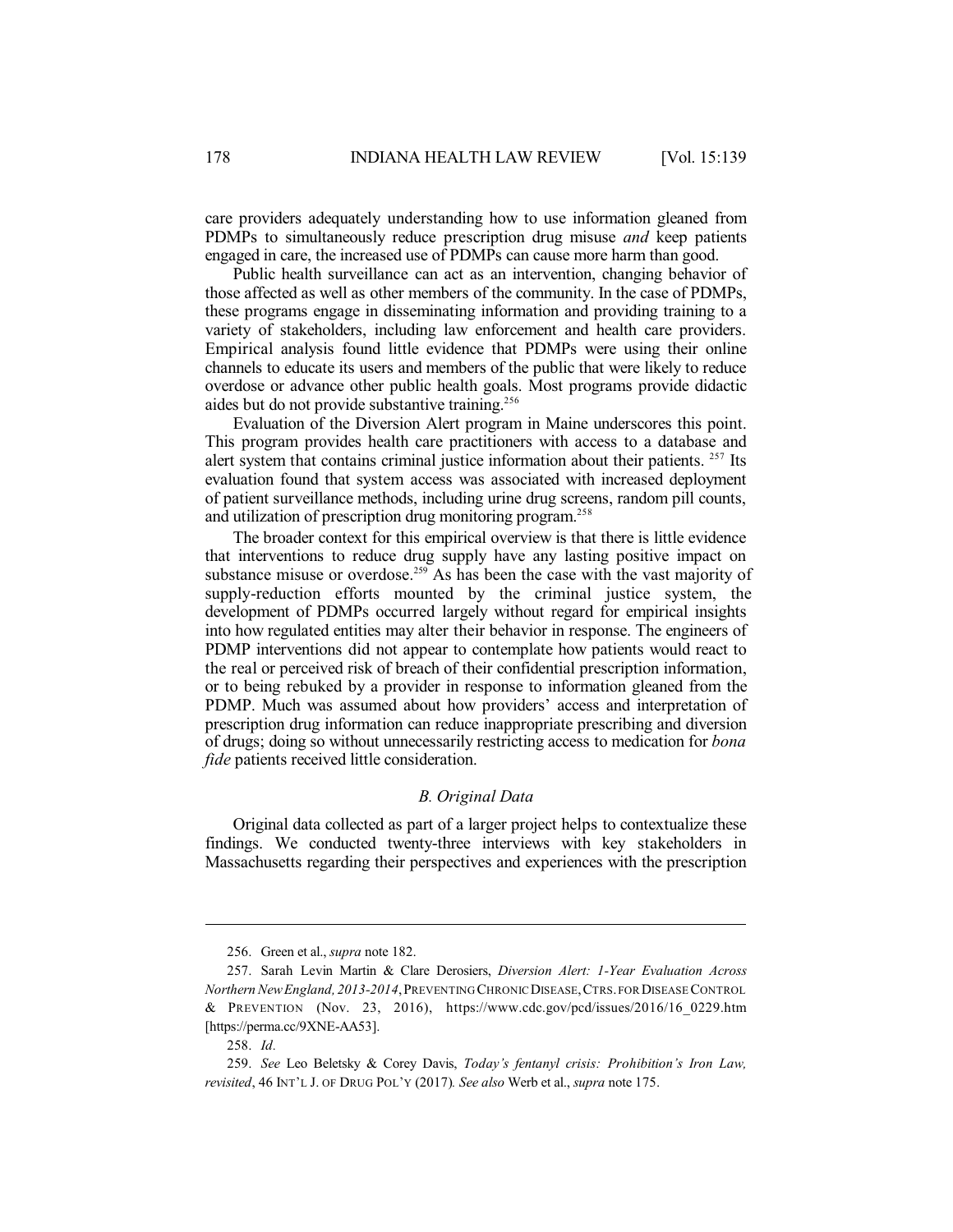care providers adequately understanding how to use information gleaned from PDMPs to simultaneously reduce prescription drug misuse *and* keep patients engaged in care, the increased use of PDMPs can cause more harm than good.

Public health surveillance can act as an intervention, changing behavior of those affected as well as other members of the community. In the case of PDMPs, these programs engage in disseminating information and providing training to a variety of stakeholders, including law enforcement and health care providers. Empirical analysis found little evidence that PDMPs were using their online channels to educate its users and members of the public that were likely to reduce overdose or advance other public health goals. Most programs provide didactic aides but do not provide substantive training.[256]

Evaluation of the Diversion Alert program in Maine underscores this point. This program provides health care practitioners with access to a database and alert system that contains criminal justice information about their patients.[257] Its evaluation found that system access was associated with increased deployment of patient surveillance methods, including urine drug screens, random pill counts, and utilization of prescription drug monitoring program.[258]

The broader context for this empirical overview is that there is little evidence that interventions to reduce drug supply have any lasting positive impact on substance misuse or overdose.[259] As has been the case with the vast majority of supply-reduction efforts mounted by the criminal justice system, the development of PDMPs occurred largely without regard for empirical insights into how regulated entities may alter their behavior in response. The engineers of PDMP interventions did not appear to contemplate how patients would react to the real or perceived risk of breach of their confidential prescription information, or to being rebuked by a provider in response to information gleaned from the PDMP. Much was assumed about how providers' access and interpretation of prescription drug information can reduce inappropriate prescribing and diversion of drugs; doing so without unnecessarily restricting access to medication for *bona fide* patients received little consideration.

### *B. Original Data*

Original data collected as part of a larger project helps to contextualize these findings. We conducted twenty-three interviews with key stakeholders in Massachusetts regarding their perspectives and experiences with the prescription

---

256. Green et al., *supra* note 182.

257. Sarah Levin Martin & Clare Derosiers, *Diversion Alert: 1-Year Evaluation Across Northern New England, 2013-2014*, PREVENTING CHRONIC DISEASE, CTRS. FOR DISEASE CONTROL & PREVENTION (Nov. 23, 2016), https://www.cdc.gov/pcd/issues/2016/16_0229.htm [https://perma.cc/9XNE-AA53].

258. *Id.*

259. *See* Leo Beletsky & Corey Davis, *Today's fentanyl crisis: Prohibition's Iron Law, revisited*, 46 INT'L J. OF DRUG POL'Y (2017)*. See also* Werb et al., *supra* note 175.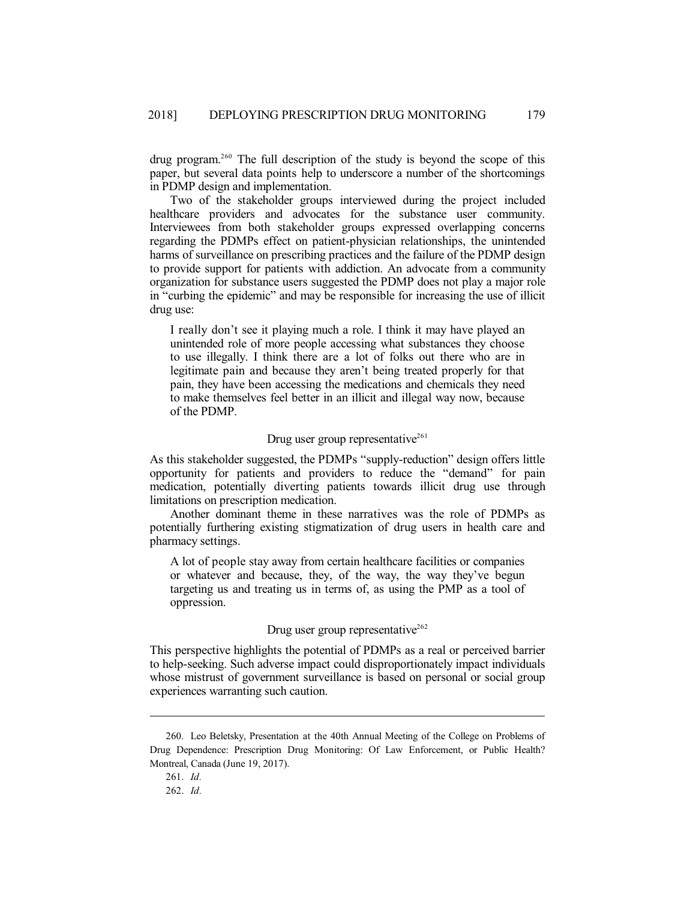drug program.[260] The full description of the study is beyond the scope of this paper, but several data points help to underscore a number of the shortcomings in PDMP design and implementation.

Two of the stakeholder groups interviewed during the project included healthcare providers and advocates for the substance user community. Interviewees from both stakeholder groups expressed overlapping concerns regarding the PDMPs effect on patient-physician relationships, the unintended harms of surveillance on prescribing practices and the failure of the PDMP design to provide support for patients with addiction. An advocate from a community organization for substance users suggested the PDMP does not play a major role in "curbing the epidemic" and may be responsible for increasing the use of illicit drug use:

> I really don't see it playing much a role. I think it may have played an unintended role of more people accessing what substances they choose to use illegally. I think there are a lot of folks out there who are in legitimate pain and because they aren't being treated properly for that pain, they have been accessing the medications and chemicals they need to make themselves feel better in an illicit and illegal way now, because of the PDMP.
>
> Drug user group representative[261]

As this stakeholder suggested, the PDMPs "supply-reduction" design offers little opportunity for patients and providers to reduce the "demand" for pain medication, potentially diverting patients towards illicit drug use through limitations on prescription medication.

Another dominant theme in these narratives was the role of PDMPs as potentially furthering existing stigmatization of drug users in health care and pharmacy settings.

> A lot of people stay away from certain healthcare facilities or companies or whatever and because, they, of the way, the way they've begun targeting us and treating us in terms of, as using the PMP as a tool of oppression.
>
> Drug user group representative[262]

This perspective highlights the potential of PDMPs as a real or perceived barrier to help-seeking. Such adverse impact could disproportionately impact individuals whose mistrust of government surveillance is based on personal or social group experiences warranting such caution.

---

260. Leo Beletsky, Presentation at the 40th Annual Meeting of the College on Problems of Drug Dependence: Prescription Drug Monitoring: Of Law Enforcement, or Public Health? Montreal, Canada (June 19, 2017).

261. *Id.*

262. *Id.*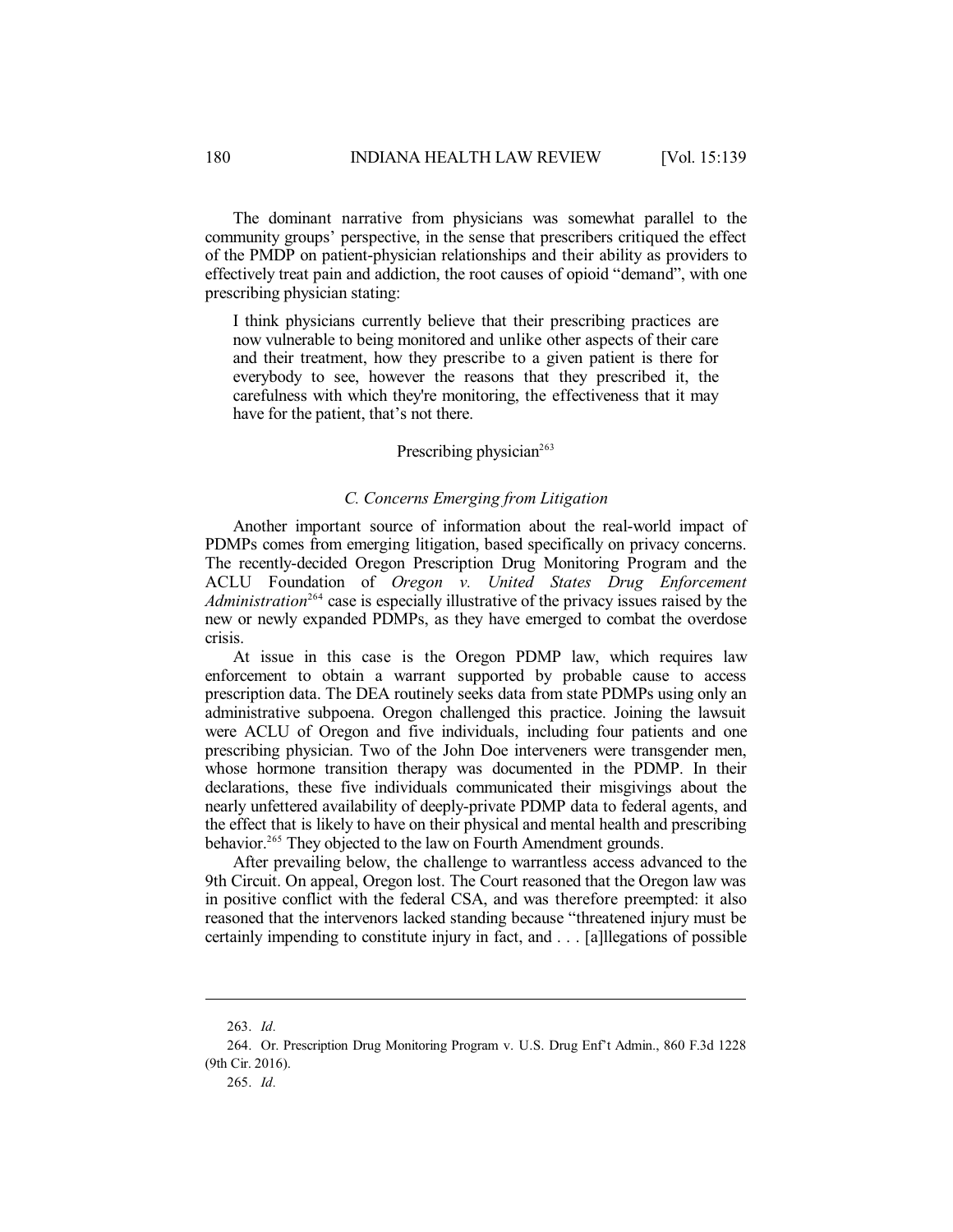The dominant narrative from physicians was somewhat parallel to the community groups' perspective, in the sense that prescribers critiqued the effect of the PMDP on patient-physician relationships and their ability as providers to effectively treat pain and addiction, the root causes of opioid "demand", with one prescribing physician stating:

> I think physicians currently believe that their prescribing practices are now vulnerable to being monitored and unlike other aspects of their care and their treatment, how they prescribe to a given patient is there for everybody to see, however the reasons that they prescribed it, the carefulness with which they're monitoring, the effectiveness that it may have for the patient, that's not there.
>
> Prescribing physician[263]

### *C. Concerns Emerging from Litigation*

Another important source of information about the real-world impact of PDMPs comes from emerging litigation, based specifically on privacy concerns. The recently-decided Oregon Prescription Drug Monitoring Program and the ACLU Foundation of *Oregon v. United States Drug Enforcement Administration*[264] case is especially illustrative of the privacy issues raised by the new or newly expanded PDMPs, as they have emerged to combat the overdose crisis.

At issue in this case is the Oregon PDMP law, which requires law enforcement to obtain a warrant supported by probable cause to access prescription data. The DEA routinely seeks data from state PDMPs using only an administrative subpoena. Oregon challenged this practice. Joining the lawsuit were ACLU of Oregon and five individuals, including four patients and one prescribing physician. Two of the John Doe interveners were transgender men, whose hormone transition therapy was documented in the PDMP. In their declarations, these five individuals communicated their misgivings about the nearly unfettered availability of deeply-private PDMP data to federal agents, and the effect that is likely to have on their physical and mental health and prescribing behavior.[265] They objected to the law on Fourth Amendment grounds.

After prevailing below, the challenge to warrantless access advanced to the 9th Circuit. On appeal, Oregon lost. The Court reasoned that the Oregon law was in positive conflict with the federal CSA, and was therefore preempted: it also reasoned that the intervenors lacked standing because "threatened injury must be certainly impending to constitute injury in fact, and . . . [a]llegations of possible

---

263. *Id.*

264. Or. Prescription Drug Monitoring Program v. U.S. Drug Enf't Admin., 860 F.3d 1228 (9th Cir. 2016).

265. *Id.*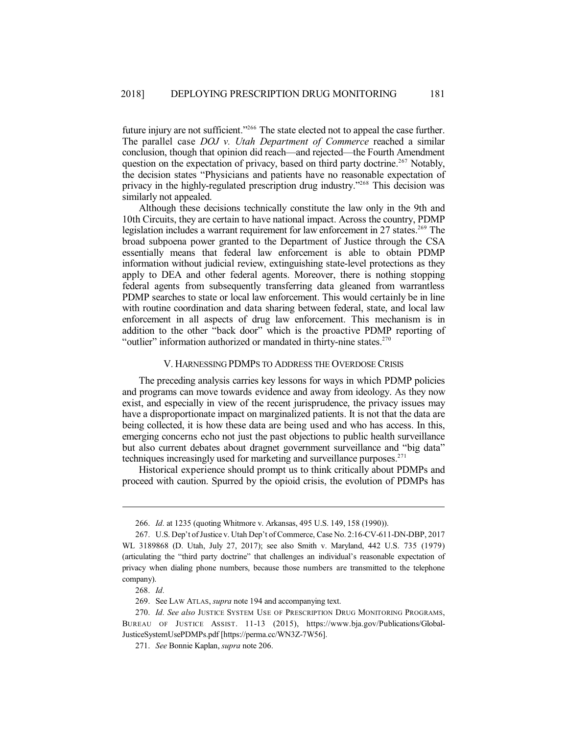future injury are not sufficient."[266] The state elected not to appeal the case further. The parallel case *DOJ v. Utah Department of Commerce* reached a similar conclusion, though that opinion did reach—and rejected—the Fourth Amendment question on the expectation of privacy, based on third party doctrine.[267] Notably, the decision states "Physicians and patients have no reasonable expectation of privacy in the highly-regulated prescription drug industry."[268] This decision was similarly not appealed.

Although these decisions technically constitute the law only in the 9th and 10th Circuits, they are certain to have national impact. Across the country, PDMP legislation includes a warrant requirement for law enforcement in 27 states.[269] The broad subpoena power granted to the Department of Justice through the CSA essentially means that federal law enforcement is able to obtain PDMP information without judicial review, extinguishing state-level protections as they apply to DEA and other federal agents. Moreover, there is nothing stopping federal agents from subsequently transferring data gleaned from warrantless PDMP searches to state or local law enforcement. This would certainly be in line with routine coordination and data sharing between federal, state, and local law enforcement in all aspects of drug law enforcement. This mechanism is in addition to the other "back door" which is the proactive PDMP reporting of "outlier" information authorized or mandated in thirty-nine states.[270]

## V. HARNESSING PDMPS TO ADDRESS THE OVERDOSE CRISIS

The preceding analysis carries key lessons for ways in which PDMP policies and programs can move towards evidence and away from ideology. As they now exist, and especially in view of the recent jurisprudence, the privacy issues may have a disproportionate impact on marginalized patients. It is not that the data are being collected, it is how these data are being used and who has access. In this, emerging concerns echo not just the past objections to public health surveillance but also current debates about dragnet government surveillance and "big data" techniques increasingly used for marketing and surveillance purposes.[271]

Historical experience should prompt us to think critically about PDMPs and proceed with caution. Spurred by the opioid crisis, the evolution of PDMPs has

---

266. *Id.* at 1235 (quoting Whitmore v. Arkansas, 495 U.S. 149, 158 (1990)).

267. U.S. Dep't of Justice v. Utah Dep't of Commerce, Case No. 2:16-CV-611-DN-DBP, 2017 WL 3189868 (D. Utah, July 27, 2017); see also Smith v. Maryland, 442 U.S. 735 (1979) (articulating the "third party doctrine" that challenges an individual's reasonable expectation of privacy when dialing phone numbers, because those numbers are transmitted to the telephone company).

268. *Id.*

269. See LAW ATLAS, *supra* note 194 and accompanying text.

270. *Id. See also* JUSTICE SYSTEM USE OF PRESCRIPTION DRUG MONITORING PROGRAMS, BUREAU OF JUSTICE ASSIST. 11-13 (2015), https://www.bja.gov/Publications/Global-JusticeSystemUsePDMPs.pdf [https://perma.cc/WN3Z-7W56].

271. *See* Bonnie Kaplan, *supra* note 206.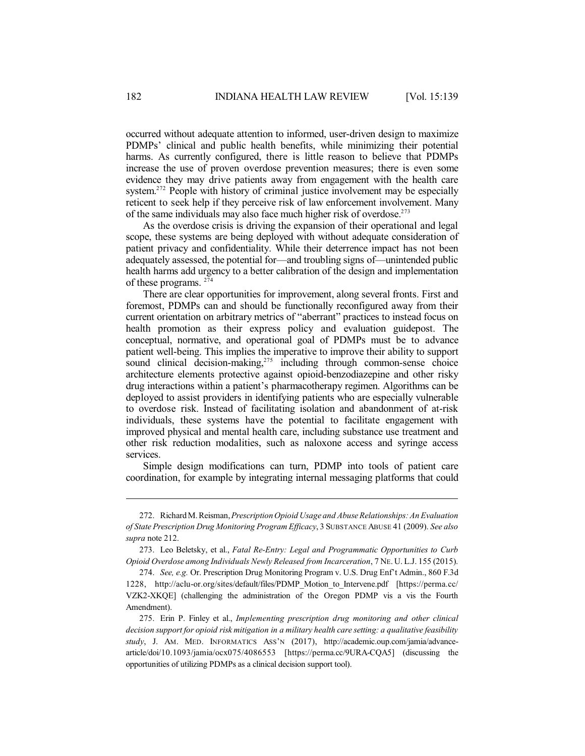occurred without adequate attention to informed, user-driven design to maximize PDMPs' clinical and public health benefits, while minimizing their potential harms. As currently configured, there is little reason to believe that PDMPs increase the use of proven overdose prevention measures; there is even some evidence they may drive patients away from engagement with the health care system.[272] People with history of criminal justice involvement may be especially reticent to seek help if they perceive risk of law enforcement involvement. Many of the same individuals may also face much higher risk of overdose.[273]

As the overdose crisis is driving the expansion of their operational and legal scope, these systems are being deployed with without adequate consideration of patient privacy and confidentiality. While their deterrence impact has not been adequately assessed, the potential for—and troubling signs of—unintended public health harms add urgency to a better calibration of the design and implementation of these programs. [274]

There are clear opportunities for improvement, along several fronts. First and foremost, PDMPs can and should be functionally reconfigured away from their current orientation on arbitrary metrics of "aberrant" practices to instead focus on health promotion as their express policy and evaluation guidepost. The conceptual, normative, and operational goal of PDMPs must be to advance patient well-being. This implies the imperative to improve their ability to support sound clinical decision-making,[275] including through common-sense choice architecture elements protective against opioid-benzodiazepine and other risky drug interactions within a patient's pharmacotherapy regimen. Algorithms can be deployed to assist providers in identifying patients who are especially vulnerable to overdose risk. Instead of facilitating isolation and abandonment of at-risk individuals, these systems have the potential to facilitate engagement with improved physical and mental health care, including substance use treatment and other risk reduction modalities, such as naloxone access and syringe access services.

Simple design modifications can turn, PDMP into tools of patient care coordination, for example by integrating internal messaging platforms that could

---

272. Richard M. Reisman, *Prescription Opioid Usage and Abuse Relationships: An Evaluation of State Prescription Drug Monitoring Program Efficacy*, 3 SUBSTANCE ABUSE 41 (2009). *See also supra* note 212.

273. Leo Beletsky, et al., *Fatal Re-Entry: Legal and Programmatic Opportunities to Curb Opioid Overdose among Individuals Newly Released from Incarceration*, 7 NE. U. L.J. 155 (2015).

274. *See, e.g.* Or. Prescription Drug Monitoring Program v. U.S. Drug Enf't Admin., 860 F.3d 1228, http://aclu-or.org/sites/default/files/PDMP_Motion_to_Intervene.pdf [https://perma.cc/VZK2-XKQE] (challenging the administration of the Oregon PDMP vis a vis the Fourth Amendment).

275. Erin P. Finley et al., *Implementing prescription drug monitoring and other clinical decision support for opioid risk mitigation in a military health care setting: a qualitative feasibility study*, J. AM. MED. INFORMATICS ASS'N (2017), http://academic.oup.com/jamia/advance-article/doi/10.1093/jamia/ocx075/4086553 [https://perma.cc/9URA-CQA5] (discussing the opportunities of utilizing PDMPs as a clinical decision support tool).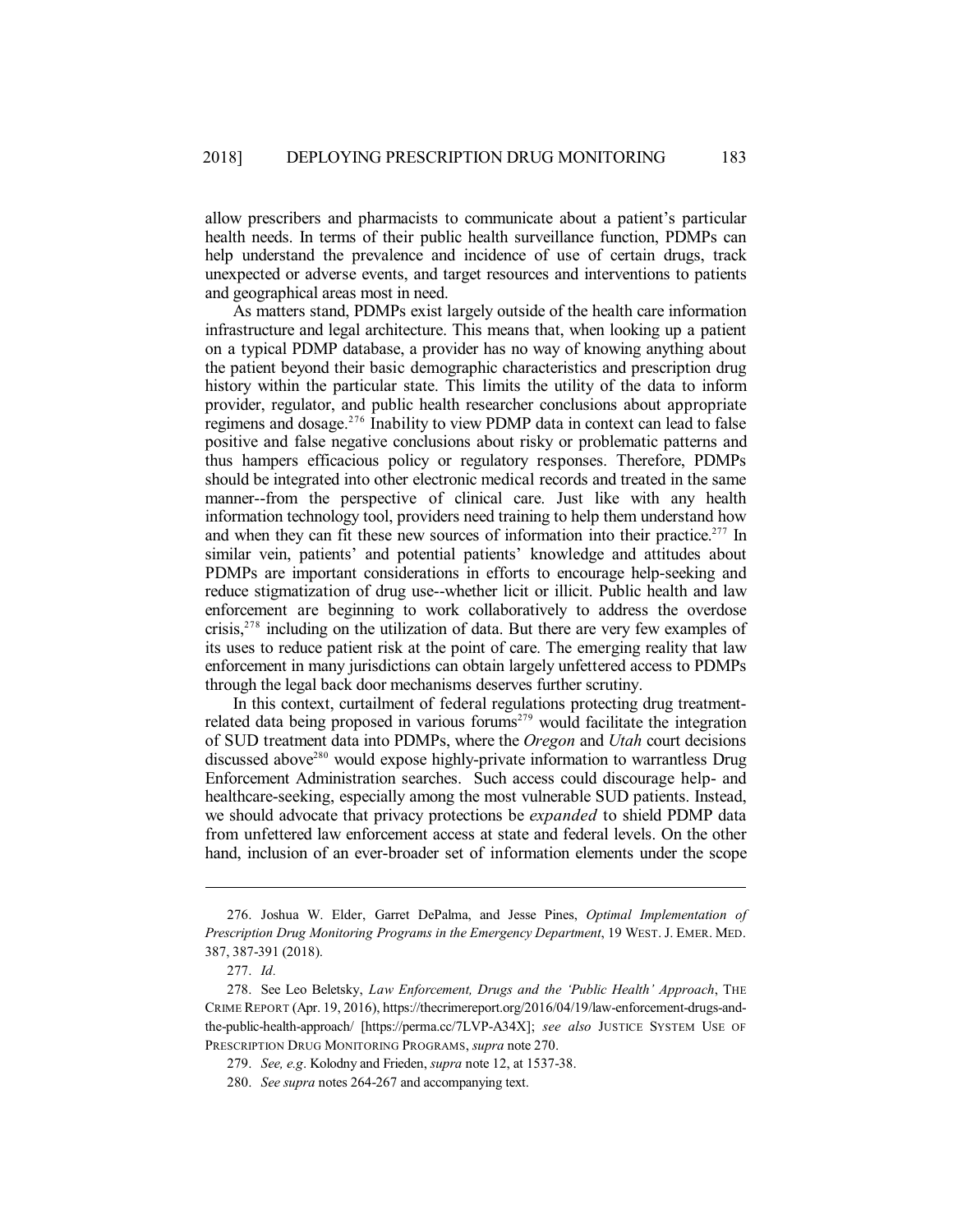allow prescribers and pharmacists to communicate about a patient's particular health needs. In terms of their public health surveillance function, PDMPs can help understand the prevalence and incidence of use of certain drugs, track unexpected or adverse events, and target resources and interventions to patients and geographical areas most in need.

As matters stand, PDMPs exist largely outside of the health care information infrastructure and legal architecture. This means that, when looking up a patient on a typical PDMP database, a provider has no way of knowing anything about the patient beyond their basic demographic characteristics and prescription drug history within the particular state. This limits the utility of the data to inform provider, regulator, and public health researcher conclusions about appropriate regimens and dosage.[276] Inability to view PDMP data in context can lead to false positive and false negative conclusions about risky or problematic patterns and thus hampers efficacious policy or regulatory responses. Therefore, PDMPs should be integrated into other electronic medical records and treated in the same manner--from the perspective of clinical care. Just like with any health information technology tool, providers need training to help them understand how and when they can fit these new sources of information into their practice.[277] In similar vein, patients' and potential patients' knowledge and attitudes about PDMPs are important considerations in efforts to encourage help-seeking and reduce stigmatization of drug use--whether licit or illicit. Public health and law enforcement are beginning to work collaboratively to address the overdose crisis,[278] including on the utilization of data. But there are very few examples of its uses to reduce patient risk at the point of care. The emerging reality that law enforcement in many jurisdictions can obtain largely unfettered access to PDMPs through the legal back door mechanisms deserves further scrutiny.

In this context, curtailment of federal regulations protecting drug treatment-related data being proposed in various forums[279] would facilitate the integration of SUD treatment data into PDMPs, where the *Oregon* and *Utah* court decisions discussed above[280] would expose highly-private information to warrantless Drug Enforcement Administration searches. Such access could discourage help- and healthcare-seeking, especially among the most vulnerable SUD patients. Instead, we should advocate that privacy protections be *expanded* to shield PDMP data from unfettered law enforcement access at state and federal levels. On the other hand, inclusion of an ever-broader set of information elements under the scope

---

276. Joshua W. Elder, Garret DePalma, and Jesse Pines, *Optimal Implementation of Prescription Drug Monitoring Programs in the Emergency Department*, 19 WEST. J. EMER. MED. 387, 387-391 (2018).

277. *Id.*

278. See Leo Beletsky, *Law Enforcement, Drugs and the 'Public Health' Approach*, THE CRIME REPORT (Apr. 19, 2016), https://thecrimereport.org/2016/04/19/law-enforcement-drugs-and-the-public-health-approach/ [https://perma.cc/7LVP-A34X]; *see also* JUSTICE SYSTEM USE OF PRESCRIPTION DRUG MONITORING PROGRAMS, *supra* note 270.

279. *See, e.g*. Kolodny and Frieden, *supra* note 12, at 1537-38.

280. *See supra* notes 264-267 and accompanying text.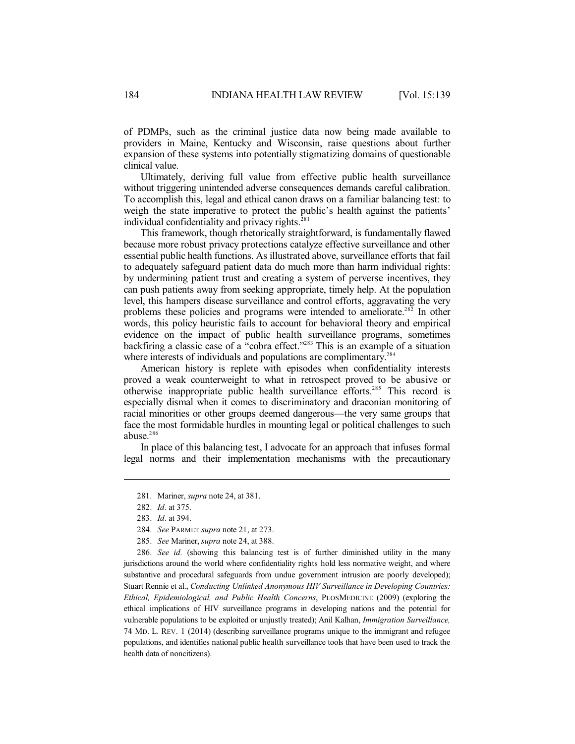of PDMPs, such as the criminal justice data now being made available to providers in Maine, Kentucky and Wisconsin, raise questions about further expansion of these systems into potentially stigmatizing domains of questionable clinical value.

Ultimately, deriving full value from effective public health surveillance without triggering unintended adverse consequences demands careful calibration. To accomplish this, legal and ethical canon draws on a familiar balancing test: to weigh the state imperative to protect the public's health against the patients' individual confidentiality and privacy rights.[281]

This framework, though rhetorically straightforward, is fundamentally flawed because more robust privacy protections catalyze effective surveillance and other essential public health functions. As illustrated above, surveillance efforts that fail to adequately safeguard patient data do much more than harm individual rights: by undermining patient trust and creating a system of perverse incentives, they can push patients away from seeking appropriate, timely help. At the population level, this hampers disease surveillance and control efforts, aggravating the very problems these policies and programs were intended to ameliorate.[282] In other words, this policy heuristic fails to account for behavioral theory and empirical evidence on the impact of public health surveillance programs, sometimes backfiring a classic case of a "cobra effect."[283] This is an example of a situation where interests of individuals and populations are complimentary.[284]

American history is replete with episodes when confidentiality interests proved a weak counterweight to what in retrospect proved to be abusive or otherwise inappropriate public health surveillance efforts.[285] This record is especially dismal when it comes to discriminatory and draconian monitoring of racial minorities or other groups deemed dangerous—the very same groups that face the most formidable hurdles in mounting legal or political challenges to such abuse.[286]

In place of this balancing test, I advocate for an approach that infuses formal legal norms and their implementation mechanisms with the precautionary

---

281. Mariner, *supra* note 24, at 381.

282. *Id.* at 375.

283. *Id.* at 394.

284. *See* PARMET *supra* note 21, at 273.

285. *See* Mariner, *supra* note 24, at 388.

286. *See id.* (showing this balancing test is of further diminished utility in the many jurisdictions around the world where confidentiality rights hold less normative weight, and where substantive and procedural safeguards from undue government intrusion are poorly developed); Stuart Rennie et al., *Conducting Unlinked Anonymous HIV Surveillance in Developing Countries: Ethical, Epidemiological, and Public Health Concerns*, PLOSMEDICINE (2009) (exploring the ethical implications of HIV surveillance programs in developing nations and the potential for vulnerable populations to be exploited or unjustly treated); Anil Kalhan, *Immigration Surveillance,* 74 MD. L. REV. 1 (2014) (describing surveillance programs unique to the immigrant and refugee populations, and identifies national public health surveillance tools that have been used to track the health data of noncitizens).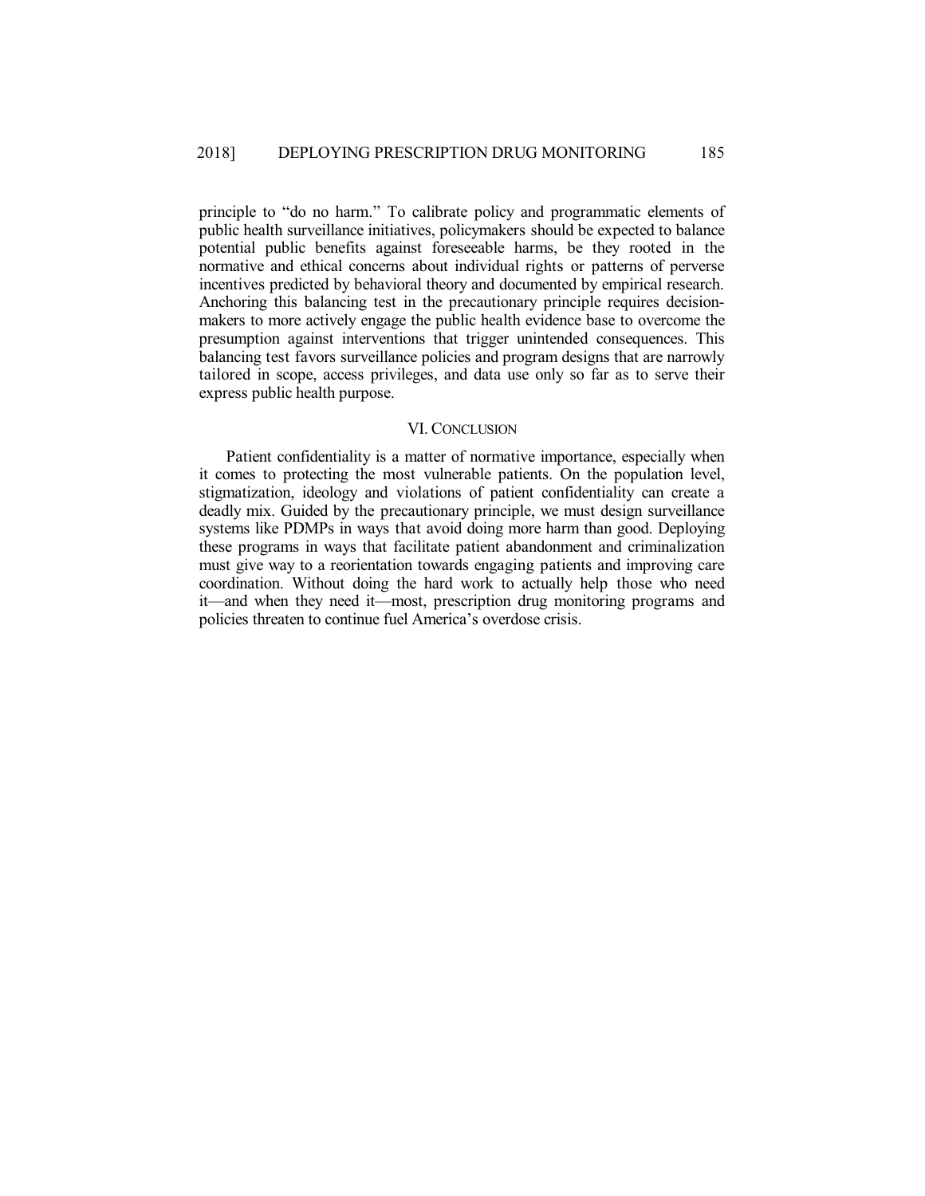principle to "do no harm." To calibrate policy and programmatic elements of public health surveillance initiatives, policymakers should be expected to balance potential public benefits against foreseeable harms, be they rooted in the normative and ethical concerns about individual rights or patterns of perverse incentives predicted by behavioral theory and documented by empirical research. Anchoring this balancing test in the precautionary principle requires decision-makers to more actively engage the public health evidence base to overcome the presumption against interventions that trigger unintended consequences. This balancing test favors surveillance policies and program designs that are narrowly tailored in scope, access privileges, and data use only so far as to serve their express public health purpose.

## VI. CONCLUSION

Patient confidentiality is a matter of normative importance, especially when it comes to protecting the most vulnerable patients. On the population level, stigmatization, ideology and violations of patient confidentiality can create a deadly mix. Guided by the precautionary principle, we must design surveillance systems like PDMPs in ways that avoid doing more harm than good. Deploying these programs in ways that facilitate patient abandonment and criminalization must give way to a reorientation towards engaging patients and improving care coordination. Without doing the hard work to actually help those who need it—and when they need it—most, prescription drug monitoring programs and policies threaten to continue fuel America's overdose crisis.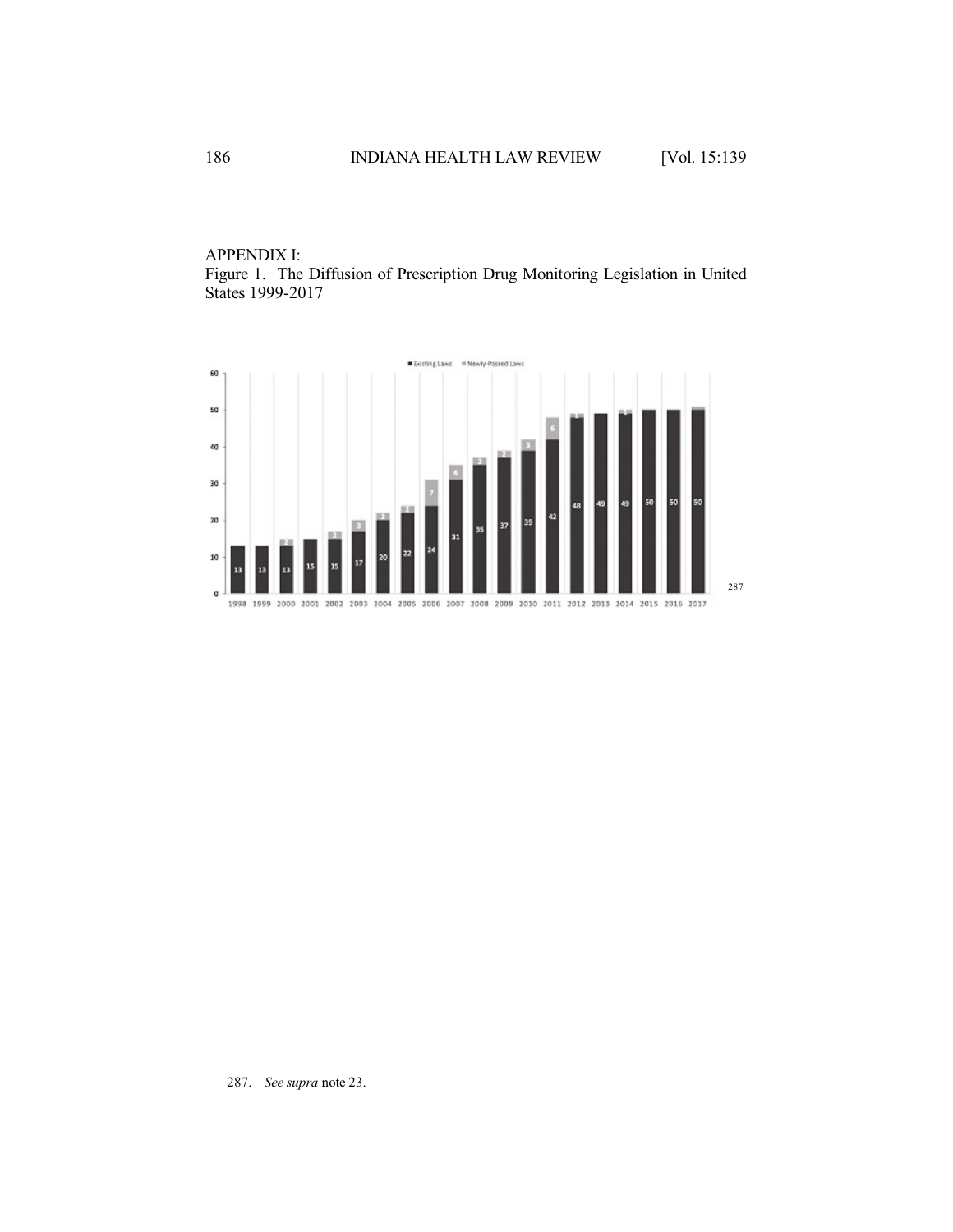APPENDIX I:
Figure 1. The Diffusion of Prescription Drug Monitoring Legislation in United States 1999-2017

■ Existing Laws ■ Newly-Passed Laws

60
50
40
30
20
10
0

13 13 13 15 15 17 20 22 24 31 35 37 39 42 48 49 49 50 50 50

2 2 3 2 2 7 4 2 2 3 6 1 1

1998 1999 2000 2001 2002 2003 2004 2005 2006 2007 2008 2009 2010 2011 2012 2013 2014 2015 2016 2017

[287]

287. *See supra* note 23.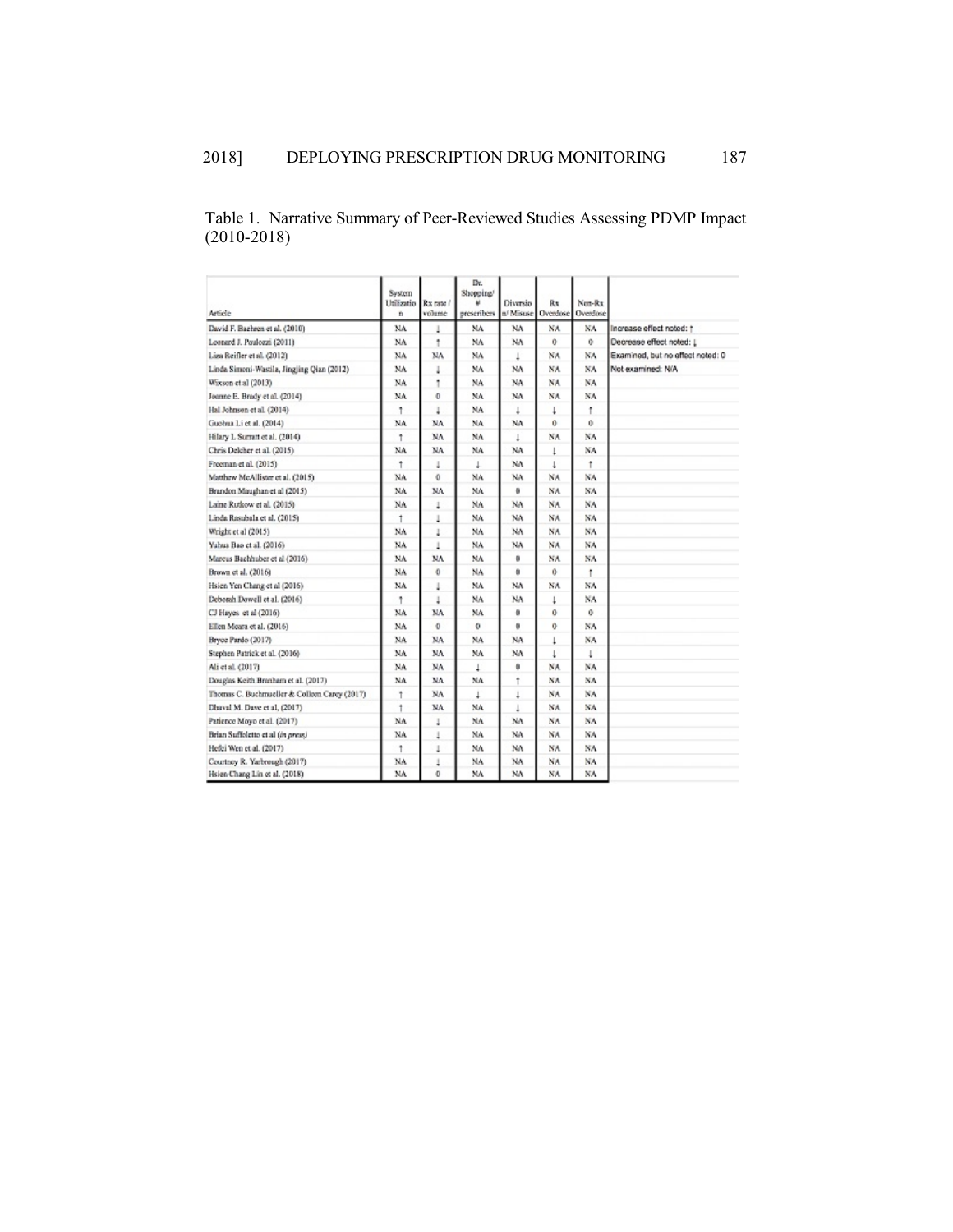Table 1. Narrative Summary of Peer-Reviewed Studies Assessing PDMP Impact (2010-2018)

| Article | System Utilization | Rx rate / volume | Dr. Shopping/ # prescribers | Diversion/ Misuse | Rx Overdose | Non-Rx Overdose | |
|---|---|---|---|---|---|---|---|
| David F. Baehren et al. (2010) | NA | ↓ | NA | NA | NA | NA | Increase effect noted: ↑ |
| Leonard J. Paulozzi (2011) | NA | ↑ | NA | NA | 0 | 0 | Decrease effect noted: ↓ |
| Liza Reifler et al. (2012) | NA | NA | NA | ↓ | NA | NA | Examined, but no effect noted: 0 |
| Linda Simoni-Wastila, Jingjing Qian (2012) | NA | ↓ | NA | NA | NA | NA | Not examined: N/A |
| Wixson et al (2013) | NA | ↑ | NA | NA | NA | NA | |
| Joanne E. Brady et al. (2014) | NA | 0 | NA | NA | NA | NA | |
| Hal Johnson et al. (2014) | ↑ | ↓ | NA | ↓ | ↓ | ↑ | |
| Guohua Li et al. (2014) | NA | NA | NA | NA | 0 | 0 | |
| Hilary L Surratt et al. (2014) | ↑ | NA | NA | ↓ | NA | NA | |
| Chris Delcher et al. (2015) | NA | NA | NA | NA | ↓ | NA | |
| Freeman et al. (2015) | ↑ | ↓ | ↓ | NA | ↓ | ↑ | |
| Matthew McAllister et al. (2015) | NA | 0 | NA | NA | NA | NA | |
| Brandon Maughan et al (2015) | NA | NA | NA | 0 | NA | NA | |
| Laine Rutkow et al. (2015) | NA | ↓ | NA | NA | NA | NA | |
| Linda Rasubala et al. (2015) | ↑ | ↓ | NA | NA | NA | NA | |
| Wright et al (2015) | NA | ↓ | NA | NA | NA | NA | |
| Yuhua Bao et al. (2016) | NA | ↓ | NA | NA | NA | NA | |
| Marcus Bachhuber et al (2016) | NA | NA | NA | 0 | NA | NA | |
| Brown et al. (2016) | NA | 0 | NA | 0 | 0 | ↑ | |
| Hsien Yen Chang et al (2016) | NA | ↓ | NA | NA | NA | NA | |
| Deborah Dowell et al. (2016) | ↑ | ↓ | NA | NA | ↓ | NA | |
| CJ Hayes et al (2016) | NA | NA | NA | 0 | 0 | 0 | |
| Ellen Meara et al. (2016) | NA | 0 | 0 | 0 | 0 | NA | |
| Bryce Pardo (2017) | NA | NA | NA | NA | ↓ | NA | |
| Stephen Patrick et al. (2016) | NA | NA | NA | NA | ↓ | ↓ | |
| Ali et al. (2017) | NA | NA | ↓ | 0 | NA | NA | |
| Douglas Keith Branham et al. (2017) | NA | NA | NA | ↑ | NA | NA | |
| Thomas C. Buchmueller & Colleen Carey (2017) | ↑ | NA | ↓ | ↓ | NA | NA | |
| Dhaval M. Dave et al, (2017) | ↑ | NA | NA | ↓ | NA | NA | |
| Patience Moyo et al. (2017) | NA | ↓ | NA | NA | NA | NA | |
| Brian Suffoletto et al (*in press*) | NA | ↓ | NA | NA | NA | NA | |
| Hefei Wen et al. (2017) | ↑ | ↓ | NA | NA | NA | NA | |
| Courtney R. Yarbrough (2017) | NA | ↓ | NA | NA | NA | NA | |
| Hsien Chang Lin et al. (2018) | NA | 0 | NA | NA | NA | NA | |